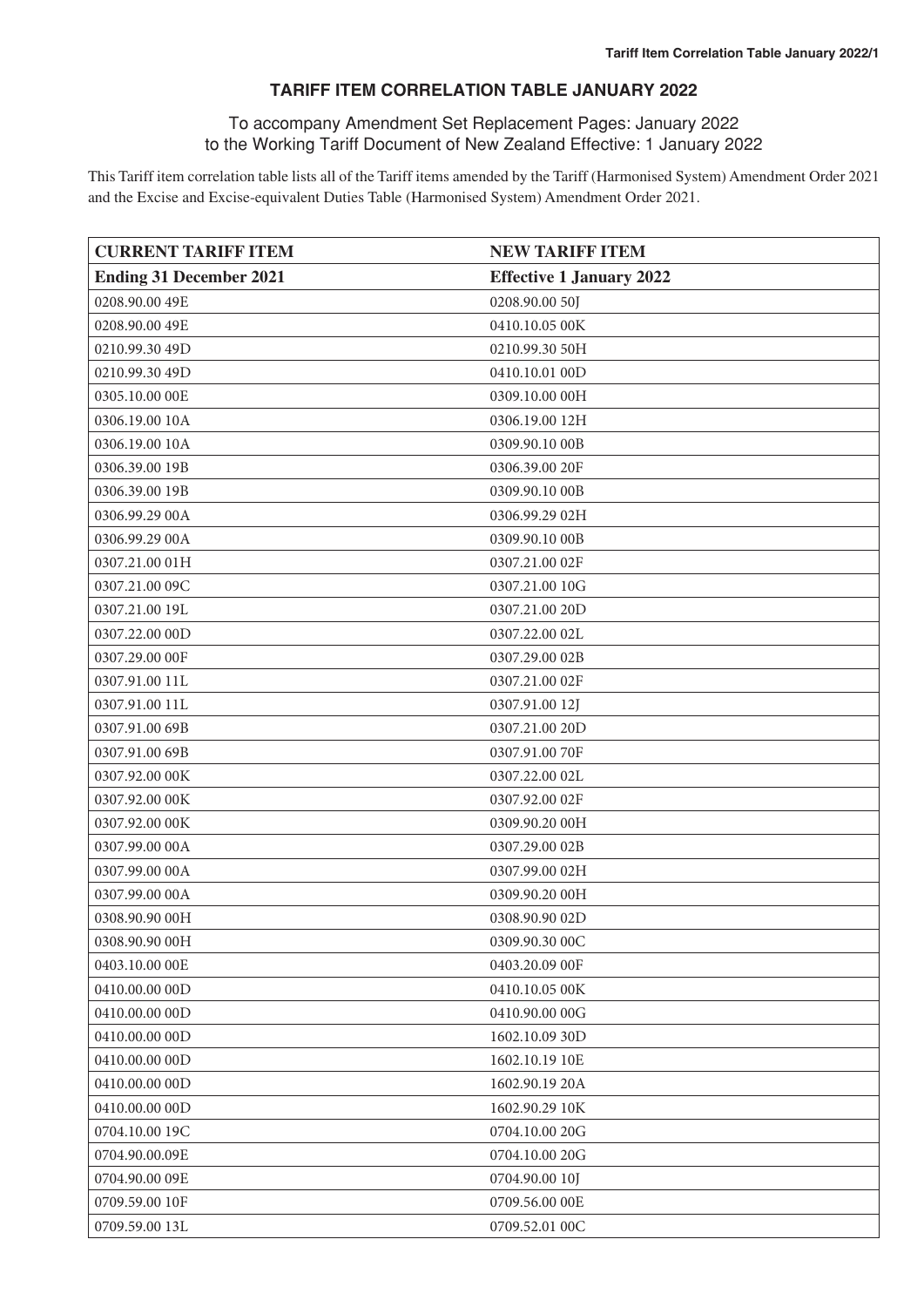## TARIFF ITEM CORRELATION TABLE JANUARY 2022

To accompany Amendment Set Replacement Pages: January 2022
to the Working Tariff Document of New Zealand Effective: 1 January 2022

This Tariff item correlation table lists all of the Tariff items amended by the Tariff (Harmonised System) Amendment Order 2021 and the Excise and Excise-equivalent Duties Table (Harmonised System) Amendment Order 2021.

| CURRENT TARIFF ITEM | NEW TARIFF ITEM |
|---|---|
| **Ending 31 December 2021** | **Effective 1 January 2022** |
| 0208.90.00 49E | 0208.90.00 50J |
| 0208.90.00 49E | 0410.10.05 00K |
| 0210.99.30 49D | 0210.99.30 50H |
| 0210.99.30 49D | 0410.10.01 00D |
| 0305.10.00 00E | 0309.10.00 00H |
| 0306.19.00 10A | 0306.19.00 12H |
| 0306.19.00 10A | 0309.90.10 00B |
| 0306.39.00 19B | 0306.39.00 20F |
| 0306.39.00 19B | 0309.90.10 00B |
| 0306.99.29 00A | 0306.99.29 02H |
| 0306.99.29 00A | 0309.90.10 00B |
| 0307.21.00 01H | 0307.21.00 02F |
| 0307.21.00 09C | 0307.21.00 10G |
| 0307.21.00 19L | 0307.21.00 20D |
| 0307.22.00 00D | 0307.22.00 02L |
| 0307.29.00 00F | 0307.29.00 02B |
| 0307.91.00 11L | 0307.21.00 02F |
| 0307.91.00 11L | 0307.91.00 12J |
| 0307.91.00 69B | 0307.21.00 20D |
| 0307.91.00 69B | 0307.91.00 70F |
| 0307.92.00 00K | 0307.22.00 02L |
| 0307.92.00 00K | 0307.92.00 02F |
| 0307.92.00 00K | 0309.90.20 00H |
| 0307.99.00 00A | 0307.29.00 02B |
| 0307.99.00 00A | 0307.99.00 02H |
| 0307.99.00 00A | 0309.90.20 00H |
| 0308.90.90 00H | 0308.90.90 02D |
| 0308.90.90 00H | 0309.90.30 00C |
| 0403.10.00 00E | 0403.20.09 00F |
| 0410.00.00 00D | 0410.10.05 00K |
| 0410.00.00 00D | 0410.90.00 00G |
| 0410.00.00 00D | 1602.10.09 30D |
| 0410.00.00 00D | 1602.10.19 10E |
| 0410.00.00 00D | 1602.90.19 20A |
| 0410.00.00 00D | 1602.90.29 10K |
| 0704.10.00 19C | 0704.10.00 20G |
| 0704.90.00.09E | 0704.10.00 20G |
| 0704.90.00 09E | 0704.90.00 10J |
| 0709.59.00 10F | 0709.56.00 00E |
| 0709.59.00 13L | 0709.52.01 00C |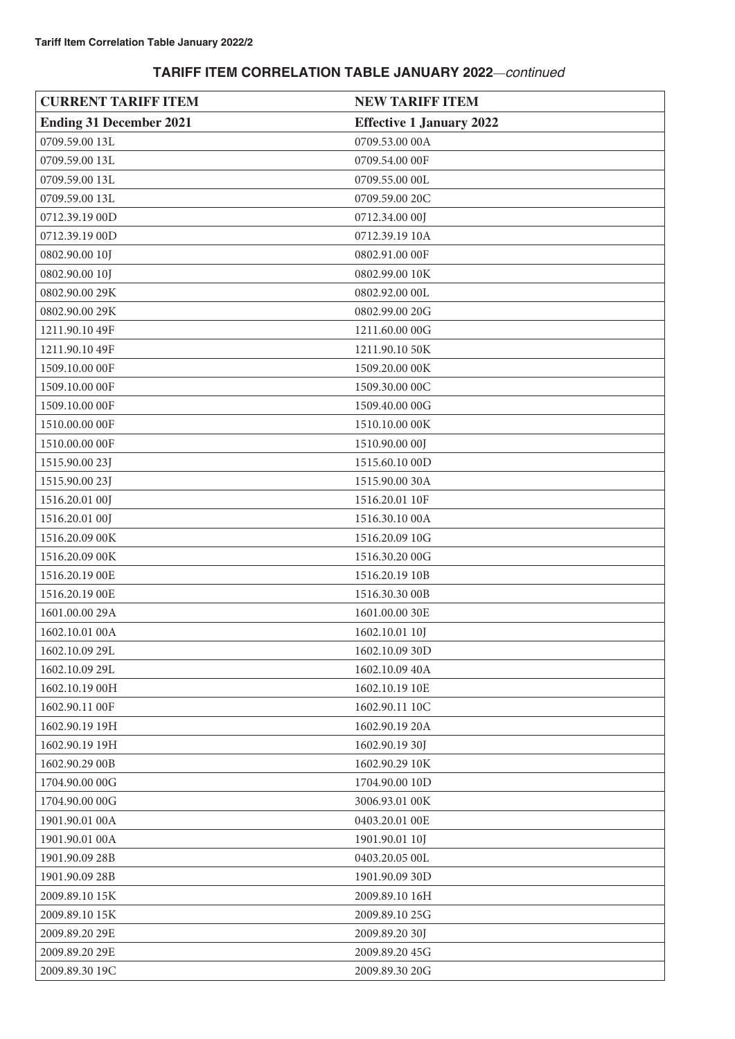## TARIFF ITEM CORRELATION TABLE JANUARY 2022—*continued*

| CURRENT TARIFF ITEM | NEW TARIFF ITEM |
|---|---|
| **Ending 31 December 2021** | **Effective 1 January 2022** |
| 0709.59.00 13L | 0709.53.00 00A |
| 0709.59.00 13L | 0709.54.00 00F |
| 0709.59.00 13L | 0709.55.00 00L |
| 0709.59.00 13L | 0709.59.00 20C |
| 0712.39.19 00D | 0712.34.00 00J |
| 0712.39.19 00D | 0712.39.19 10A |
| 0802.90.00 10J | 0802.91.00 00F |
| 0802.90.00 10J | 0802.99.00 10K |
| 0802.90.00 29K | 0802.92.00 00L |
| 0802.90.00 29K | 0802.99.00 20G |
| 1211.90.10 49F | 1211.60.00 00G |
| 1211.90.10 49F | 1211.90.10 50K |
| 1509.10.00 00F | 1509.20.00 00K |
| 1509.10.00 00F | 1509.30.00 00C |
| 1509.10.00 00F | 1509.40.00 00G |
| 1510.00.00 00F | 1510.10.00 00K |
| 1510.00.00 00F | 1510.90.00 00J |
| 1515.90.00 23J | 1515.60.10 00D |
| 1515.90.00 23J | 1515.90.00 30A |
| 1516.20.01 00J | 1516.20.01 10F |
| 1516.20.01 00J | 1516.30.10 00A |
| 1516.20.09 00K | 1516.20.09 10G |
| 1516.20.09 00K | 1516.30.20 00G |
| 1516.20.19 00E | 1516.20.19 10B |
| 1516.20.19 00E | 1516.30.30 00B |
| 1601.00.00 29A | 1601.00.00 30E |
| 1602.10.01 00A | 1602.10.01 10J |
| 1602.10.09 29L | 1602.10.09 30D |
| 1602.10.09 29L | 1602.10.09 40A |
| 1602.10.19 00H | 1602.10.19 10E |
| 1602.90.11 00F | 1602.90.11 10C |
| 1602.90.19 19H | 1602.90.19 20A |
| 1602.90.19 19H | 1602.90.19 30J |
| 1602.90.29 00B | 1602.90.29 10K |
| 1704.90.00 00G | 1704.90.00 10D |
| 1704.90.00 00G | 3006.93.01 00K |
| 1901.90.01 00A | 0403.20.01 00E |
| 1901.90.01 00A | 1901.90.01 10J |
| 1901.90.09 28B | 0403.20.05 00L |
| 1901.90.09 28B | 1901.90.09 30D |
| 2009.89.10 15K | 2009.89.10 16H |
| 2009.89.10 15K | 2009.89.10 25G |
| 2009.89.20 29E | 2009.89.20 30J |
| 2009.89.20 29E | 2009.89.20 45G |
| 2009.89.30 19C | 2009.89.30 20G |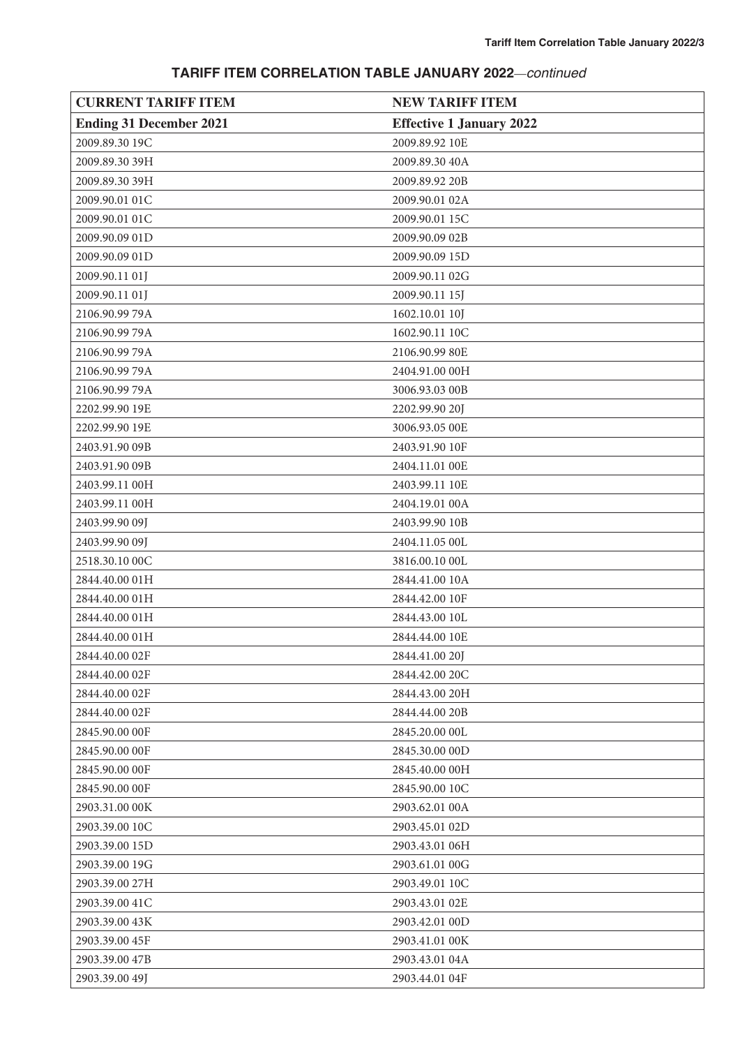## TARIFF ITEM CORRELATION TABLE JANUARY 2022—*continued*

| CURRENT TARIFF ITEM | NEW TARIFF ITEM |
|---|---|
| **Ending 31 December 2021** | **Effective 1 January 2022** |
| 2009.89.30 19C | 2009.89.92 10E |
| 2009.89.30 39H | 2009.89.30 40A |
| 2009.89.30 39H | 2009.89.92 20B |
| 2009.90.01 01C | 2009.90.01 02A |
| 2009.90.01 01C | 2009.90.01 15C |
| 2009.90.09 01D | 2009.90.09 02B |
| 2009.90.09 01D | 2009.90.09 15D |
| 2009.90.11 01J | 2009.90.11 02G |
| 2009.90.11 01J | 2009.90.11 15J |
| 2106.90.99 79A | 1602.10.01 10J |
| 2106.90.99 79A | 1602.90.11 10C |
| 2106.90.99 79A | 2106.90.99 80E |
| 2106.90.99 79A | 2404.91.00 00H |
| 2106.90.99 79A | 3006.93.03 00B |
| 2202.99.90 19E | 2202.99.90 20J |
| 2202.99.90 19E | 3006.93.05 00E |
| 2403.91.90 09B | 2403.91.90 10F |
| 2403.91.90 09B | 2404.11.01 00E |
| 2403.99.11 00H | 2403.99.11 10E |
| 2403.99.11 00H | 2404.19.01 00A |
| 2403.99.90 09J | 2403.99.90 10B |
| 2403.99.90 09J | 2404.11.05 00L |
| 2518.30.10 00C | 3816.00.10 00L |
| 2844.40.00 01H | 2844.41.00 10A |
| 2844.40.00 01H | 2844.42.00 10F |
| 2844.40.00 01H | 2844.43.00 10L |
| 2844.40.00 01H | 2844.44.00 10E |
| 2844.40.00 02F | 2844.41.00 20J |
| 2844.40.00 02F | 2844.42.00 20C |
| 2844.40.00 02F | 2844.43.00 20H |
| 2844.40.00 02F | 2844.44.00 20B |
| 2845.90.00 00F | 2845.20.00 00L |
| 2845.90.00 00F | 2845.30.00 00D |
| 2845.90.00 00F | 2845.40.00 00H |
| 2845.90.00 00F | 2845.90.00 10C |
| 2903.31.00 00K | 2903.62.01 00A |
| 2903.39.00 10C | 2903.45.01 02D |
| 2903.39.00 15D | 2903.43.01 06H |
| 2903.39.00 19G | 2903.61.01 00G |
| 2903.39.00 27H | 2903.49.01 10C |
| 2903.39.00 41C | 2903.43.01 02E |
| 2903.39.00 43K | 2903.42.01 00D |
| 2903.39.00 45F | 2903.41.01 00K |
| 2903.39.00 47B | 2903.43.01 04A |
| 2903.39.00 49J | 2903.44.01 04F |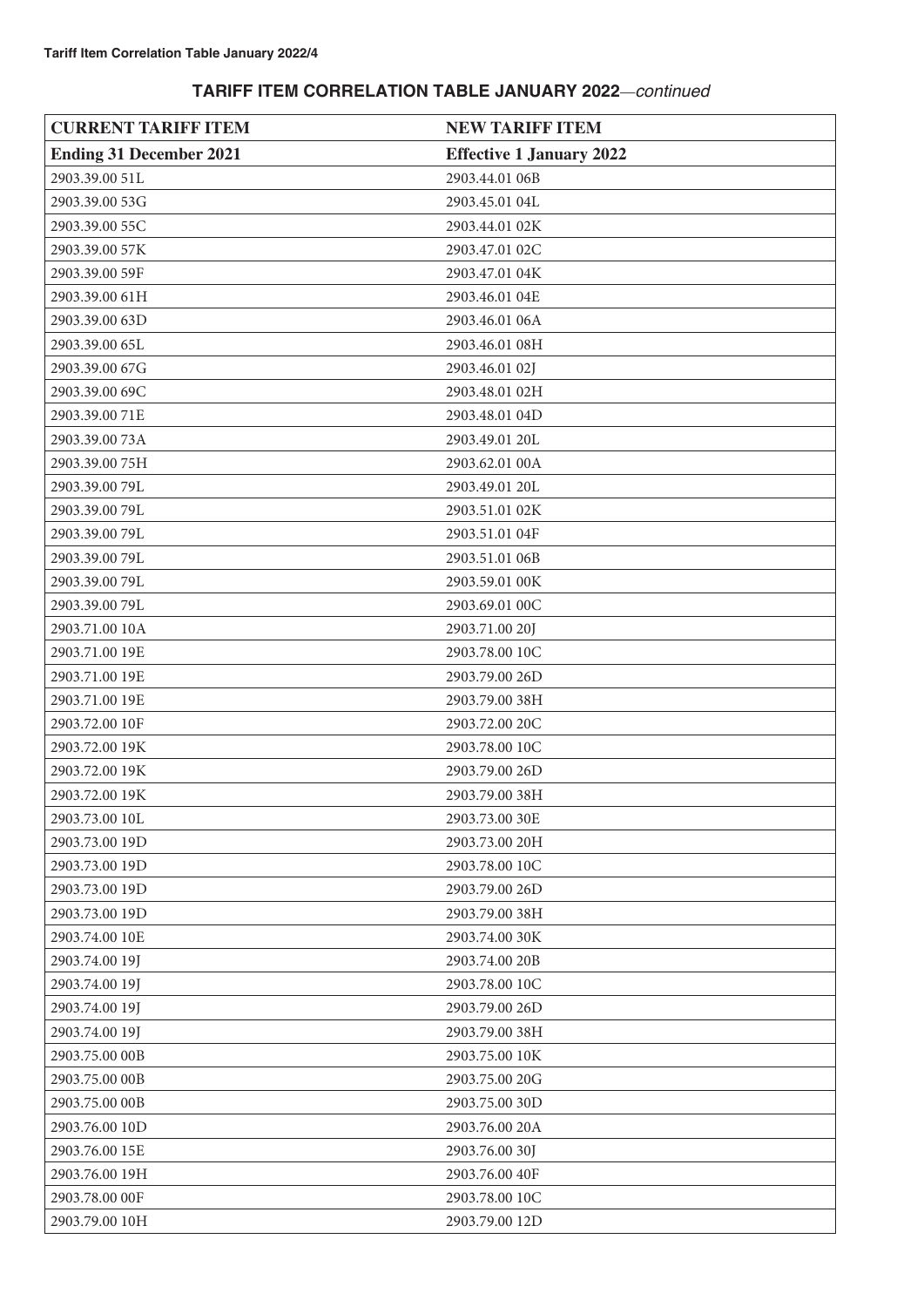## TARIFF ITEM CORRELATION TABLE JANUARY 2022—*continued*

| CURRENT TARIFF ITEM | NEW TARIFF ITEM |
|---|---|
| **Ending 31 December 2021** | **Effective 1 January 2022** |
| 2903.39.00 51L | 2903.44.01 06B |
| 2903.39.00 53G | 2903.45.01 04L |
| 2903.39.00 55C | 2903.44.01 02K |
| 2903.39.00 57K | 2903.47.01 02C |
| 2903.39.00 59F | 2903.47.01 04K |
| 2903.39.00 61H | 2903.46.01 04E |
| 2903.39.00 63D | 2903.46.01 06A |
| 2903.39.00 65L | 2903.46.01 08H |
| 2903.39.00 67G | 2903.46.01 02J |
| 2903.39.00 69C | 2903.48.01 02H |
| 2903.39.00 71E | 2903.48.01 04D |
| 2903.39.00 73A | 2903.49.01 20L |
| 2903.39.00 75H | 2903.62.01 00A |
| 2903.39.00 79L | 2903.49.01 20L |
| 2903.39.00 79L | 2903.51.01 02K |
| 2903.39.00 79L | 2903.51.01 04F |
| 2903.39.00 79L | 2903.51.01 06B |
| 2903.39.00 79L | 2903.59.01 00K |
| 2903.39.00 79L | 2903.69.01 00C |
| 2903.71.00 10A | 2903.71.00 20J |
| 2903.71.00 19E | 2903.78.00 10C |
| 2903.71.00 19E | 2903.79.00 26D |
| 2903.71.00 19E | 2903.79.00 38H |
| 2903.72.00 10F | 2903.72.00 20C |
| 2903.72.00 19K | 2903.78.00 10C |
| 2903.72.00 19K | 2903.79.00 26D |
| 2903.72.00 19K | 2903.79.00 38H |
| 2903.73.00 10L | 2903.73.00 30E |
| 2903.73.00 19D | 2903.73.00 20H |
| 2903.73.00 19D | 2903.78.00 10C |
| 2903.73.00 19D | 2903.79.00 26D |
| 2903.73.00 19D | 2903.79.00 38H |
| 2903.74.00 10E | 2903.74.00 30K |
| 2903.74.00 19J | 2903.74.00 20B |
| 2903.74.00 19J | 2903.78.00 10C |
| 2903.74.00 19J | 2903.79.00 26D |
| 2903.74.00 19J | 2903.79.00 38H |
| 2903.75.00 00B | 2903.75.00 10K |
| 2903.75.00 00B | 2903.75.00 20G |
| 2903.75.00 00B | 2903.75.00 30D |
| 2903.76.00 10D | 2903.76.00 20A |
| 2903.76.00 15E | 2903.76.00 30J |
| 2903.76.00 19H | 2903.76.00 40F |
| 2903.78.00 00F | 2903.78.00 10C |
| 2903.79.00 10H | 2903.79.00 12D |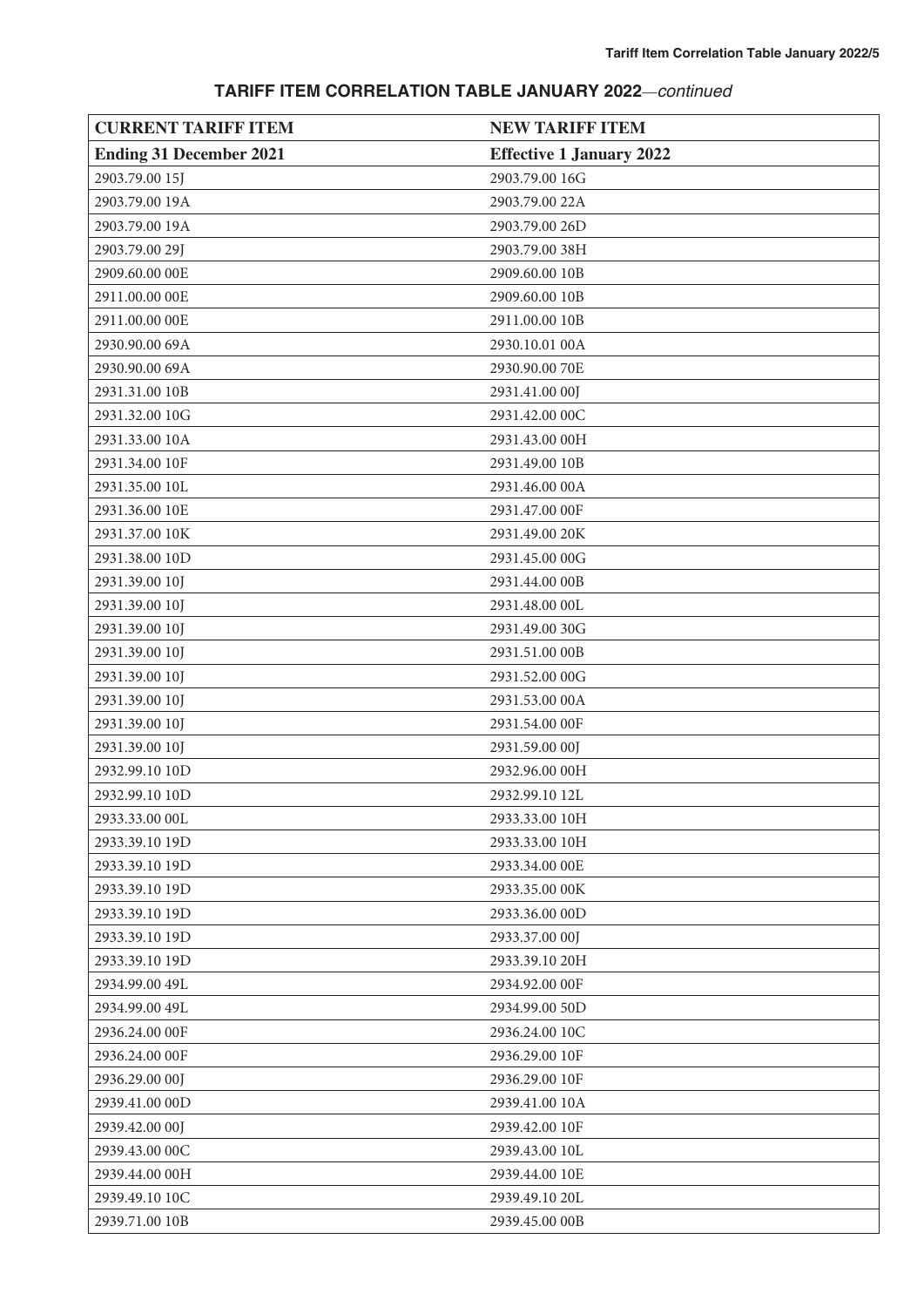## TARIFF ITEM CORRELATION TABLE JANUARY 2022—*continued*

| CURRENT TARIFF ITEM | NEW TARIFF ITEM |
|---|---|
| **Ending 31 December 2021** | **Effective 1 January 2022** |
| 2903.79.00 15J | 2903.79.00 16G |
| 2903.79.00 19A | 2903.79.00 22A |
| 2903.79.00 19A | 2903.79.00 26D |
| 2903.79.00 29J | 2903.79.00 38H |
| 2909.60.00 00E | 2909.60.00 10B |
| 2911.00.00 00E | 2909.60.00 10B |
| 2911.00.00 00E | 2911.00.00 10B |
| 2930.90.00 69A | 2930.10.01 00A |
| 2930.90.00 69A | 2930.90.00 70E |
| 2931.31.00 10B | 2931.41.00 00J |
| 2931.32.00 10G | 2931.42.00 00C |
| 2931.33.00 10A | 2931.43.00 00H |
| 2931.34.00 10F | 2931.49.00 10B |
| 2931.35.00 10L | 2931.46.00 00A |
| 2931.36.00 10E | 2931.47.00 00F |
| 2931.37.00 10K | 2931.49.00 20K |
| 2931.38.00 10D | 2931.45.00 00G |
| 2931.39.00 10J | 2931.44.00 00B |
| 2931.39.00 10J | 2931.48.00 00L |
| 2931.39.00 10J | 2931.49.00 30G |
| 2931.39.00 10J | 2931.51.00 00B |
| 2931.39.00 10J | 2931.52.00 00G |
| 2931.39.00 10J | 2931.53.00 00A |
| 2931.39.00 10J | 2931.54.00 00F |
| 2931.39.00 10J | 2931.59.00 00J |
| 2932.99.10 10D | 2932.96.00 00H |
| 2932.99.10 10D | 2932.99.10 12L |
| 2933.33.00 00L | 2933.33.00 10H |
| 2933.39.10 19D | 2933.33.00 10H |
| 2933.39.10 19D | 2933.34.00 00E |
| 2933.39.10 19D | 2933.35.00 00K |
| 2933.39.10 19D | 2933.36.00 00D |
| 2933.39.10 19D | 2933.37.00 00J |
| 2933.39.10 19D | 2933.39.10 20H |
| 2934.99.00 49L | 2934.92.00 00F |
| 2934.99.00 49L | 2934.99.00 50D |
| 2936.24.00 00F | 2936.24.00 10C |
| 2936.24.00 00F | 2936.29.00 10F |
| 2936.29.00 00J | 2936.29.00 10F |
| 2939.41.00 00D | 2939.41.00 10A |
| 2939.42.00 00J | 2939.42.00 10F |
| 2939.43.00 00C | 2939.43.00 10L |
| 2939.44.00 00H | 2939.44.00 10E |
| 2939.49.10 10C | 2939.49.10 20L |
| 2939.71.00 10B | 2939.45.00 00B |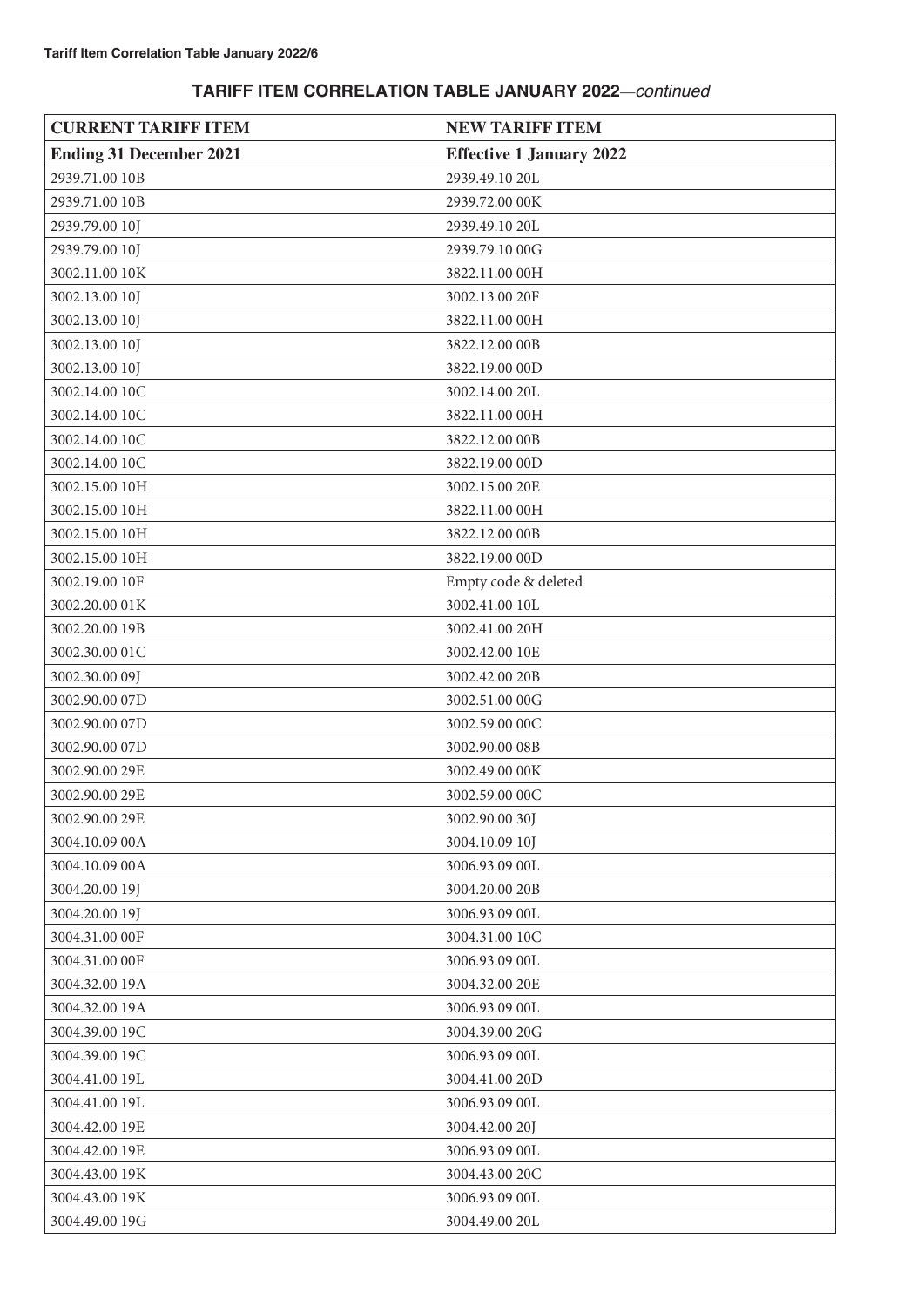## TARIFF ITEM CORRELATION TABLE JANUARY 2022—*continued*

| CURRENT TARIFF ITEM | NEW TARIFF ITEM |
|---|---|
| **Ending 31 December 2021** | **Effective 1 January 2022** |
| 2939.71.00 10B | 2939.49.10 20L |
| 2939.71.00 10B | 2939.72.00 00K |
| 2939.79.00 10J | 2939.49.10 20L |
| 2939.79.00 10J | 2939.79.10 00G |
| 3002.11.00 10K | 3822.11.00 00H |
| 3002.13.00 10J | 3002.13.00 20F |
| 3002.13.00 10J | 3822.11.00 00H |
| 3002.13.00 10J | 3822.12.00 00B |
| 3002.13.00 10J | 3822.19.00 00D |
| 3002.14.00 10C | 3002.14.00 20L |
| 3002.14.00 10C | 3822.11.00 00H |
| 3002.14.00 10C | 3822.12.00 00B |
| 3002.14.00 10C | 3822.19.00 00D |
| 3002.15.00 10H | 3002.15.00 20E |
| 3002.15.00 10H | 3822.11.00 00H |
| 3002.15.00 10H | 3822.12.00 00B |
| 3002.15.00 10H | 3822.19.00 00D |
| 3002.19.00 10F | Empty code & deleted |
| 3002.20.00 01K | 3002.41.00 10L |
| 3002.20.00 19B | 3002.41.00 20H |
| 3002.30.00 01C | 3002.42.00 10E |
| 3002.30.00 09J | 3002.42.00 20B |
| 3002.90.00 07D | 3002.51.00 00G |
| 3002.90.00 07D | 3002.59.00 00C |
| 3002.90.00 07D | 3002.90.00 08B |
| 3002.90.00 29E | 3002.49.00 00K |
| 3002.90.00 29E | 3002.59.00 00C |
| 3002.90.00 29E | 3002.90.00 30J |
| 3004.10.09 00A | 3004.10.09 10J |
| 3004.10.09 00A | 3006.93.09 00L |
| 3004.20.00 19J | 3004.20.00 20B |
| 3004.20.00 19J | 3006.93.09 00L |
| 3004.31.00 00F | 3004.31.00 10C |
| 3004.31.00 00F | 3006.93.09 00L |
| 3004.32.00 19A | 3004.32.00 20E |
| 3004.32.00 19A | 3006.93.09 00L |
| 3004.39.00 19C | 3004.39.00 20G |
| 3004.39.00 19C | 3006.93.09 00L |
| 3004.41.00 19L | 3004.41.00 20D |
| 3004.41.00 19L | 3006.93.09 00L |
| 3004.42.00 19E | 3004.42.00 20J |
| 3004.42.00 19E | 3006.93.09 00L |
| 3004.43.00 19K | 3004.43.00 20C |
| 3004.43.00 19K | 3006.93.09 00L |
| 3004.49.00 19G | 3004.49.00 20L |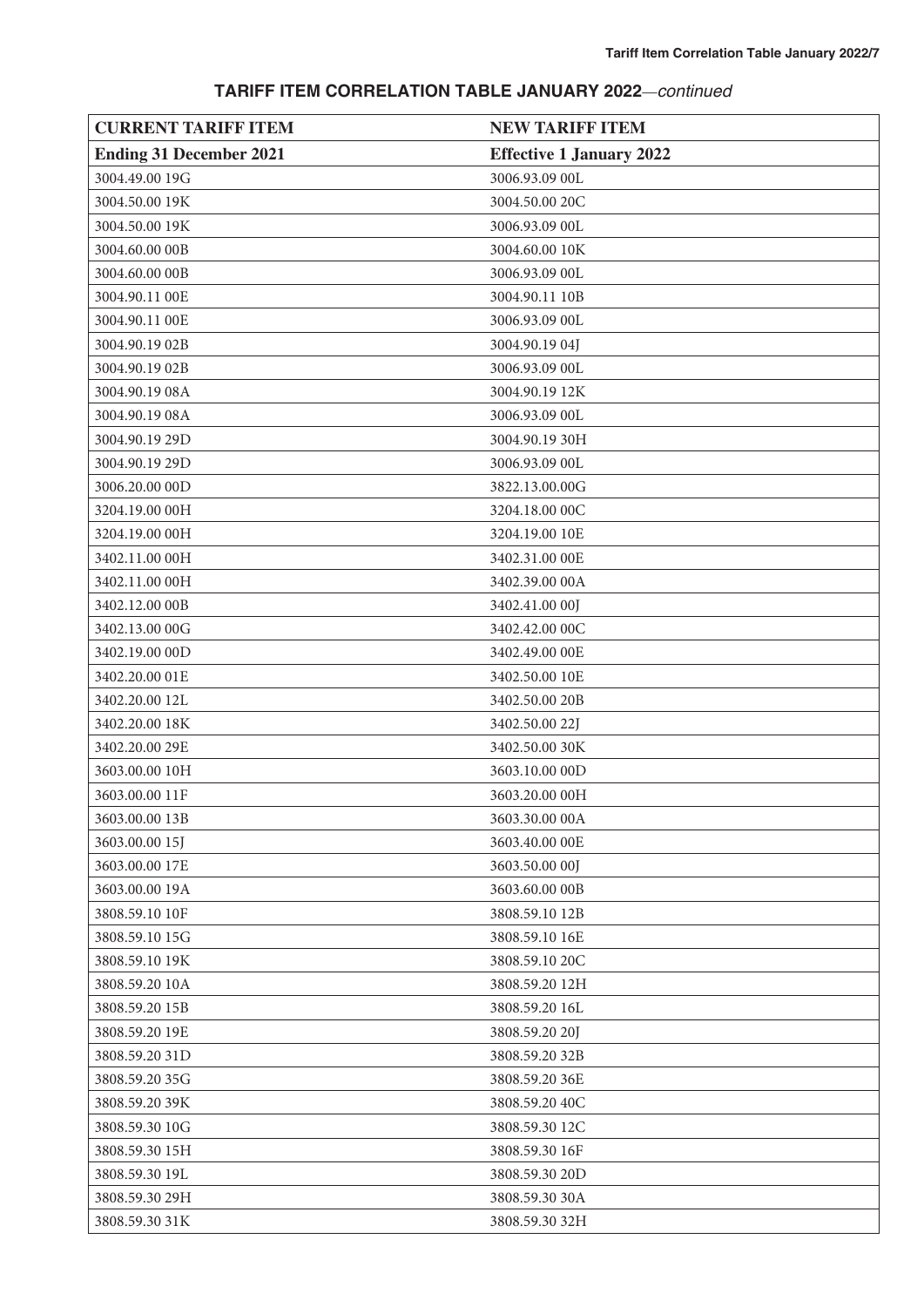## TARIFF ITEM CORRELATION TABLE JANUARY 2022—*continued*

| CURRENT TARIFF ITEM | NEW TARIFF ITEM |
|---|---|
| **Ending 31 December 2021** | **Effective 1 January 2022** |
| 3004.49.00 19G | 3006.93.09 00L |
| 3004.50.00 19K | 3004.50.00 20C |
| 3004.50.00 19K | 3006.93.09 00L |
| 3004.60.00 00B | 3004.60.00 10K |
| 3004.60.00 00B | 3006.93.09 00L |
| 3004.90.11 00E | 3004.90.11 10B |
| 3004.90.11 00E | 3006.93.09 00L |
| 3004.90.19 02B | 3004.90.19 04J |
| 3004.90.19 02B | 3006.93.09 00L |
| 3004.90.19 08A | 3004.90.19 12K |
| 3004.90.19 08A | 3006.93.09 00L |
| 3004.90.19 29D | 3004.90.19 30H |
| 3004.90.19 29D | 3006.93.09 00L |
| 3006.20.00 00D | 3822.13.00.00G |
| 3204.19.00 00H | 3204.18.00 00C |
| 3204.19.00 00H | 3204.19.00 10E |
| 3402.11.00 00H | 3402.31.00 00E |
| 3402.11.00 00H | 3402.39.00 00A |
| 3402.12.00 00B | 3402.41.00 00J |
| 3402.13.00 00G | 3402.42.00 00C |
| 3402.19.00 00D | 3402.49.00 00E |
| 3402.20.00 01E | 3402.50.00 10E |
| 3402.20.00 12L | 3402.50.00 20B |
| 3402.20.00 18K | 3402.50.00 22J |
| 3402.20.00 29E | 3402.50.00 30K |
| 3603.00.00 10H | 3603.10.00 00D |
| 3603.00.00 11F | 3603.20.00 00H |
| 3603.00.00 13B | 3603.30.00 00A |
| 3603.00.00 15J | 3603.40.00 00E |
| 3603.00.00 17E | 3603.50.00 00J |
| 3603.00.00 19A | 3603.60.00 00B |
| 3808.59.10 10F | 3808.59.10 12B |
| 3808.59.10 15G | 3808.59.10 16E |
| 3808.59.10 19K | 3808.59.10 20C |
| 3808.59.20 10A | 3808.59.20 12H |
| 3808.59.20 15B | 3808.59.20 16L |
| 3808.59.20 19E | 3808.59.20 20J |
| 3808.59.20 31D | 3808.59.20 32B |
| 3808.59.20 35G | 3808.59.20 36E |
| 3808.59.20 39K | 3808.59.20 40C |
| 3808.59.30 10G | 3808.59.30 12C |
| 3808.59.30 15H | 3808.59.30 16F |
| 3808.59.30 19L | 3808.59.30 20D |
| 3808.59.30 29H | 3808.59.30 30A |
| 3808.59.30 31K | 3808.59.30 32H |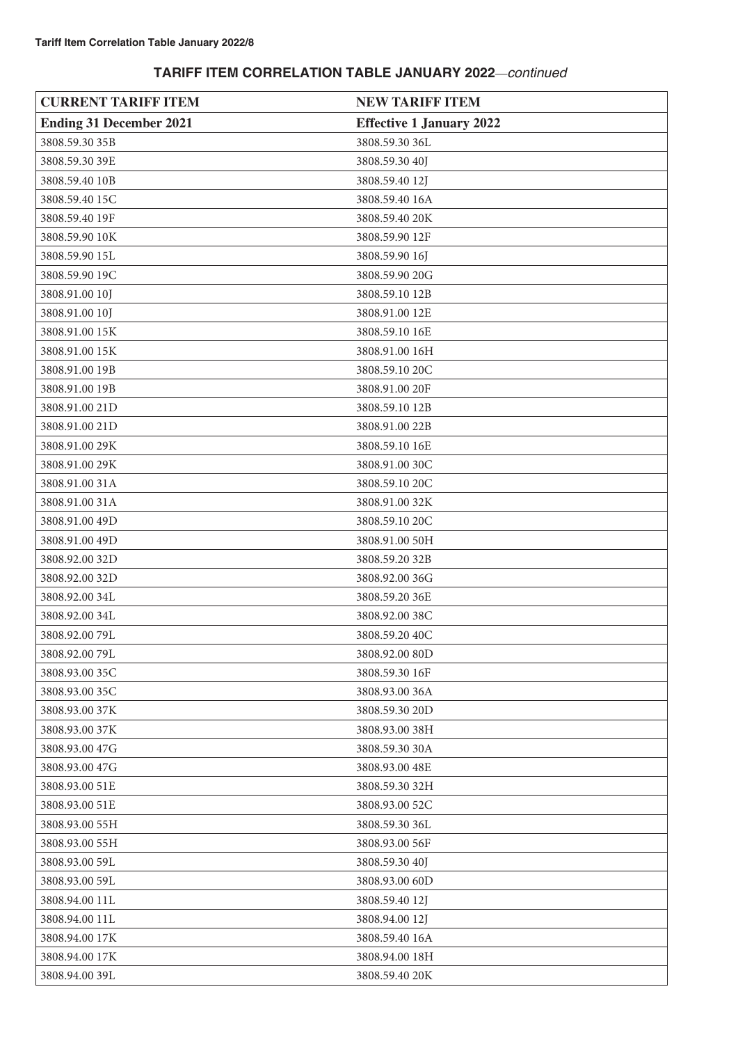## TARIFF ITEM CORRELATION TABLE JANUARY 2022—*continued*

| CURRENT TARIFF ITEM | NEW TARIFF ITEM |
|---|---|
| **Ending 31 December 2021** | **Effective 1 January 2022** |
| 3808.59.30 35B | 3808.59.30 36L |
| 3808.59.30 39E | 3808.59.30 40J |
| 3808.59.40 10B | 3808.59.40 12J |
| 3808.59.40 15C | 3808.59.40 16A |
| 3808.59.40 19F | 3808.59.40 20K |
| 3808.59.90 10K | 3808.59.90 12F |
| 3808.59.90 15L | 3808.59.90 16J |
| 3808.59.90 19C | 3808.59.90 20G |
| 3808.91.00 10J | 3808.59.10 12B |
| 3808.91.00 10J | 3808.91.00 12E |
| 3808.91.00 15K | 3808.59.10 16E |
| 3808.91.00 15K | 3808.91.00 16H |
| 3808.91.00 19B | 3808.59.10 20C |
| 3808.91.00 19B | 3808.91.00 20F |
| 3808.91.00 21D | 3808.59.10 12B |
| 3808.91.00 21D | 3808.91.00 22B |
| 3808.91.00 29K | 3808.59.10 16E |
| 3808.91.00 29K | 3808.91.00 30C |
| 3808.91.00 31A | 3808.59.10 20C |
| 3808.91.00 31A | 3808.91.00 32K |
| 3808.91.00 49D | 3808.59.10 20C |
| 3808.91.00 49D | 3808.91.00 50H |
| 3808.92.00 32D | 3808.59.20 32B |
| 3808.92.00 32D | 3808.92.00 36G |
| 3808.92.00 34L | 3808.59.20 36E |
| 3808.92.00 34L | 3808.92.00 38C |
| 3808.92.00 79L | 3808.59.20 40C |
| 3808.92.00 79L | 3808.92.00 80D |
| 3808.93.00 35C | 3808.59.30 16F |
| 3808.93.00 35C | 3808.93.00 36A |
| 3808.93.00 37K | 3808.59.30 20D |
| 3808.93.00 37K | 3808.93.00 38H |
| 3808.93.00 47G | 3808.59.30 30A |
| 3808.93.00 47G | 3808.93.00 48E |
| 3808.93.00 51E | 3808.59.30 32H |
| 3808.93.00 51E | 3808.93.00 52C |
| 3808.93.00 55H | 3808.59.30 36L |
| 3808.93.00 55H | 3808.93.00 56F |
| 3808.93.00 59L | 3808.59.30 40J |
| 3808.93.00 59L | 3808.93.00 60D |
| 3808.94.00 11L | 3808.59.40 12J |
| 3808.94.00 11L | 3808.94.00 12J |
| 3808.94.00 17K | 3808.59.40 16A |
| 3808.94.00 17K | 3808.94.00 18H |
| 3808.94.00 39L | 3808.59.40 20K |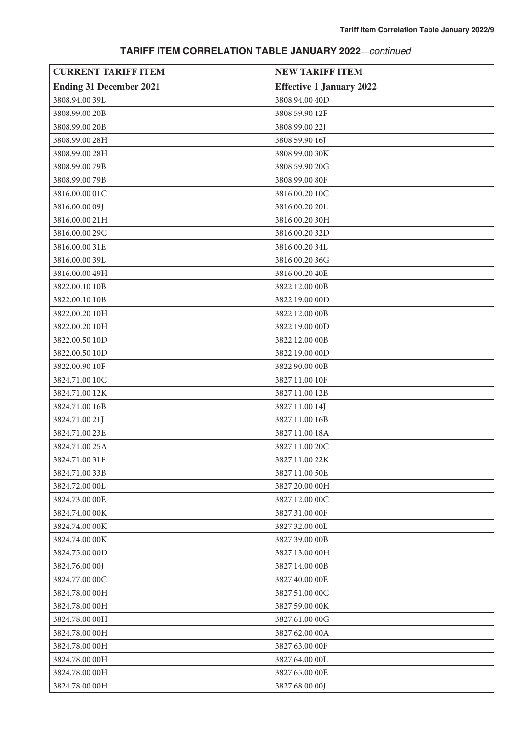## TARIFF ITEM CORRELATION TABLE JANUARY 2022—*continued*

| CURRENT TARIFF ITEM | NEW TARIFF ITEM |
|---|---|
| **Ending 31 December 2021** | **Effective 1 January 2022** |
| 3808.94.00 39L | 3808.94.00 40D |
| 3808.99.00 20B | 3808.59.90 12F |
| 3808.99.00 20B | 3808.99.00 22J |
| 3808.99.00 28H | 3808.59.90 16J |
| 3808.99.00 28H | 3808.99.00 30K |
| 3808.99.00 79B | 3808.59.90 20G |
| 3808.99.00 79B | 3808.99.00 80F |
| 3816.00.00 01C | 3816.00.20 10C |
| 3816.00.00 09J | 3816.00.20 20L |
| 3816.00.00 21H | 3816.00.20 30H |
| 3816.00.00 29C | 3816.00.20 32D |
| 3816.00.00 31E | 3816.00.20 34L |
| 3816.00.00 39L | 3816.00.20 36G |
| 3816.00.00 49H | 3816.00.20 40E |
| 3822.00.10 10B | 3822.12.00 00B |
| 3822.00.10 10B | 3822.19.00 00D |
| 3822.00.20 10H | 3822.12.00 00B |
| 3822.00.20 10H | 3822.19.00 00D |
| 3822.00.50 10D | 3822.12.00 00B |
| 3822.00.50 10D | 3822.19.00 00D |
| 3822.00.90 10F | 3822.90.00 00B |
| 3824.71.00 10C | 3827.11.00 10F |
| 3824.71.00 12K | 3827.11.00 12B |
| 3824.71.00 16B | 3827.11.00 14J |
| 3824.71.00 21J | 3827.11.00 16B |
| 3824.71.00 23E | 3827.11.00 18A |
| 3824.71.00 25A | 3827.11.00 20C |
| 3824.71.00 31F | 3827.11.00 22K |
| 3824.71.00 33B | 3827.11.00 50E |
| 3824.72.00 00L | 3827.20.00 00H |
| 3824.73.00 00E | 3827.12.00 00C |
| 3824.74.00 00K | 3827.31.00 00F |
| 3824.74.00 00K | 3827.32.00 00L |
| 3824.74.00 00K | 3827.39.00 00B |
| 3824.75.00 00D | 3827.13.00 00H |
| 3824.76.00 00J | 3827.14.00 00B |
| 3824.77.00 00C | 3827.40.00 00E |
| 3824.78.00 00H | 3827.51.00 00C |
| 3824.78.00 00H | 3827.59.00 00K |
| 3824.78.00 00H | 3827.61.00 00G |
| 3824.78.00 00H | 3827.62.00 00A |
| 3824.78.00 00H | 3827.63.00 00F |
| 3824.78.00 00H | 3827.64.00 00L |
| 3824.78.00 00H | 3827.65.00 00E |
| 3824.78.00 00H | 3827.68.00 00J |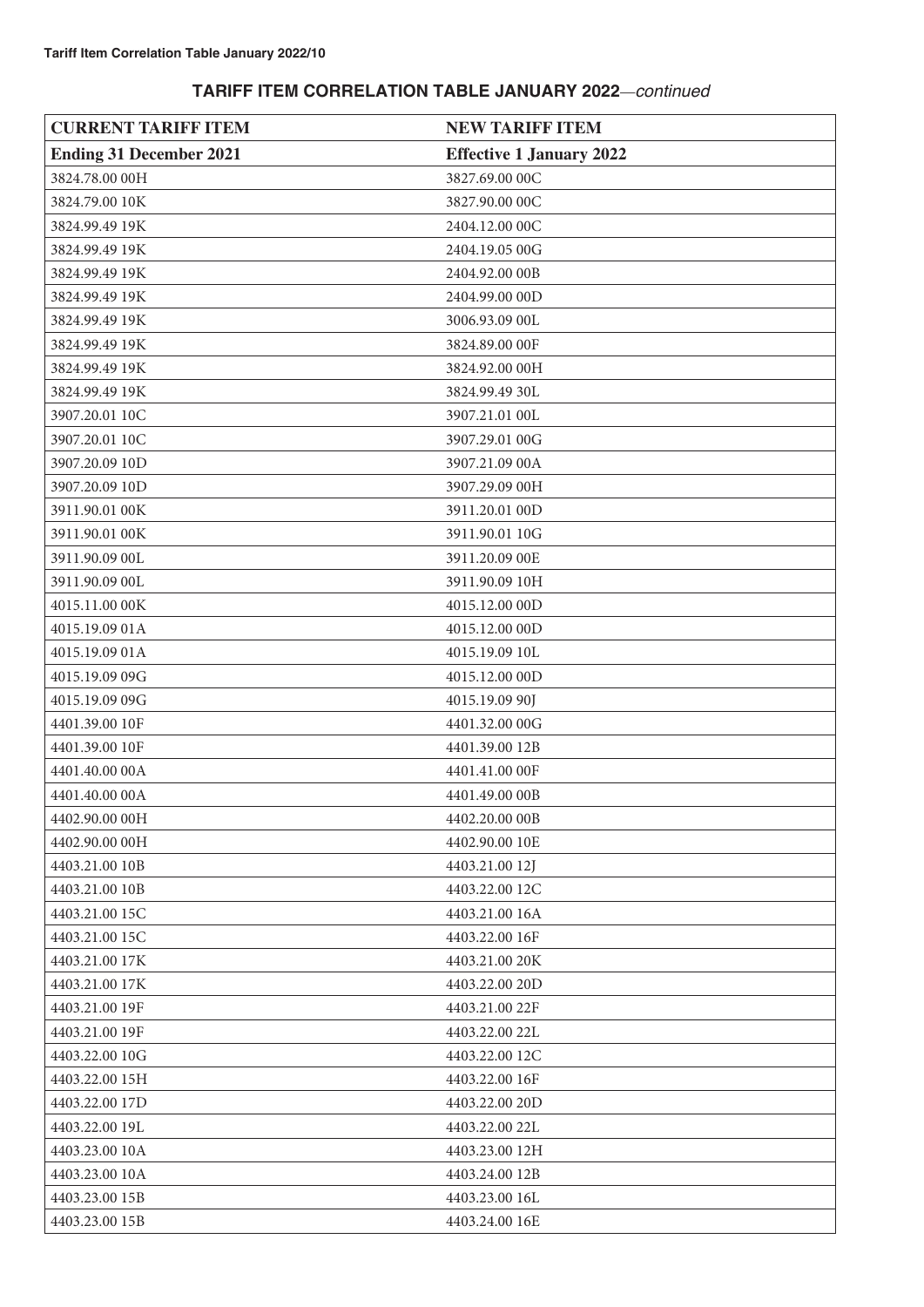## TARIFF ITEM CORRELATION TABLE JANUARY 2022—*continued*

| CURRENT TARIFF ITEM | NEW TARIFF ITEM |
|---|---|
| **Ending 31 December 2021** | **Effective 1 January 2022** |
| 3824.78.00 00H | 3827.69.00 00C |
| 3824.79.00 10K | 3827.90.00 00C |
| 3824.99.49 19K | 2404.12.00 00C |
| 3824.99.49 19K | 2404.19.05 00G |
| 3824.99.49 19K | 2404.92.00 00B |
| 3824.99.49 19K | 2404.99.00 00D |
| 3824.99.49 19K | 3006.93.09 00L |
| 3824.99.49 19K | 3824.89.00 00F |
| 3824.99.49 19K | 3824.92.00 00H |
| 3824.99.49 19K | 3824.99.49 30L |
| 3907.20.01 10C | 3907.21.01 00L |
| 3907.20.01 10C | 3907.29.01 00G |
| 3907.20.09 10D | 3907.21.09 00A |
| 3907.20.09 10D | 3907.29.09 00H |
| 3911.90.01 00K | 3911.20.01 00D |
| 3911.90.01 00K | 3911.90.01 10G |
| 3911.90.09 00L | 3911.20.09 00E |
| 3911.90.09 00L | 3911.90.09 10H |
| 4015.11.00 00K | 4015.12.00 00D |
| 4015.19.09 01A | 4015.12.00 00D |
| 4015.19.09 01A | 4015.19.09 10L |
| 4015.19.09 09G | 4015.12.00 00D |
| 4015.19.09 09G | 4015.19.09 90J |
| 4401.39.00 10F | 4401.32.00 00G |
| 4401.39.00 10F | 4401.39.00 12B |
| 4401.40.00 00A | 4401.41.00 00F |
| 4401.40.00 00A | 4401.49.00 00B |
| 4402.90.00 00H | 4402.20.00 00B |
| 4402.90.00 00H | 4402.90.00 10E |
| 4403.21.00 10B | 4403.21.00 12J |
| 4403.21.00 10B | 4403.22.00 12C |
| 4403.21.00 15C | 4403.21.00 16A |
| 4403.21.00 15C | 4403.22.00 16F |
| 4403.21.00 17K | 4403.21.00 20K |
| 4403.21.00 17K | 4403.22.00 20D |
| 4403.21.00 19F | 4403.21.00 22F |
| 4403.21.00 19F | 4403.22.00 22L |
| 4403.22.00 10G | 4403.22.00 12C |
| 4403.22.00 15H | 4403.22.00 16F |
| 4403.22.00 17D | 4403.22.00 20D |
| 4403.22.00 19L | 4403.22.00 22L |
| 4403.23.00 10A | 4403.23.00 12H |
| 4403.23.00 10A | 4403.24.00 12B |
| 4403.23.00 15B | 4403.23.00 16L |
| 4403.23.00 15B | 4403.24.00 16E |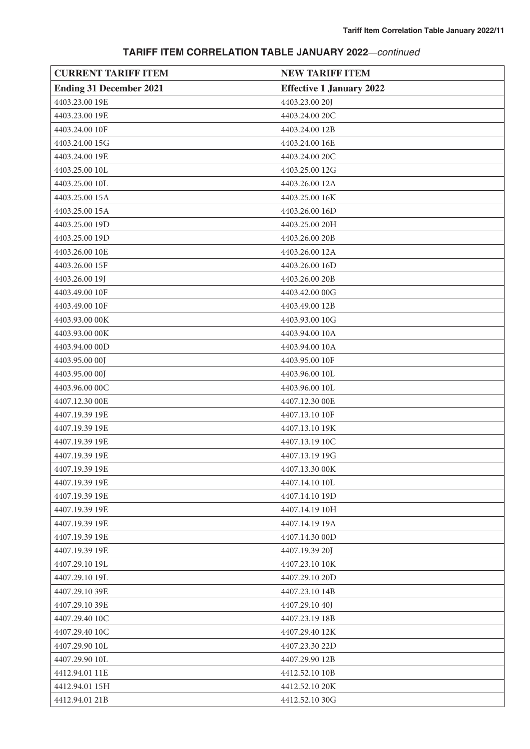## TARIFF ITEM CORRELATION TABLE JANUARY 2022—*continued*

| CURRENT TARIFF ITEM | NEW TARIFF ITEM |
|---|---|
| **Ending 31 December 2021** | **Effective 1 January 2022** |
| 4403.23.00 19E | 4403.23.00 20J |
| 4403.23.00 19E | 4403.24.00 20C |
| 4403.24.00 10F | 4403.24.00 12B |
| 4403.24.00 15G | 4403.24.00 16E |
| 4403.24.00 19E | 4403.24.00 20C |
| 4403.25.00 10L | 4403.25.00 12G |
| 4403.25.00 10L | 4403.26.00 12A |
| 4403.25.00 15A | 4403.25.00 16K |
| 4403.25.00 15A | 4403.26.00 16D |
| 4403.25.00 19D | 4403.25.00 20H |
| 4403.25.00 19D | 4403.26.00 20B |
| 4403.26.00 10E | 4403.26.00 12A |
| 4403.26.00 15F | 4403.26.00 16D |
| 4403.26.00 19J | 4403.26.00 20B |
| 4403.49.00 10F | 4403.42.00 00G |
| 4403.49.00 10F | 4403.49.00 12B |
| 4403.93.00 00K | 4403.93.00 10G |
| 4403.93.00 00K | 4403.94.00 10A |
| 4403.94.00 00D | 4403.94.00 10A |
| 4403.95.00 00J | 4403.95.00 10F |
| 4403.95.00 00J | 4403.96.00 10L |
| 4403.96.00 00C | 4403.96.00 10L |
| 4407.12.30 00E | 4407.12.30 00E |
| 4407.19.39 19E | 4407.13.10 10F |
| 4407.19.39 19E | 4407.13.10 19K |
| 4407.19.39 19E | 4407.13.19 10C |
| 4407.19.39 19E | 4407.13.19 19G |
| 4407.19.39 19E | 4407.13.30 00K |
| 4407.19.39 19E | 4407.14.10 10L |
| 4407.19.39 19E | 4407.14.10 19D |
| 4407.19.39 19E | 4407.14.19 10H |
| 4407.19.39 19E | 4407.14.19 19A |
| 4407.19.39 19E | 4407.14.30 00D |
| 4407.19.39 19E | 4407.19.39 20J |
| 4407.29.10 19L | 4407.23.10 10K |
| 4407.29.10 19L | 4407.29.10 20D |
| 4407.29.10 39E | 4407.23.10 14B |
| 4407.29.10 39E | 4407.29.10 40J |
| 4407.29.40 10C | 4407.23.19 18B |
| 4407.29.40 10C | 4407.29.40 12K |
| 4407.29.90 10L | 4407.23.30 22D |
| 4407.29.90 10L | 4407.29.90 12B |
| 4412.94.01 11E | 4412.52.10 10B |
| 4412.94.01 15H | 4412.52.10 20K |
| 4412.94.01 21B | 4412.52.10 30G |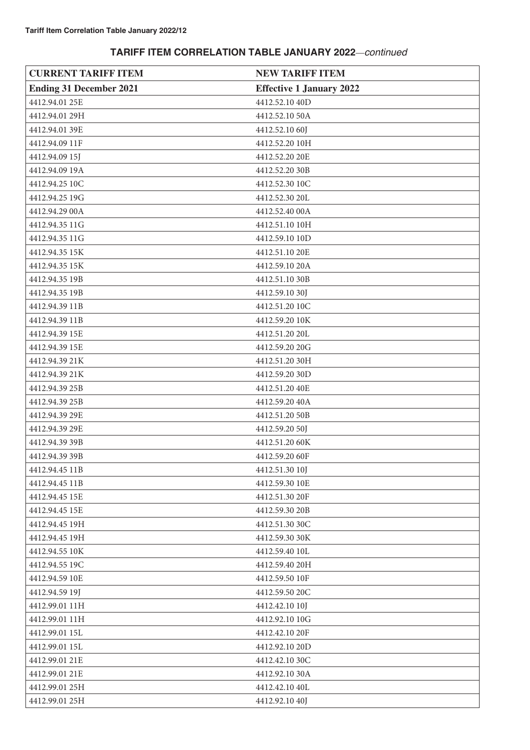## TARIFF ITEM CORRELATION TABLE JANUARY 2022—*continued*

| CURRENT TARIFF ITEM | NEW TARIFF ITEM |
|---|---|
| **Ending 31 December 2021** | **Effective 1 January 2022** |
| 4412.94.01 25E | 4412.52.10 40D |
| 4412.94.01 29H | 4412.52.10 50A |
| 4412.94.01 39E | 4412.52.10 60J |
| 4412.94.09 11F | 4412.52.20 10H |
| 4412.94.09 15J | 4412.52.20 20E |
| 4412.94.09 19A | 4412.52.20 30B |
| 4412.94.25 10C | 4412.52.30 10C |
| 4412.94.25 19G | 4412.52.30 20L |
| 4412.94.29 00A | 4412.52.40 00A |
| 4412.94.35 11G | 4412.51.10 10H |
| 4412.94.35 11G | 4412.59.10 10D |
| 4412.94.35 15K | 4412.51.10 20E |
| 4412.94.35 15K | 4412.59.10 20A |
| 4412.94.35 19B | 4412.51.10 30B |
| 4412.94.35 19B | 4412.59.10 30J |
| 4412.94.39 11B | 4412.51.20 10C |
| 4412.94.39 11B | 4412.59.20 10K |
| 4412.94.39 15E | 4412.51.20 20L |
| 4412.94.39 15E | 4412.59.20 20G |
| 4412.94.39 21K | 4412.51.20 30H |
| 4412.94.39 21K | 4412.59.20 30D |
| 4412.94.39 25B | 4412.51.20 40E |
| 4412.94.39 25B | 4412.59.20 40A |
| 4412.94.39 29E | 4412.51.20 50B |
| 4412.94.39 29E | 4412.59.20 50J |
| 4412.94.39 39B | 4412.51.20 60K |
| 4412.94.39 39B | 4412.59.20 60F |
| 4412.94.45 11B | 4412.51.30 10J |
| 4412.94.45 11B | 4412.59.30 10E |
| 4412.94.45 15E | 4412.51.30 20F |
| 4412.94.45 15E | 4412.59.30 20B |
| 4412.94.45 19H | 4412.51.30 30C |
| 4412.94.45 19H | 4412.59.30 30K |
| 4412.94.55 10K | 4412.59.40 10L |
| 4412.94.55 19C | 4412.59.40 20H |
| 4412.94.59 10E | 4412.59.50 10F |
| 4412.94.59 19J | 4412.59.50 20C |
| 4412.99.01 11H | 4412.42.10 10J |
| 4412.99.01 11H | 4412.92.10 10G |
| 4412.99.01 15L | 4412.42.10 20F |
| 4412.99.01 15L | 4412.92.10 20D |
| 4412.99.01 21E | 4412.42.10 30C |
| 4412.99.01 21E | 4412.92.10 30A |
| 4412.99.01 25H | 4412.42.10 40L |
| 4412.99.01 25H | 4412.92.10 40J |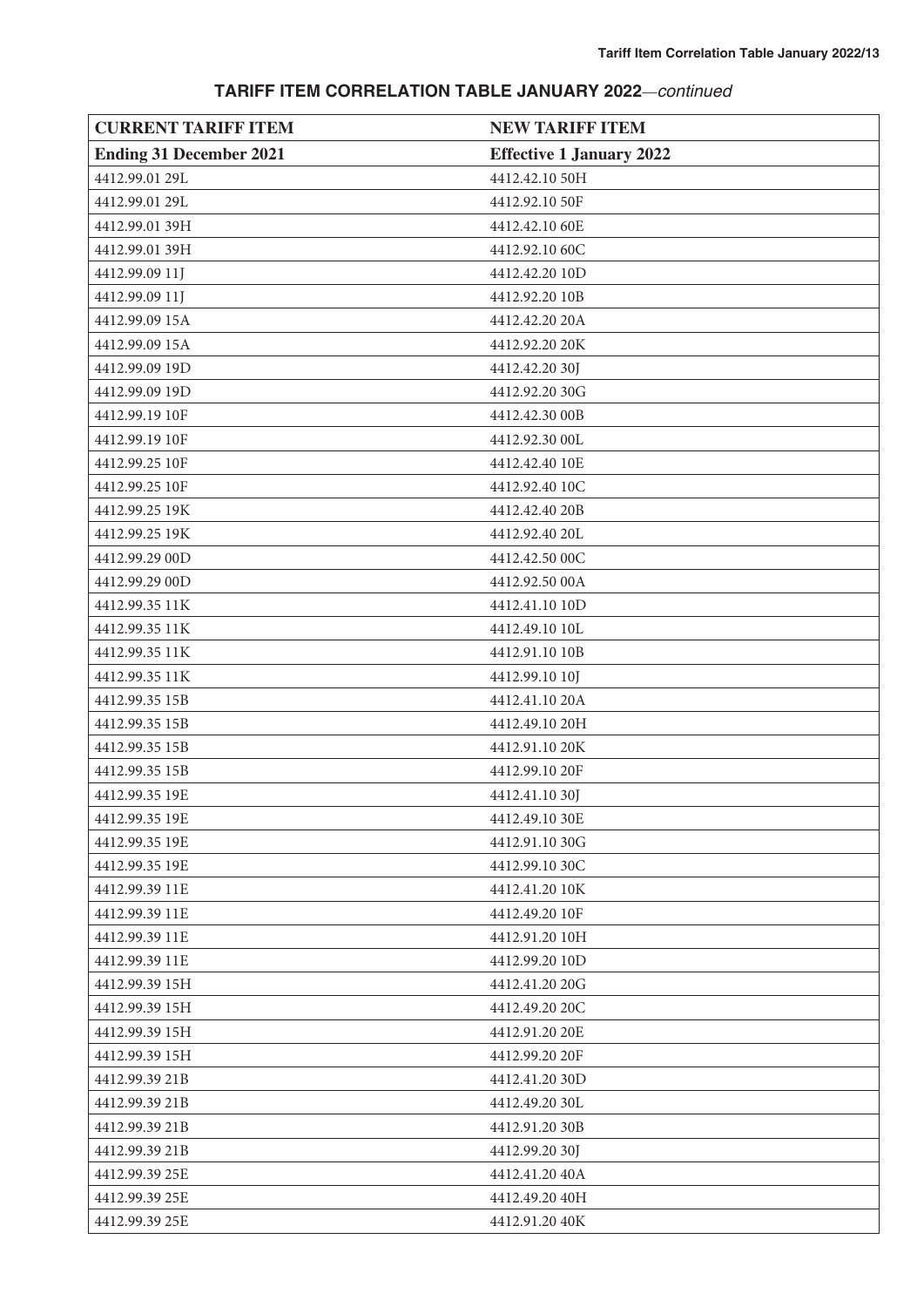## TARIFF ITEM CORRELATION TABLE JANUARY 2022—*continued*

| **CURRENT TARIFF ITEM** | **NEW TARIFF ITEM** |
|---|---|
| **Ending 31 December 2021** | **Effective 1 January 2022** |
| 4412.99.01 29L | 4412.42.10 50H |
| 4412.99.01 29L | 4412.92.10 50F |
| 4412.99.01 39H | 4412.42.10 60E |
| 4412.99.01 39H | 4412.92.10 60C |
| 4412.99.09 11J | 4412.42.20 10D |
| 4412.99.09 11J | 4412.92.20 10B |
| 4412.99.09 15A | 4412.42.20 20A |
| 4412.99.09 15A | 4412.92.20 20K |
| 4412.99.09 19D | 4412.42.20 30J |
| 4412.99.09 19D | 4412.92.20 30G |
| 4412.99.19 10F | 4412.42.30 00B |
| 4412.99.19 10F | 4412.92.30 00L |
| 4412.99.25 10F | 4412.42.40 10E |
| 4412.99.25 10F | 4412.92.40 10C |
| 4412.99.25 19K | 4412.42.40 20B |
| 4412.99.25 19K | 4412.92.40 20L |
| 4412.99.29 00D | 4412.42.50 00C |
| 4412.99.29 00D | 4412.92.50 00A |
| 4412.99.35 11K | 4412.41.10 10D |
| 4412.99.35 11K | 4412.49.10 10L |
| 4412.99.35 11K | 4412.91.10 10B |
| 4412.99.35 11K | 4412.99.10 10J |
| 4412.99.35 15B | 4412.41.10 20A |
| 4412.99.35 15B | 4412.49.10 20H |
| 4412.99.35 15B | 4412.91.10 20K |
| 4412.99.35 15B | 4412.99.10 20F |
| 4412.99.35 19E | 4412.41.10 30J |
| 4412.99.35 19E | 4412.49.10 30E |
| 4412.99.35 19E | 4412.91.10 30G |
| 4412.99.35 19E | 4412.99.10 30C |
| 4412.99.39 11E | 4412.41.20 10K |
| 4412.99.39 11E | 4412.49.20 10F |
| 4412.99.39 11E | 4412.91.20 10H |
| 4412.99.39 11E | 4412.99.20 10D |
| 4412.99.39 15H | 4412.41.20 20G |
| 4412.99.39 15H | 4412.49.20 20C |
| 4412.99.39 15H | 4412.91.20 20E |
| 4412.99.39 15H | 4412.99.20 20F |
| 4412.99.39 21B | 4412.41.20 30D |
| 4412.99.39 21B | 4412.49.20 30L |
| 4412.99.39 21B | 4412.91.20 30B |
| 4412.99.39 21B | 4412.99.20 30J |
| 4412.99.39 25E | 4412.41.20 40A |
| 4412.99.39 25E | 4412.49.20 40H |
| 4412.99.39 25E | 4412.91.20 40K |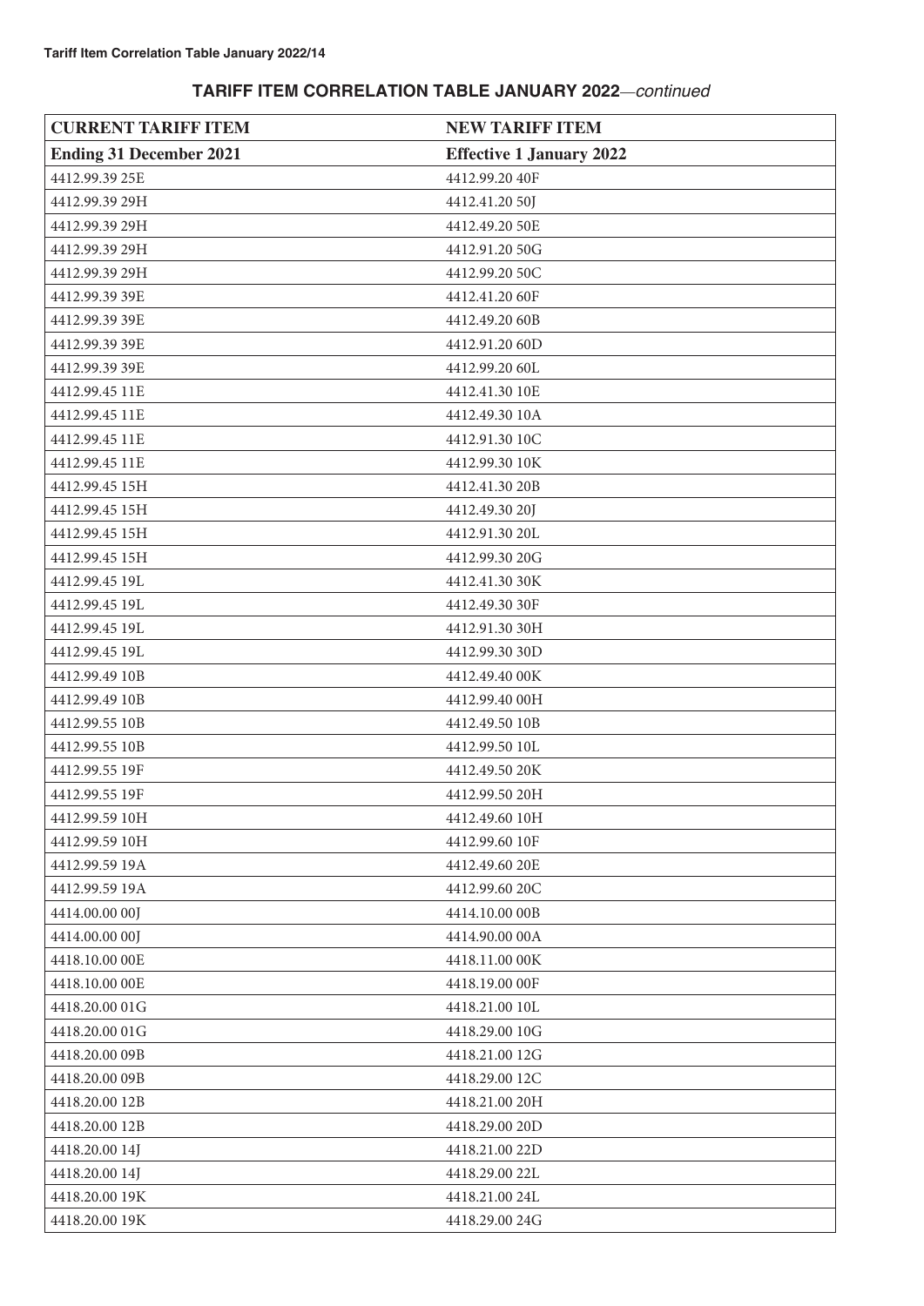## TARIFF ITEM CORRELATION TABLE JANUARY 2022—*continued*

| CURRENT TARIFF ITEM | NEW TARIFF ITEM |
|---|---|
| **Ending 31 December 2021** | **Effective 1 January 2022** |
| 4412.99.39 25E | 4412.99.20 40F |
| 4412.99.39 29H | 4412.41.20 50J |
| 4412.99.39 29H | 4412.49.20 50E |
| 4412.99.39 29H | 4412.91.20 50G |
| 4412.99.39 29H | 4412.99.20 50C |
| 4412.99.39 39E | 4412.41.20 60F |
| 4412.99.39 39E | 4412.49.20 60B |
| 4412.99.39 39E | 4412.91.20 60D |
| 4412.99.39 39E | 4412.99.20 60L |
| 4412.99.45 11E | 4412.41.30 10E |
| 4412.99.45 11E | 4412.49.30 10A |
| 4412.99.45 11E | 4412.91.30 10C |
| 4412.99.45 11E | 4412.99.30 10K |
| 4412.99.45 15H | 4412.41.30 20B |
| 4412.99.45 15H | 4412.49.30 20J |
| 4412.99.45 15H | 4412.91.30 20L |
| 4412.99.45 15H | 4412.99.30 20G |
| 4412.99.45 19L | 4412.41.30 30K |
| 4412.99.45 19L | 4412.49.30 30F |
| 4412.99.45 19L | 4412.91.30 30H |
| 4412.99.45 19L | 4412.99.30 30D |
| 4412.99.49 10B | 4412.49.40 00K |
| 4412.99.49 10B | 4412.99.40 00H |
| 4412.99.55 10B | 4412.49.50 10B |
| 4412.99.55 10B | 4412.99.50 10L |
| 4412.99.55 19F | 4412.49.50 20K |
| 4412.99.55 19F | 4412.99.50 20H |
| 4412.99.59 10H | 4412.49.60 10H |
| 4412.99.59 10H | 4412.99.60 10F |
| 4412.99.59 19A | 4412.49.60 20E |
| 4412.99.59 19A | 4412.99.60 20C |
| 4414.00.00 00J | 4414.10.00 00B |
| 4414.00.00 00J | 4414.90.00 00A |
| 4418.10.00 00E | 4418.11.00 00K |
| 4418.10.00 00E | 4418.19.00 00F |
| 4418.20.00 01G | 4418.21.00 10L |
| 4418.20.00 01G | 4418.29.00 10G |
| 4418.20.00 09B | 4418.21.00 12G |
| 4418.20.00 09B | 4418.29.00 12C |
| 4418.20.00 12B | 4418.21.00 20H |
| 4418.20.00 12B | 4418.29.00 20D |
| 4418.20.00 14J | 4418.21.00 22D |
| 4418.20.00 14J | 4418.29.00 22L |
| 4418.20.00 19K | 4418.21.00 24L |
| 4418.20.00 19K | 4418.29.00 24G |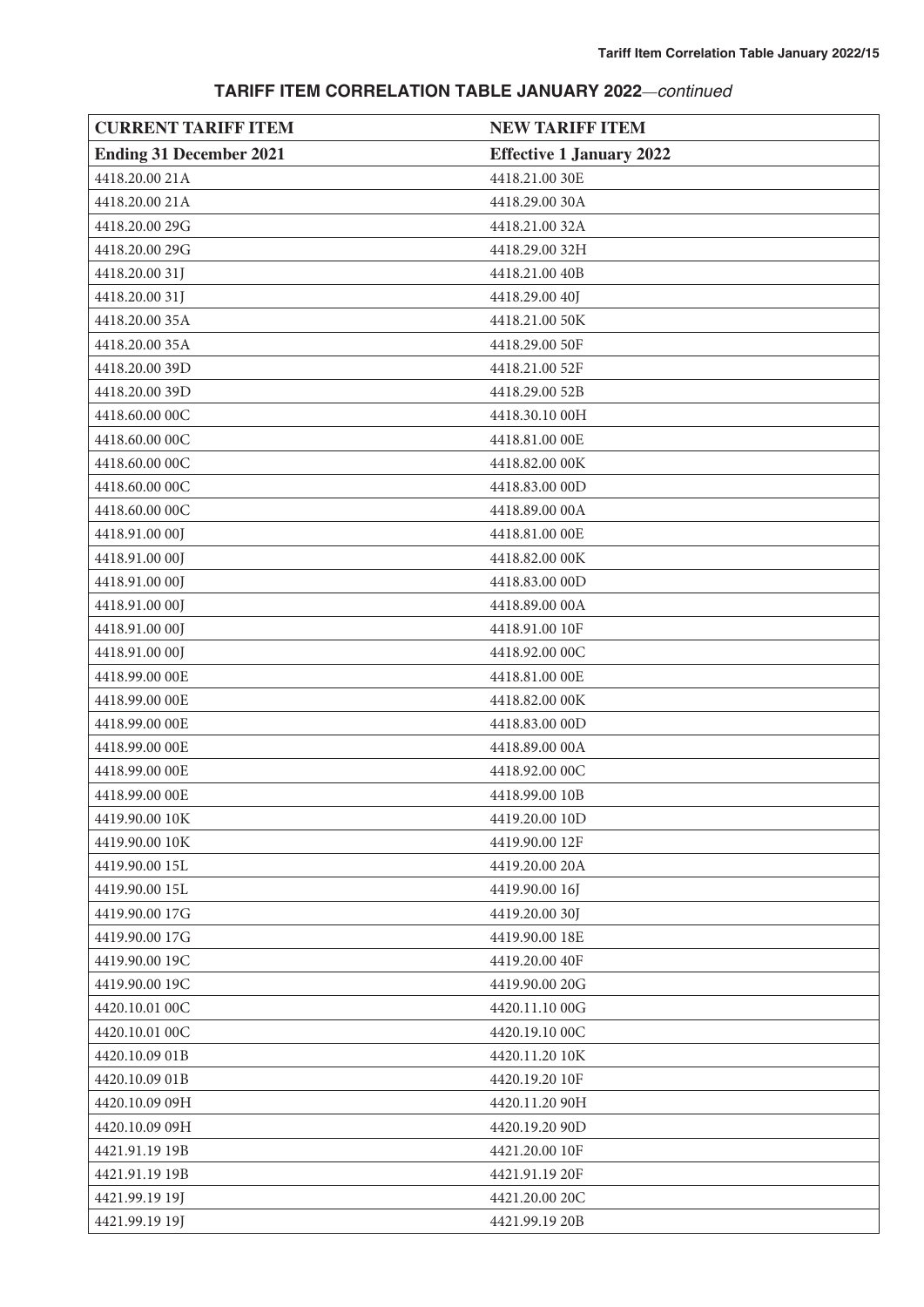## TARIFF ITEM CORRELATION TABLE JANUARY 2022—*continued*

| CURRENT TARIFF ITEM | NEW TARIFF ITEM |
|---|---|
| **Ending 31 December 2021** | **Effective 1 January 2022** |
| 4418.20.00 21A | 4418.21.00 30E |
| 4418.20.00 21A | 4418.29.00 30A |
| 4418.20.00 29G | 4418.21.00 32A |
| 4418.20.00 29G | 4418.29.00 32H |
| 4418.20.00 31J | 4418.21.00 40B |
| 4418.20.00 31J | 4418.29.00 40J |
| 4418.20.00 35A | 4418.21.00 50K |
| 4418.20.00 35A | 4418.29.00 50F |
| 4418.20.00 39D | 4418.21.00 52F |
| 4418.20.00 39D | 4418.29.00 52B |
| 4418.60.00 00C | 4418.30.10 00H |
| 4418.60.00 00C | 4418.81.00 00E |
| 4418.60.00 00C | 4418.82.00 00K |
| 4418.60.00 00C | 4418.83.00 00D |
| 4418.60.00 00C | 4418.89.00 00A |
| 4418.91.00 00J | 4418.81.00 00E |
| 4418.91.00 00J | 4418.82.00 00K |
| 4418.91.00 00J | 4418.83.00 00D |
| 4418.91.00 00J | 4418.89.00 00A |
| 4418.91.00 00J | 4418.91.00 10F |
| 4418.91.00 00J | 4418.92.00 00C |
| 4418.99.00 00E | 4418.81.00 00E |
| 4418.99.00 00E | 4418.82.00 00K |
| 4418.99.00 00E | 4418.83.00 00D |
| 4418.99.00 00E | 4418.89.00 00A |
| 4418.99.00 00E | 4418.92.00 00C |
| 4418.99.00 00E | 4418.99.00 10B |
| 4419.90.00 10K | 4419.20.00 10D |
| 4419.90.00 10K | 4419.90.00 12F |
| 4419.90.00 15L | 4419.20.00 20A |
| 4419.90.00 15L | 4419.90.00 16J |
| 4419.90.00 17G | 4419.20.00 30J |
| 4419.90.00 17G | 4419.90.00 18E |
| 4419.90.00 19C | 4419.20.00 40F |
| 4419.90.00 19C | 4419.90.00 20G |
| 4420.10.01 00C | 4420.11.10 00G |
| 4420.10.01 00C | 4420.19.10 00C |
| 4420.10.09 01B | 4420.11.20 10K |
| 4420.10.09 01B | 4420.19.20 10F |
| 4420.10.09 09H | 4420.11.20 90H |
| 4420.10.09 09H | 4420.19.20 90D |
| 4421.91.19 19B | 4421.20.00 10F |
| 4421.91.19 19B | 4421.91.19 20F |
| 4421.99.19 19J | 4421.20.00 20C |
| 4421.99.19 19J | 4421.99.19 20B |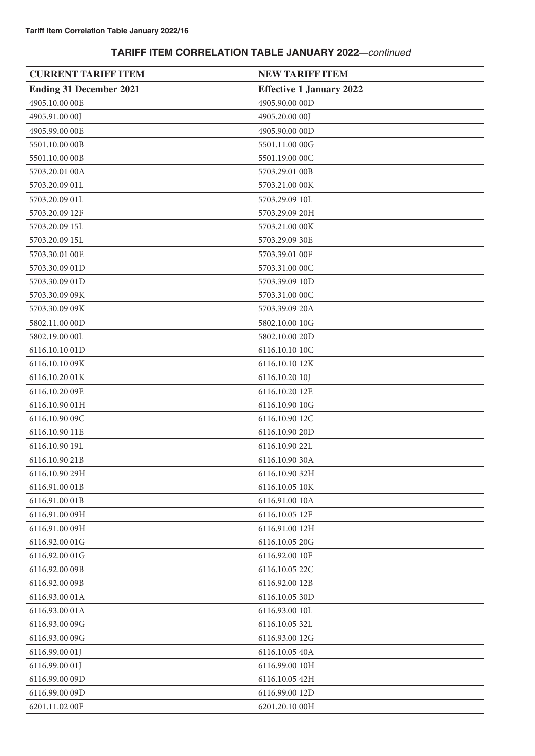## TARIFF ITEM CORRELATION TABLE JANUARY 2022—*continued*

| CURRENT TARIFF ITEM | NEW TARIFF ITEM |
|---|---|
| **Ending 31 December 2021** | **Effective 1 January 2022** |
| 4905.10.00 00E | 4905.90.00 00D |
| 4905.91.00 00J | 4905.20.00 00J |
| 4905.99.00 00E | 4905.90.00 00D |
| 5501.10.00 00B | 5501.11.00 00G |
| 5501.10.00 00B | 5501.19.00 00C |
| 5703.20.01 00A | 5703.29.01 00B |
| 5703.20.09 01L | 5703.21.00 00K |
| 5703.20.09 01L | 5703.29.09 10L |
| 5703.20.09 12F | 5703.29.09 20H |
| 5703.20.09 15L | 5703.21.00 00K |
| 5703.20.09 15L | 5703.29.09 30E |
| 5703.30.01 00E | 5703.39.01 00F |
| 5703.30.09 01D | 5703.31.00 00C |
| 5703.30.09 01D | 5703.39.09 10D |
| 5703.30.09 09K | 5703.31.00 00C |
| 5703.30.09 09K | 5703.39.09 20A |
| 5802.11.00 00D | 5802.10.00 10G |
| 5802.19.00 00L | 5802.10.00 20D |
| 6116.10.10 01D | 6116.10.10 10C |
| 6116.10.10 09K | 6116.10.10 12K |
| 6116.10.20 01K | 6116.10.20 10J |
| 6116.10.20 09E | 6116.10.20 12E |
| 6116.10.90 01H | 6116.10.90 10G |
| 6116.10.90 09C | 6116.10.90 12C |
| 6116.10.90 11E | 6116.10.90 20D |
| 6116.10.90 19L | 6116.10.90 22L |
| 6116.10.90 21B | 6116.10.90 30A |
| 6116.10.90 29H | 6116.10.90 32H |
| 6116.91.00 01B | 6116.10.05 10K |
| 6116.91.00 01B | 6116.91.00 10A |
| 6116.91.00 09H | 6116.10.05 12F |
| 6116.91.00 09H | 6116.91.00 12H |
| 6116.92.00 01G | 6116.10.05 20G |
| 6116.92.00 01G | 6116.92.00 10F |
| 6116.92.00 09B | 6116.10.05 22C |
| 6116.92.00 09B | 6116.92.00 12B |
| 6116.93.00 01A | 6116.10.05 30D |
| 6116.93.00 01A | 6116.93.00 10L |
| 6116.93.00 09G | 6116.10.05 32L |
| 6116.93.00 09G | 6116.93.00 12G |
| 6116.99.00 01J | 6116.10.05 40A |
| 6116.99.00 01J | 6116.99.00 10H |
| 6116.99.00 09D | 6116.10.05 42H |
| 6116.99.00 09D | 6116.99.00 12D |
| 6201.11.02 00F | 6201.20.10 00H |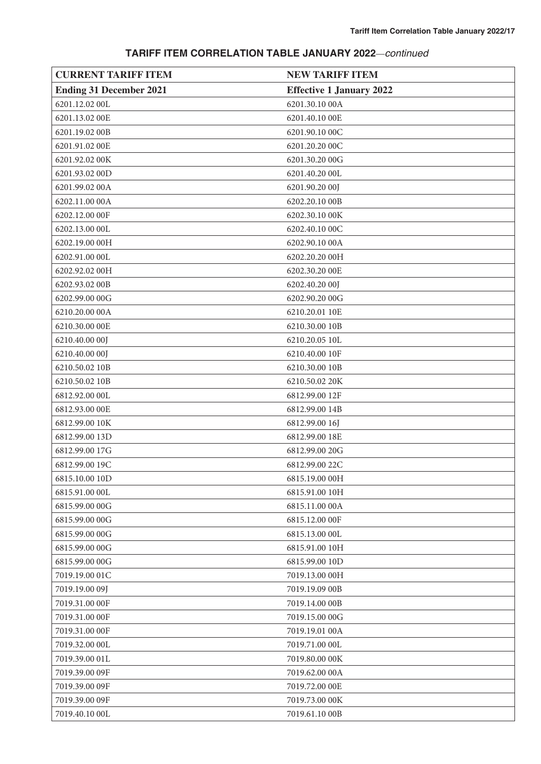## TARIFF ITEM CORRELATION TABLE JANUARY 2022—*continued*

| CURRENT TARIFF ITEM | NEW TARIFF ITEM |
|---|---|
| **Ending 31 December 2021** | **Effective 1 January 2022** |
| 6201.12.02 00L | 6201.30.10 00A |
| 6201.13.02 00E | 6201.40.10 00E |
| 6201.19.02 00B | 6201.90.10 00C |
| 6201.91.02 00E | 6201.20.20 00C |
| 6201.92.02 00K | 6201.30.20 00G |
| 6201.93.02 00D | 6201.40.20 00L |
| 6201.99.02 00A | 6201.90.20 00J |
| 6202.11.00 00A | 6202.20.10 00B |
| 6202.12.00 00F | 6202.30.10 00K |
| 6202.13.00 00L | 6202.40.10 00C |
| 6202.19.00 00H | 6202.90.10 00A |
| 6202.91.00 00L | 6202.20.20 00H |
| 6202.92.02 00H | 6202.30.20 00E |
| 6202.93.02 00B | 6202.40.20 00J |
| 6202.99.00 00G | 6202.90.20 00G |
| 6210.20.00 00A | 6210.20.01 10E |
| 6210.30.00 00E | 6210.30.00 10B |
| 6210.40.00 00J | 6210.20.05 10L |
| 6210.40.00 00J | 6210.40.00 10F |
| 6210.50.02 10B | 6210.30.00 10B |
| 6210.50.02 10B | 6210.50.02 20K |
| 6812.92.00 00L | 6812.99.00 12F |
| 6812.93.00 00E | 6812.99.00 14B |
| 6812.99.00 10K | 6812.99.00 16J |
| 6812.99.00 13D | 6812.99.00 18E |
| 6812.99.00 17G | 6812.99.00 20G |
| 6812.99.00 19C | 6812.99.00 22C |
| 6815.10.00 10D | 6815.19.00 00H |
| 6815.91.00 00L | 6815.91.00 10H |
| 6815.99.00 00G | 6815.11.00 00A |
| 6815.99.00 00G | 6815.12.00 00F |
| 6815.99.00 00G | 6815.13.00 00L |
| 6815.99.00 00G | 6815.91.00 10H |
| 6815.99.00 00G | 6815.99.00 10D |
| 7019.19.00 01C | 7019.13.00 00H |
| 7019.19.00 09J | 7019.19.09 00B |
| 7019.31.00 00F | 7019.14.00 00B |
| 7019.31.00 00F | 7019.15.00 00G |
| 7019.31.00 00F | 7019.19.01 00A |
| 7019.32.00 00L | 7019.71.00 00L |
| 7019.39.00 01L | 7019.80.00 00K |
| 7019.39.00 09F | 7019.62.00 00A |
| 7019.39.00 09F | 7019.72.00 00E |
| 7019.39.00 09F | 7019.73.00 00K |
| 7019.40.10 00L | 7019.61.10 00B |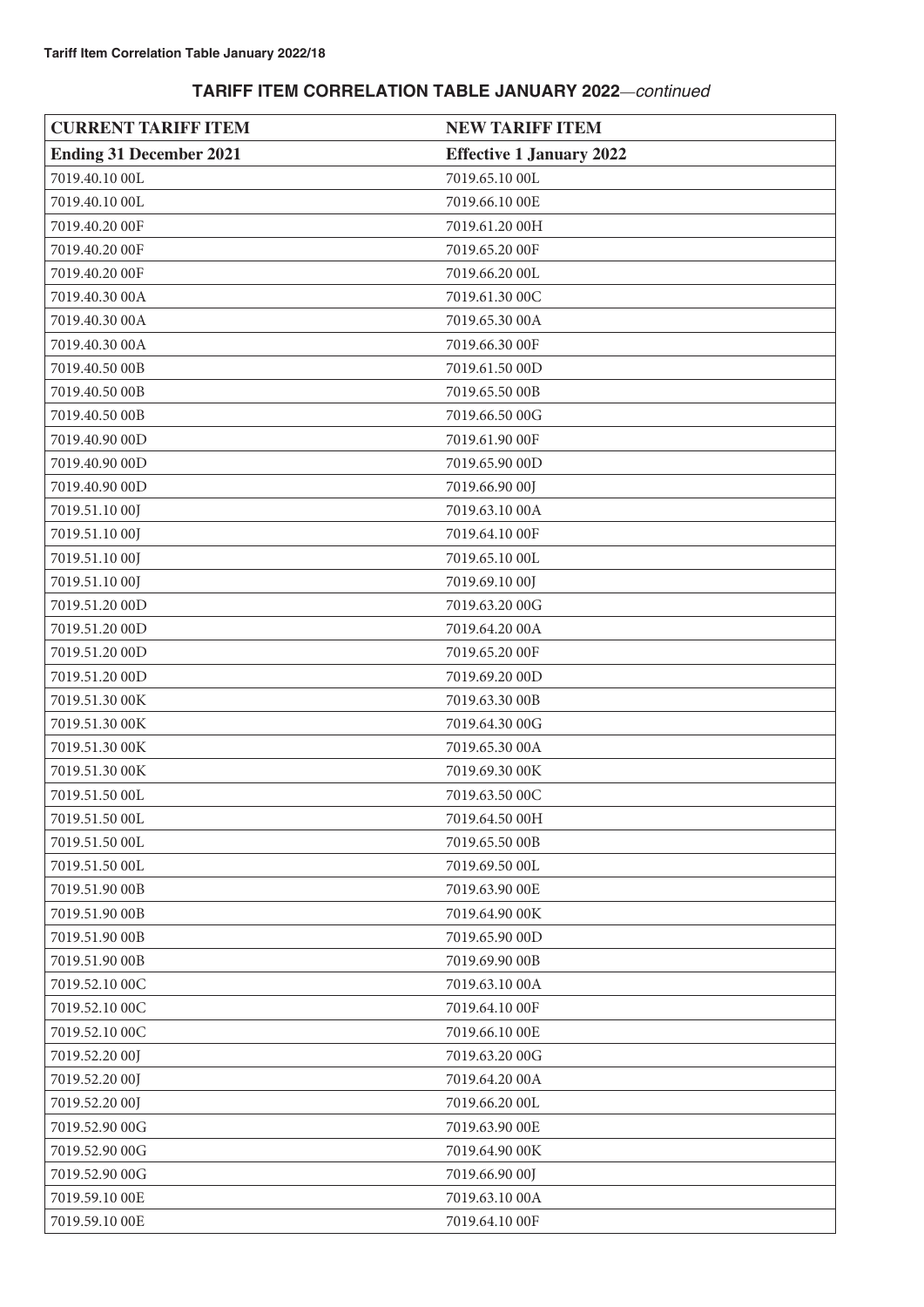## TARIFF ITEM CORRELATION TABLE JANUARY 2022—*continued*

| CURRENT TARIFF ITEM | NEW TARIFF ITEM |
|---|---|
| **Ending 31 December 2021** | **Effective 1 January 2022** |
| 7019.40.10 00L | 7019.65.10 00L |
| 7019.40.10 00L | 7019.66.10 00E |
| 7019.40.20 00F | 7019.61.20 00H |
| 7019.40.20 00F | 7019.65.20 00F |
| 7019.40.20 00F | 7019.66.20 00L |
| 7019.40.30 00A | 7019.61.30 00C |
| 7019.40.30 00A | 7019.65.30 00A |
| 7019.40.30 00A | 7019.66.30 00F |
| 7019.40.50 00B | 7019.61.50 00D |
| 7019.40.50 00B | 7019.65.50 00B |
| 7019.40.50 00B | 7019.66.50 00G |
| 7019.40.90 00D | 7019.61.90 00F |
| 7019.40.90 00D | 7019.65.90 00D |
| 7019.40.90 00D | 7019.66.90 00J |
| 7019.51.10 00J | 7019.63.10 00A |
| 7019.51.10 00J | 7019.64.10 00F |
| 7019.51.10 00J | 7019.65.10 00L |
| 7019.51.10 00J | 7019.69.10 00J |
| 7019.51.20 00D | 7019.63.20 00G |
| 7019.51.20 00D | 7019.64.20 00A |
| 7019.51.20 00D | 7019.65.20 00F |
| 7019.51.20 00D | 7019.69.20 00D |
| 7019.51.30 00K | 7019.63.30 00B |
| 7019.51.30 00K | 7019.64.30 00G |
| 7019.51.30 00K | 7019.65.30 00A |
| 7019.51.30 00K | 7019.69.30 00K |
| 7019.51.50 00L | 7019.63.50 00C |
| 7019.51.50 00L | 7019.64.50 00H |
| 7019.51.50 00L | 7019.65.50 00B |
| 7019.51.50 00L | 7019.69.50 00L |
| 7019.51.90 00B | 7019.63.90 00E |
| 7019.51.90 00B | 7019.64.90 00K |
| 7019.51.90 00B | 7019.65.90 00D |
| 7019.51.90 00B | 7019.69.90 00B |
| 7019.52.10 00C | 7019.63.10 00A |
| 7019.52.10 00C | 7019.64.10 00F |
| 7019.52.10 00C | 7019.66.10 00E |
| 7019.52.20 00J | 7019.63.20 00G |
| 7019.52.20 00J | 7019.64.20 00A |
| 7019.52.20 00J | 7019.66.20 00L |
| 7019.52.90 00G | 7019.63.90 00E |
| 7019.52.90 00G | 7019.64.90 00K |
| 7019.52.90 00G | 7019.66.90 00J |
| 7019.59.10 00E | 7019.63.10 00A |
| 7019.59.10 00E | 7019.64.10 00F |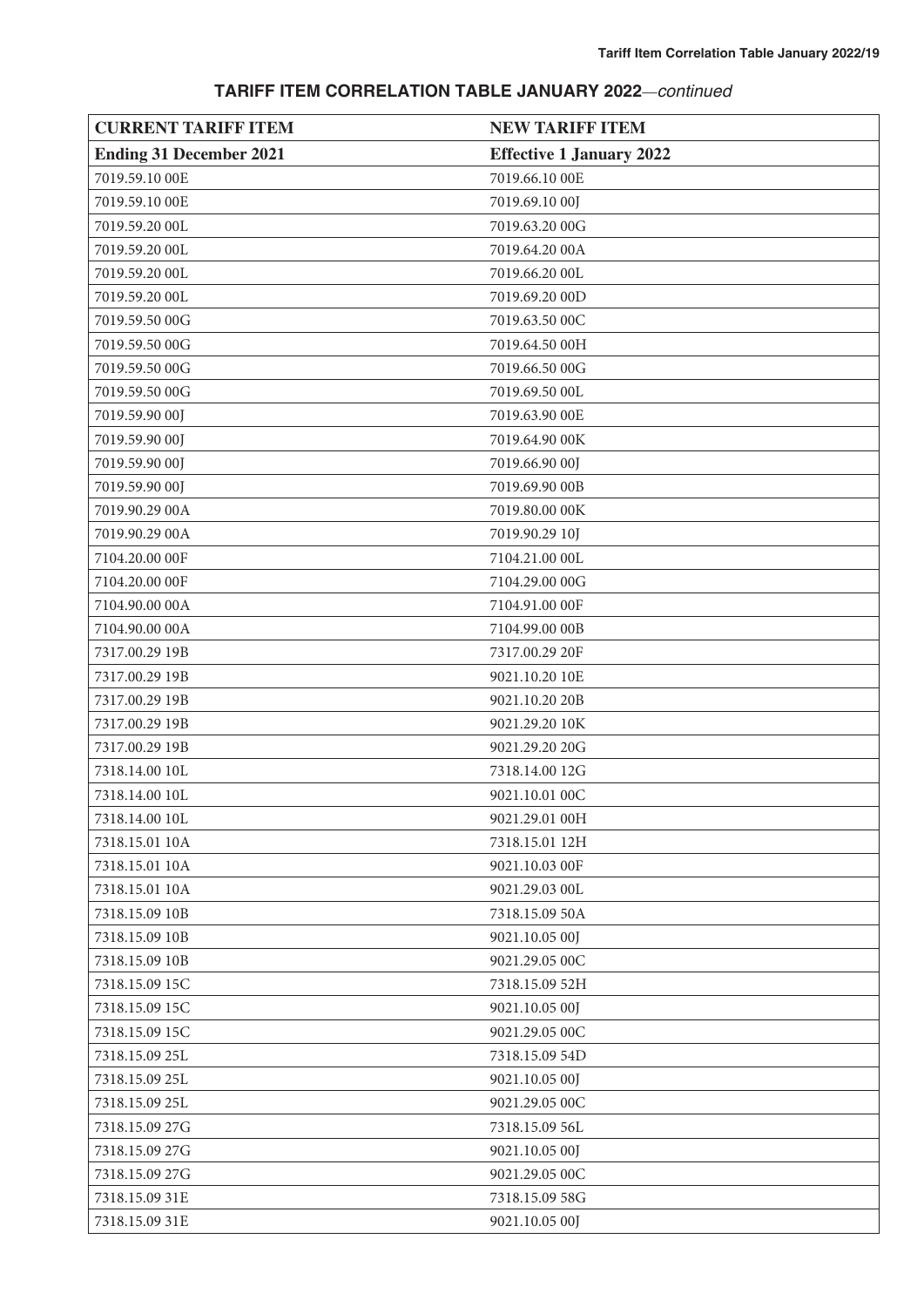## TARIFF ITEM CORRELATION TABLE JANUARY 2022—*continued*

| CURRENT TARIFF ITEM | NEW TARIFF ITEM |
|---|---|
| **Ending 31 December 2021** | **Effective 1 January 2022** |
| 7019.59.10 00E | 7019.66.10 00E |
| 7019.59.10 00E | 7019.69.10 00J |
| 7019.59.20 00L | 7019.63.20 00G |
| 7019.59.20 00L | 7019.64.20 00A |
| 7019.59.20 00L | 7019.66.20 00L |
| 7019.59.20 00L | 7019.69.20 00D |
| 7019.59.50 00G | 7019.63.50 00C |
| 7019.59.50 00G | 7019.64.50 00H |
| 7019.59.50 00G | 7019.66.50 00G |
| 7019.59.50 00G | 7019.69.50 00L |
| 7019.59.90 00J | 7019.63.90 00E |
| 7019.59.90 00J | 7019.64.90 00K |
| 7019.59.90 00J | 7019.66.90 00J |
| 7019.59.90 00J | 7019.69.90 00B |
| 7019.90.29 00A | 7019.80.00 00K |
| 7019.90.29 00A | 7019.90.29 10J |
| 7104.20.00 00F | 7104.21.00 00L |
| 7104.20.00 00F | 7104.29.00 00G |
| 7104.90.00 00A | 7104.91.00 00F |
| 7104.90.00 00A | 7104.99.00 00B |
| 7317.00.29 19B | 7317.00.29 20F |
| 7317.00.29 19B | 9021.10.20 10E |
| 7317.00.29 19B | 9021.10.20 20B |
| 7317.00.29 19B | 9021.29.20 10K |
| 7317.00.29 19B | 9021.29.20 20G |
| 7318.14.00 10L | 7318.14.00 12G |
| 7318.14.00 10L | 9021.10.01 00C |
| 7318.14.00 10L | 9021.29.01 00H |
| 7318.15.01 10A | 7318.15.01 12H |
| 7318.15.01 10A | 9021.10.03 00F |
| 7318.15.01 10A | 9021.29.03 00L |
| 7318.15.09 10B | 7318.15.09 50A |
| 7318.15.09 10B | 9021.10.05 00J |
| 7318.15.09 10B | 9021.29.05 00C |
| 7318.15.09 15C | 7318.15.09 52H |
| 7318.15.09 15C | 9021.10.05 00J |
| 7318.15.09 15C | 9021.29.05 00C |
| 7318.15.09 25L | 7318.15.09 54D |
| 7318.15.09 25L | 9021.10.05 00J |
| 7318.15.09 25L | 9021.29.05 00C |
| 7318.15.09 27G | 7318.15.09 56L |
| 7318.15.09 27G | 9021.10.05 00J |
| 7318.15.09 27G | 9021.29.05 00C |
| 7318.15.09 31E | 7318.15.09 58G |
| 7318.15.09 31E | 9021.10.05 00J |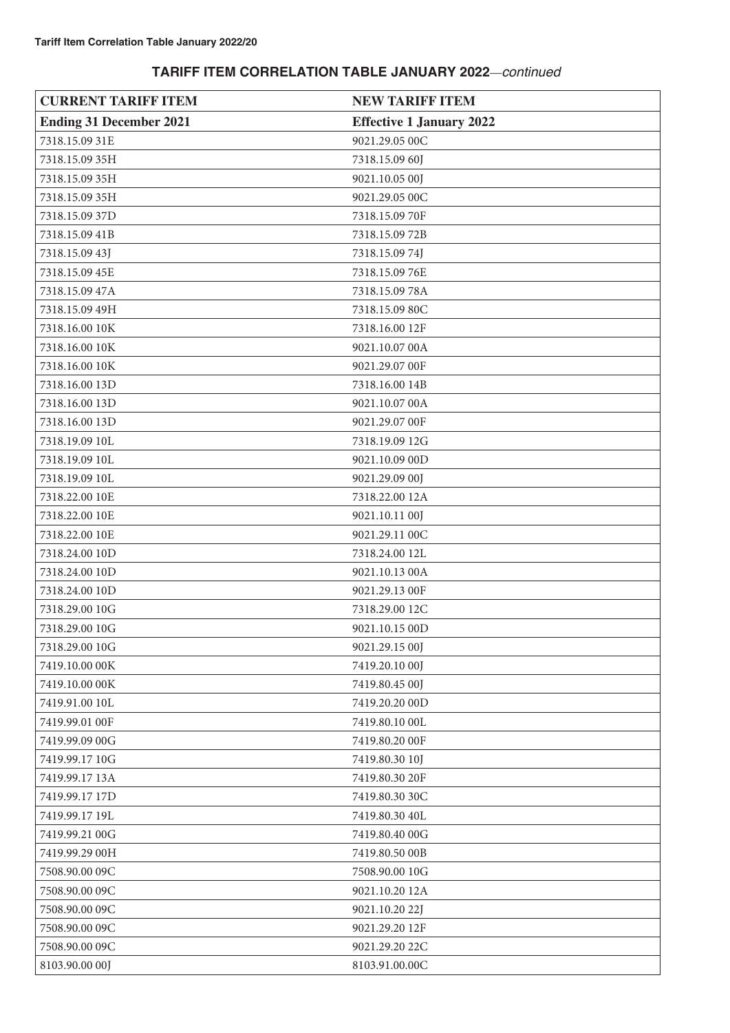## TARIFF ITEM CORRELATION TABLE JANUARY 2022—*continued*

| CURRENT TARIFF ITEM | NEW TARIFF ITEM |
|---|---|
| **Ending 31 December 2021** | **Effective 1 January 2022** |
| 7318.15.09 31E | 9021.29.05 00C |
| 7318.15.09 35H | 7318.15.09 60J |
| 7318.15.09 35H | 9021.10.05 00J |
| 7318.15.09 35H | 9021.29.05 00C |
| 7318.15.09 37D | 7318.15.09 70F |
| 7318.15.09 41B | 7318.15.09 72B |
| 7318.15.09 43J | 7318.15.09 74J |
| 7318.15.09 45E | 7318.15.09 76E |
| 7318.15.09 47A | 7318.15.09 78A |
| 7318.15.09 49H | 7318.15.09 80C |
| 7318.16.00 10K | 7318.16.00 12F |
| 7318.16.00 10K | 9021.10.07 00A |
| 7318.16.00 10K | 9021.29.07 00F |
| 7318.16.00 13D | 7318.16.00 14B |
| 7318.16.00 13D | 9021.10.07 00A |
| 7318.16.00 13D | 9021.29.07 00F |
| 7318.19.09 10L | 7318.19.09 12G |
| 7318.19.09 10L | 9021.10.09 00D |
| 7318.19.09 10L | 9021.29.09 00J |
| 7318.22.00 10E | 7318.22.00 12A |
| 7318.22.00 10E | 9021.10.11 00J |
| 7318.22.00 10E | 9021.29.11 00C |
| 7318.24.00 10D | 7318.24.00 12L |
| 7318.24.00 10D | 9021.10.13 00A |
| 7318.24.00 10D | 9021.29.13 00F |
| 7318.29.00 10G | 7318.29.00 12C |
| 7318.29.00 10G | 9021.10.15 00D |
| 7318.29.00 10G | 9021.29.15 00J |
| 7419.10.00 00K | 7419.20.10 00J |
| 7419.10.00 00K | 7419.80.45 00J |
| 7419.91.00 10L | 7419.20.20 00D |
| 7419.99.01 00F | 7419.80.10 00L |
| 7419.99.09 00G | 7419.80.20 00F |
| 7419.99.17 10G | 7419.80.30 10J |
| 7419.99.17 13A | 7419.80.30 20F |
| 7419.99.17 17D | 7419.80.30 30C |
| 7419.99.17 19L | 7419.80.30 40L |
| 7419.99.21 00G | 7419.80.40 00G |
| 7419.99.29 00H | 7419.80.50 00B |
| 7508.90.00 09C | 7508.90.00 10G |
| 7508.90.00 09C | 9021.10.20 12A |
| 7508.90.00 09C | 9021.10.20 22J |
| 7508.90.00 09C | 9021.29.20 12F |
| 7508.90.00 09C | 9021.29.20 22C |
| 8103.90.00 00J | 8103.91.00.00C |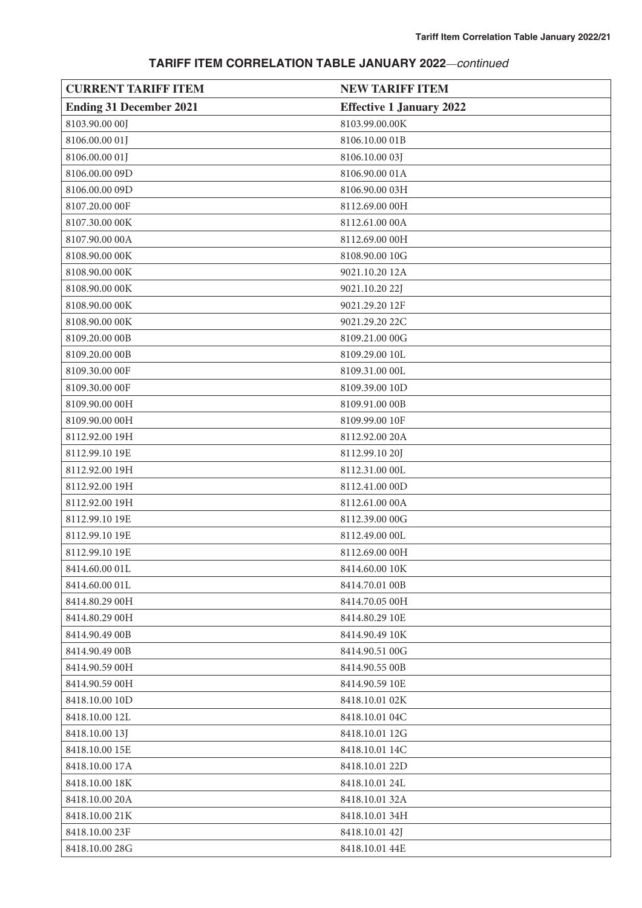## TARIFF ITEM CORRELATION TABLE JANUARY 2022—*continued*

| CURRENT TARIFF ITEM | NEW TARIFF ITEM |
|---|---|
| **Ending 31 December 2021** | **Effective 1 January 2022** |
| 8103.90.00 00J | 8103.99.00.00K |
| 8106.00.00 01J | 8106.10.00 01B |
| 8106.00.00 01J | 8106.10.00 03J |
| 8106.00.00 09D | 8106.90.00 01A |
| 8106.00.00 09D | 8106.90.00 03H |
| 8107.20.00 00F | 8112.69.00 00H |
| 8107.30.00 00K | 8112.61.00 00A |
| 8107.90.00 00A | 8112.69.00 00H |
| 8108.90.00 00K | 8108.90.00 10G |
| 8108.90.00 00K | 9021.10.20 12A |
| 8108.90.00 00K | 9021.10.20 22J |
| 8108.90.00 00K | 9021.29.20 12F |
| 8108.90.00 00K | 9021.29.20 22C |
| 8109.20.00 00B | 8109.21.00 00G |
| 8109.20.00 00B | 8109.29.00 10L |
| 8109.30.00 00F | 8109.31.00 00L |
| 8109.30.00 00F | 8109.39.00 10D |
| 8109.90.00 00H | 8109.91.00 00B |
| 8109.90.00 00H | 8109.99.00 10F |
| 8112.92.00 19H | 8112.92.00 20A |
| 8112.99.10 19E | 8112.99.10 20J |
| 8112.92.00 19H | 8112.31.00 00L |
| 8112.92.00 19H | 8112.41.00 00D |
| 8112.92.00 19H | 8112.61.00 00A |
| 8112.99.10 19E | 8112.39.00 00G |
| 8112.99.10 19E | 8112.49.00 00L |
| 8112.99.10 19E | 8112.69.00 00H |
| 8414.60.00 01L | 8414.60.00 10K |
| 8414.60.00 01L | 8414.70.01 00B |
| 8414.80.29 00H | 8414.70.05 00H |
| 8414.80.29 00H | 8414.80.29 10E |
| 8414.90.49 00B | 8414.90.49 10K |
| 8414.90.49 00B | 8414.90.51 00G |
| 8414.90.59 00H | 8414.90.55 00B |
| 8414.90.59 00H | 8414.90.59 10E |
| 8418.10.00 10D | 8418.10.01 02K |
| 8418.10.00 12L | 8418.10.01 04C |
| 8418.10.00 13J | 8418.10.01 12G |
| 8418.10.00 15E | 8418.10.01 14C |
| 8418.10.00 17A | 8418.10.01 22D |
| 8418.10.00 18K | 8418.10.01 24L |
| 8418.10.00 20A | 8418.10.01 32A |
| 8418.10.00 21K | 8418.10.01 34H |
| 8418.10.00 23F | 8418.10.01 42J |
| 8418.10.00 28G | 8418.10.01 44E |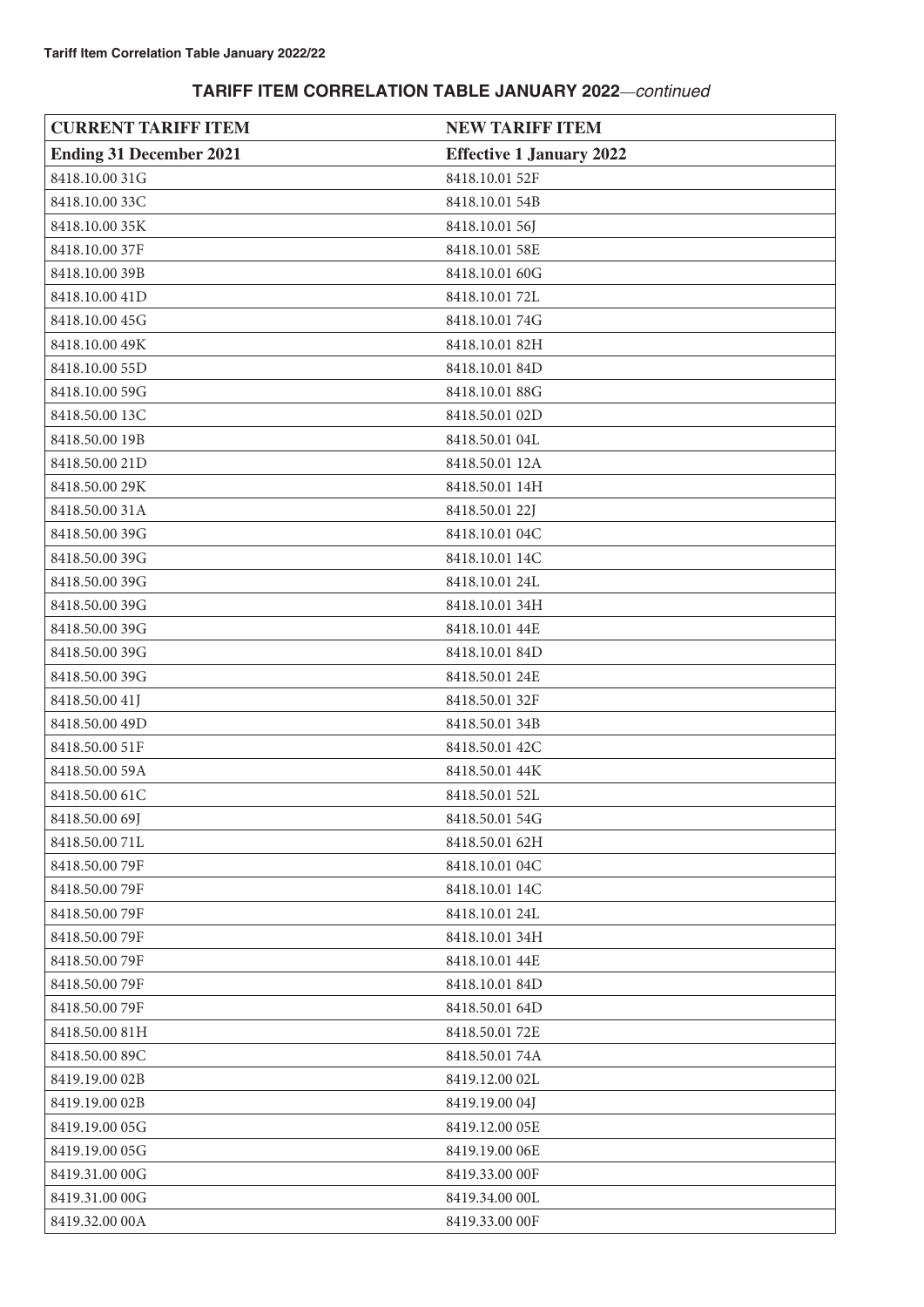## TARIFF ITEM CORRELATION TABLE JANUARY 2022—*continued*

| CURRENT TARIFF ITEM | NEW TARIFF ITEM |
|---|---|
| **Ending 31 December 2021** | **Effective 1 January 2022** |
| 8418.10.00 31G | 8418.10.01 52F |
| 8418.10.00 33C | 8418.10.01 54B |
| 8418.10.00 35K | 8418.10.01 56J |
| 8418.10.00 37F | 8418.10.01 58E |
| 8418.10.00 39B | 8418.10.01 60G |
| 8418.10.00 41D | 8418.10.01 72L |
| 8418.10.00 45G | 8418.10.01 74G |
| 8418.10.00 49K | 8418.10.01 82H |
| 8418.10.00 55D | 8418.10.01 84D |
| 8418.10.00 59G | 8418.10.01 88G |
| 8418.50.00 13C | 8418.50.01 02D |
| 8418.50.00 19B | 8418.50.01 04L |
| 8418.50.00 21D | 8418.50.01 12A |
| 8418.50.00 29K | 8418.50.01 14H |
| 8418.50.00 31A | 8418.50.01 22J |
| 8418.50.00 39G | 8418.10.01 04C |
| 8418.50.00 39G | 8418.10.01 14C |
| 8418.50.00 39G | 8418.10.01 24L |
| 8418.50.00 39G | 8418.10.01 34H |
| 8418.50.00 39G | 8418.10.01 44E |
| 8418.50.00 39G | 8418.10.01 84D |
| 8418.50.00 39G | 8418.50.01 24E |
| 8418.50.00 41J | 8418.50.01 32F |
| 8418.50.00 49D | 8418.50.01 34B |
| 8418.50.00 51F | 8418.50.01 42C |
| 8418.50.00 59A | 8418.50.01 44K |
| 8418.50.00 61C | 8418.50.01 52L |
| 8418.50.00 69J | 8418.50.01 54G |
| 8418.50.00 71L | 8418.50.01 62H |
| 8418.50.00 79F | 8418.10.01 04C |
| 8418.50.00 79F | 8418.10.01 14C |
| 8418.50.00 79F | 8418.10.01 24L |
| 8418.50.00 79F | 8418.10.01 34H |
| 8418.50.00 79F | 8418.10.01 44E |
| 8418.50.00 79F | 8418.10.01 84D |
| 8418.50.00 79F | 8418.50.01 64D |
| 8418.50.00 81H | 8418.50.01 72E |
| 8418.50.00 89C | 8418.50.01 74A |
| 8419.19.00 02B | 8419.12.00 02L |
| 8419.19.00 02B | 8419.19.00 04J |
| 8419.19.00 05G | 8419.12.00 05E |
| 8419.19.00 05G | 8419.19.00 06E |
| 8419.31.00 00G | 8419.33.00 00F |
| 8419.31.00 00G | 8419.34.00 00L |
| 8419.32.00 00A | 8419.33.00 00F |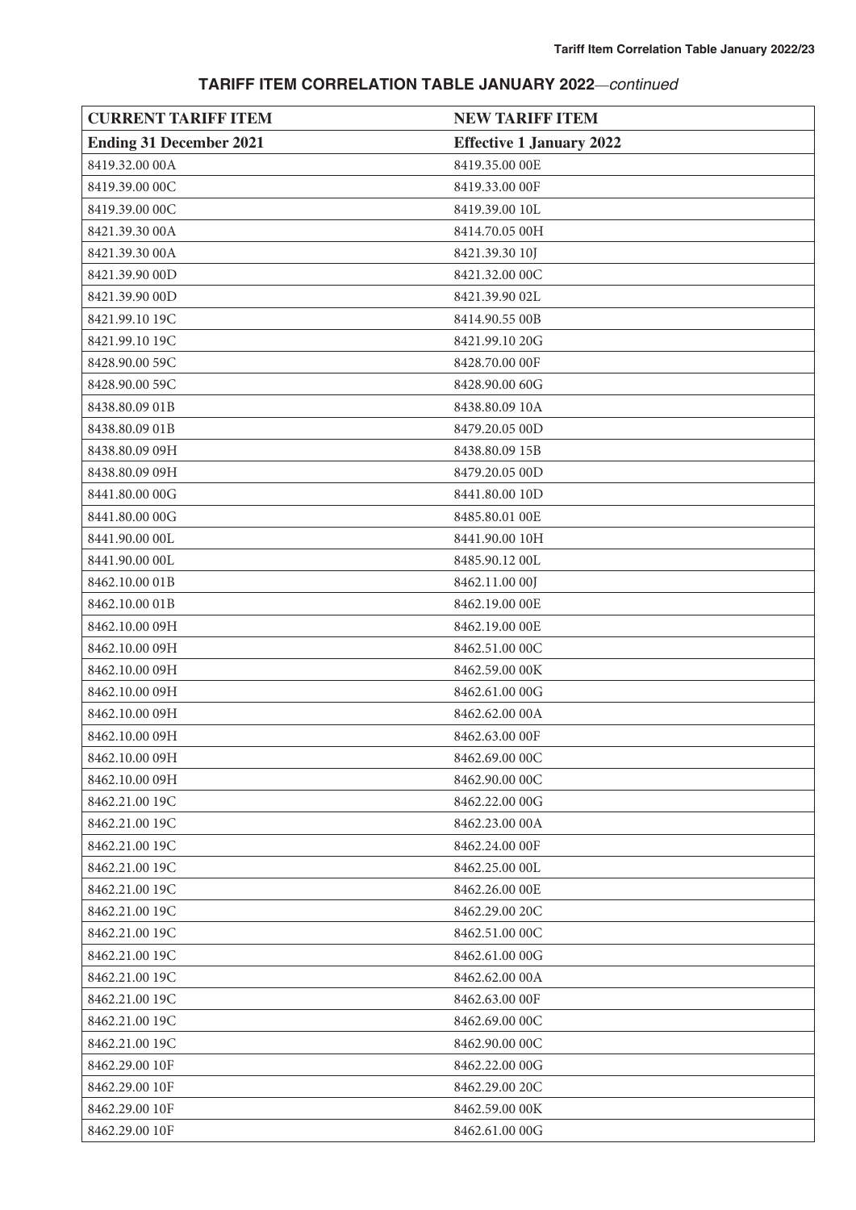## TARIFF ITEM CORRELATION TABLE JANUARY 2022—*continued*

| CURRENT TARIFF ITEM | NEW TARIFF ITEM |
|---|---|
| **Ending 31 December 2021** | **Effective 1 January 2022** |
| 8419.32.00 00A | 8419.35.00 00E |
| 8419.39.00 00C | 8419.33.00 00F |
| 8419.39.00 00C | 8419.39.00 10L |
| 8421.39.30 00A | 8414.70.05 00H |
| 8421.39.30 00A | 8421.39.30 10J |
| 8421.39.90 00D | 8421.32.00 00C |
| 8421.39.90 00D | 8421.39.90 02L |
| 8421.99.10 19C | 8414.90.55 00B |
| 8421.99.10 19C | 8421.99.10 20G |
| 8428.90.00 59C | 8428.70.00 00F |
| 8428.90.00 59C | 8428.90.00 60G |
| 8438.80.09 01B | 8438.80.09 10A |
| 8438.80.09 01B | 8479.20.05 00D |
| 8438.80.09 09H | 8438.80.09 15B |
| 8438.80.09 09H | 8479.20.05 00D |
| 8441.80.00 00G | 8441.80.00 10D |
| 8441.80.00 00G | 8485.80.01 00E |
| 8441.90.00 00L | 8441.90.00 10H |
| 8441.90.00 00L | 8485.90.12 00L |
| 8462.10.00 01B | 8462.11.00 00J |
| 8462.10.00 01B | 8462.19.00 00E |
| 8462.10.00 09H | 8462.19.00 00E |
| 8462.10.00 09H | 8462.51.00 00C |
| 8462.10.00 09H | 8462.59.00 00K |
| 8462.10.00 09H | 8462.61.00 00G |
| 8462.10.00 09H | 8462.62.00 00A |
| 8462.10.00 09H | 8462.63.00 00F |
| 8462.10.00 09H | 8462.69.00 00C |
| 8462.10.00 09H | 8462.90.00 00C |
| 8462.21.00 19C | 8462.22.00 00G |
| 8462.21.00 19C | 8462.23.00 00A |
| 8462.21.00 19C | 8462.24.00 00F |
| 8462.21.00 19C | 8462.25.00 00L |
| 8462.21.00 19C | 8462.26.00 00E |
| 8462.21.00 19C | 8462.29.00 20C |
| 8462.21.00 19C | 8462.51.00 00C |
| 8462.21.00 19C | 8462.61.00 00G |
| 8462.21.00 19C | 8462.62.00 00A |
| 8462.21.00 19C | 8462.63.00 00F |
| 8462.21.00 19C | 8462.69.00 00C |
| 8462.21.00 19C | 8462.90.00 00C |
| 8462.29.00 10F | 8462.22.00 00G |
| 8462.29.00 10F | 8462.29.00 20C |
| 8462.29.00 10F | 8462.59.00 00K |
| 8462.29.00 10F | 8462.61.00 00G |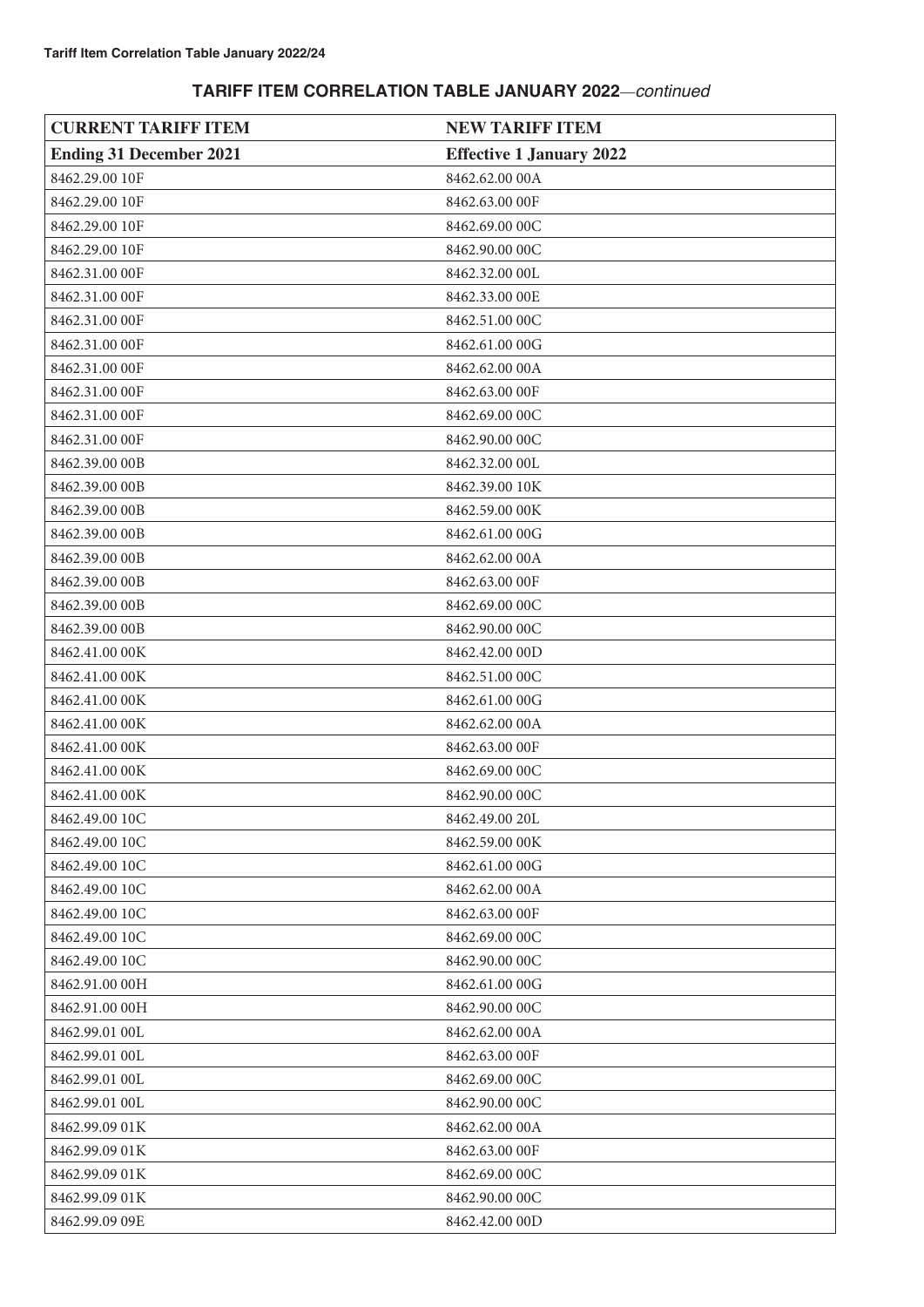## TARIFF ITEM CORRELATION TABLE JANUARY 2022—*continued*

| CURRENT TARIFF ITEM | NEW TARIFF ITEM |
|---|---|
| **Ending 31 December 2021** | **Effective 1 January 2022** |
| 8462.29.00 10F | 8462.62.00 00A |
| 8462.29.00 10F | 8462.63.00 00F |
| 8462.29.00 10F | 8462.69.00 00C |
| 8462.29.00 10F | 8462.90.00 00C |
| 8462.31.00 00F | 8462.32.00 00L |
| 8462.31.00 00F | 8462.33.00 00E |
| 8462.31.00 00F | 8462.51.00 00C |
| 8462.31.00 00F | 8462.61.00 00G |
| 8462.31.00 00F | 8462.62.00 00A |
| 8462.31.00 00F | 8462.63.00 00F |
| 8462.31.00 00F | 8462.69.00 00C |
| 8462.31.00 00F | 8462.90.00 00C |
| 8462.39.00 00B | 8462.32.00 00L |
| 8462.39.00 00B | 8462.39.00 10K |
| 8462.39.00 00B | 8462.59.00 00K |
| 8462.39.00 00B | 8462.61.00 00G |
| 8462.39.00 00B | 8462.62.00 00A |
| 8462.39.00 00B | 8462.63.00 00F |
| 8462.39.00 00B | 8462.69.00 00C |
| 8462.39.00 00B | 8462.90.00 00C |
| 8462.41.00 00K | 8462.42.00 00D |
| 8462.41.00 00K | 8462.51.00 00C |
| 8462.41.00 00K | 8462.61.00 00G |
| 8462.41.00 00K | 8462.62.00 00A |
| 8462.41.00 00K | 8462.63.00 00F |
| 8462.41.00 00K | 8462.69.00 00C |
| 8462.41.00 00K | 8462.90.00 00C |
| 8462.49.00 10C | 8462.49.00 20L |
| 8462.49.00 10C | 8462.59.00 00K |
| 8462.49.00 10C | 8462.61.00 00G |
| 8462.49.00 10C | 8462.62.00 00A |
| 8462.49.00 10C | 8462.63.00 00F |
| 8462.49.00 10C | 8462.69.00 00C |
| 8462.49.00 10C | 8462.90.00 00C |
| 8462.91.00 00H | 8462.61.00 00G |
| 8462.91.00 00H | 8462.90.00 00C |
| 8462.99.01 00L | 8462.62.00 00A |
| 8462.99.01 00L | 8462.63.00 00F |
| 8462.99.01 00L | 8462.69.00 00C |
| 8462.99.01 00L | 8462.90.00 00C |
| 8462.99.09 01K | 8462.62.00 00A |
| 8462.99.09 01K | 8462.63.00 00F |
| 8462.99.09 01K | 8462.69.00 00C |
| 8462.99.09 01K | 8462.90.00 00C |
| 8462.99.09 09E | 8462.42.00 00D |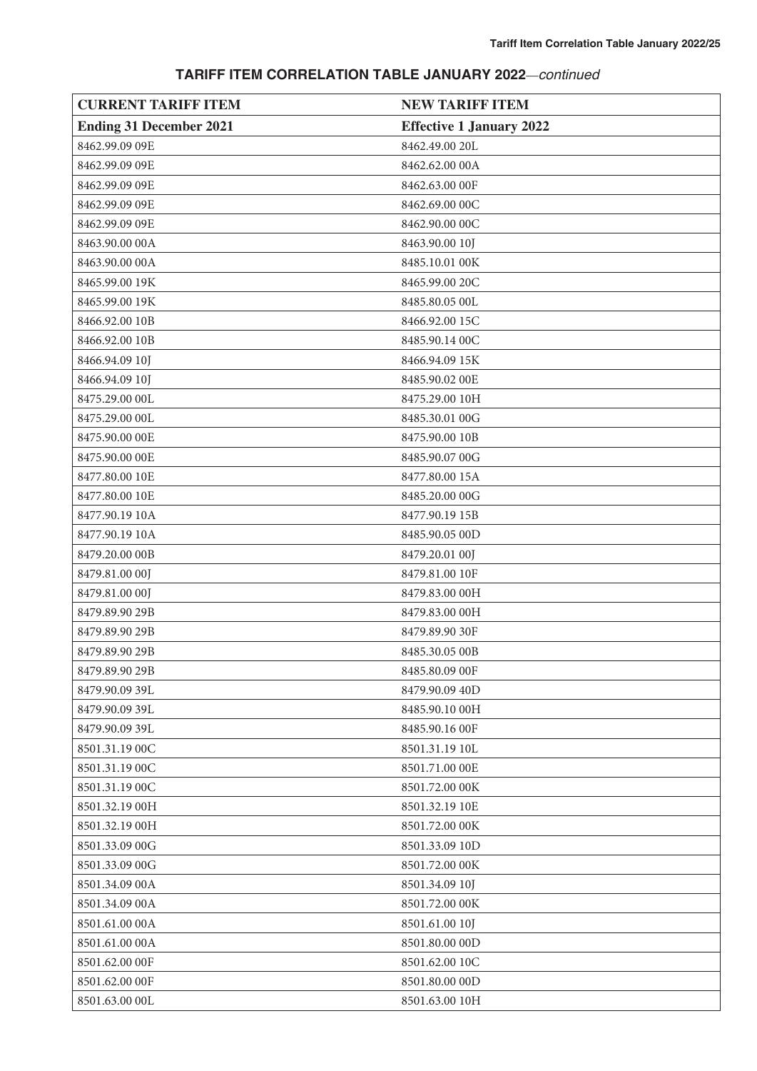## TARIFF ITEM CORRELATION TABLE JANUARY 2022—*continued*

| CURRENT TARIFF ITEM | NEW TARIFF ITEM |
|---|---|
| **Ending 31 December 2021** | **Effective 1 January 2022** |
| 8462.99.09 09E | 8462.49.00 20L |
| 8462.99.09 09E | 8462.62.00 00A |
| 8462.99.09 09E | 8462.63.00 00F |
| 8462.99.09 09E | 8462.69.00 00C |
| 8462.99.09 09E | 8462.90.00 00C |
| 8463.90.00 00A | 8463.90.00 10J |
| 8463.90.00 00A | 8485.10.01 00K |
| 8465.99.00 19K | 8465.99.00 20C |
| 8465.99.00 19K | 8485.80.05 00L |
| 8466.92.00 10B | 8466.92.00 15C |
| 8466.92.00 10B | 8485.90.14 00C |
| 8466.94.09 10J | 8466.94.09 15K |
| 8466.94.09 10J | 8485.90.02 00E |
| 8475.29.00 00L | 8475.29.00 10H |
| 8475.29.00 00L | 8485.30.01 00G |
| 8475.90.00 00E | 8475.90.00 10B |
| 8475.90.00 00E | 8485.90.07 00G |
| 8477.80.00 10E | 8477.80.00 15A |
| 8477.80.00 10E | 8485.20.00 00G |
| 8477.90.19 10A | 8477.90.19 15B |
| 8477.90.19 10A | 8485.90.05 00D |
| 8479.20.00 00B | 8479.20.01 00J |
| 8479.81.00 00J | 8479.81.00 10F |
| 8479.81.00 00J | 8479.83.00 00H |
| 8479.89.90 29B | 8479.83.00 00H |
| 8479.89.90 29B | 8479.89.90 30F |
| 8479.89.90 29B | 8485.30.05 00B |
| 8479.89.90 29B | 8485.80.09 00F |
| 8479.90.09 39L | 8479.90.09 40D |
| 8479.90.09 39L | 8485.90.10 00H |
| 8479.90.09 39L | 8485.90.16 00F |
| 8501.31.19 00C | 8501.31.19 10L |
| 8501.31.19 00C | 8501.71.00 00E |
| 8501.31.19 00C | 8501.72.00 00K |
| 8501.32.19 00H | 8501.32.19 10E |
| 8501.32.19 00H | 8501.72.00 00K |
| 8501.33.09 00G | 8501.33.09 10D |
| 8501.33.09 00G | 8501.72.00 00K |
| 8501.34.09 00A | 8501.34.09 10J |
| 8501.34.09 00A | 8501.72.00 00K |
| 8501.61.00 00A | 8501.61.00 10J |
| 8501.61.00 00A | 8501.80.00 00D |
| 8501.62.00 00F | 8501.62.00 10C |
| 8501.62.00 00F | 8501.80.00 00D |
| 8501.63.00 00L | 8501.63.00 10H |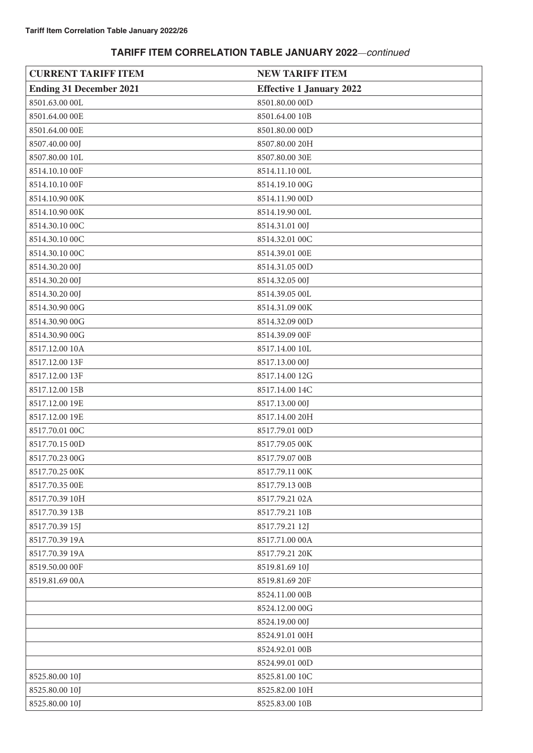## TARIFF ITEM CORRELATION TABLE JANUARY 2022—*continued*

| CURRENT TARIFF ITEM | NEW TARIFF ITEM |
|---|---|
| **Ending 31 December 2021** | **Effective 1 January 2022** |
| 8501.63.00 00L | 8501.80.00 00D |
| 8501.64.00 00E | 8501.64.00 10B |
| 8501.64.00 00E | 8501.80.00 00D |
| 8507.40.00 00J | 8507.80.00 20H |
| 8507.80.00 10L | 8507.80.00 30E |
| 8514.10.10 00F | 8514.11.10 00L |
| 8514.10.10 00F | 8514.19.10 00G |
| 8514.10.90 00K | 8514.11.90 00D |
| 8514.10.90 00K | 8514.19.90 00L |
| 8514.30.10 00C | 8514.31.01 00J |
| 8514.30.10 00C | 8514.32.01 00C |
| 8514.30.10 00C | 8514.39.01 00E |
| 8514.30.20 00J | 8514.31.05 00D |
| 8514.30.20 00J | 8514.32.05 00J |
| 8514.30.20 00J | 8514.39.05 00L |
| 8514.30.90 00G | 8514.31.09 00K |
| 8514.30.90 00G | 8514.32.09 00D |
| 8514.30.90 00G | 8514.39.09 00F |
| 8517.12.00 10A | 8517.14.00 10L |
| 8517.12.00 13F | 8517.13.00 00J |
| 8517.12.00 13F | 8517.14.00 12G |
| 8517.12.00 15B | 8517.14.00 14C |
| 8517.12.00 19E | 8517.13.00 00J |
| 8517.12.00 19E | 8517.14.00 20H |
| 8517.70.01 00C | 8517.79.01 00D |
| 8517.70.15 00D | 8517.79.05 00K |
| 8517.70.23 00G | 8517.79.07 00B |
| 8517.70.25 00K | 8517.79.11 00K |
| 8517.70.35 00E | 8517.79.13 00B |
| 8517.70.39 10H | 8517.79.21 02A |
| 8517.70.39 13B | 8517.79.21 10B |
| 8517.70.39 15J | 8517.79.21 12J |
| 8517.70.39 19A | 8517.71.00 00A |
| 8517.70.39 19A | 8517.79.21 20K |
| 8519.50.00 00F | 8519.81.69 10J |
| 8519.81.69 00A | 8519.81.69 20F |
| | 8524.11.00 00B |
| | 8524.12.00 00G |
| | 8524.19.00 00J |
| | 8524.91.01 00H |
| | 8524.92.01 00B |
| | 8524.99.01 00D |
| 8525.80.00 10J | 8525.81.00 10C |
| 8525.80.00 10J | 8525.82.00 10H |
| 8525.80.00 10J | 8525.83.00 10B |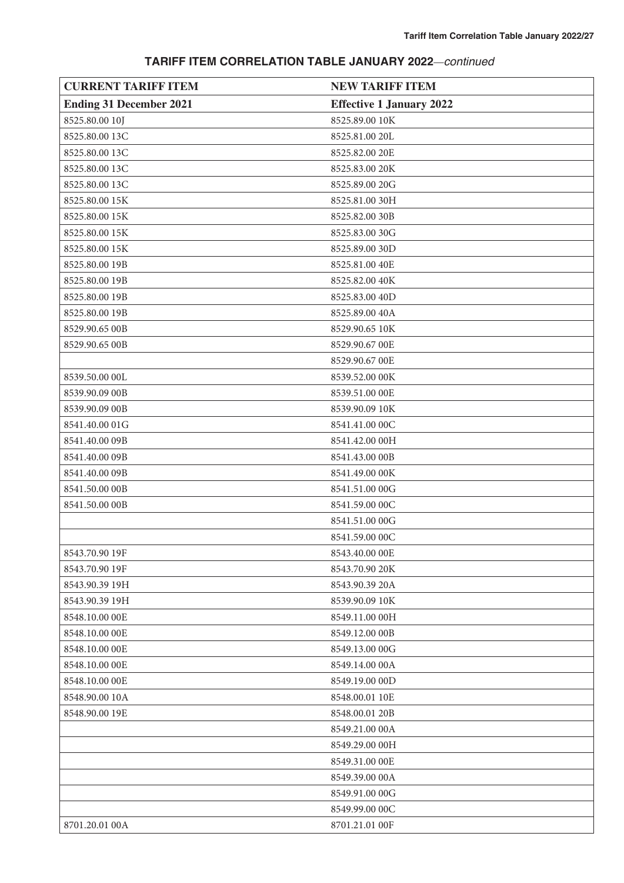## TARIFF ITEM CORRELATION TABLE JANUARY 2022—*continued*

| CURRENT TARIFF ITEM | NEW TARIFF ITEM |
|---|---|
| **Ending 31 December 2021** | **Effective 1 January 2022** |
| 8525.80.00 10J | 8525.89.00 10K |
| 8525.80.00 13C | 8525.81.00 20L |
| 8525.80.00 13C | 8525.82.00 20E |
| 8525.80.00 13C | 8525.83.00 20K |
| 8525.80.00 13C | 8525.89.00 20G |
| 8525.80.00 15K | 8525.81.00 30H |
| 8525.80.00 15K | 8525.82.00 30B |
| 8525.80.00 15K | 8525.83.00 30G |
| 8525.80.00 15K | 8525.89.00 30D |
| 8525.80.00 19B | 8525.81.00 40E |
| 8525.80.00 19B | 8525.82.00 40K |
| 8525.80.00 19B | 8525.83.00 40D |
| 8525.80.00 19B | 8525.89.00 40A |
| 8529.90.65 00B | 8529.90.65 10K |
| 8529.90.65 00B | 8529.90.67 00E |
| | 8529.90.67 00E |
| 8539.50.00 00L | 8539.52.00 00K |
| 8539.90.09 00B | 8539.51.00 00E |
| 8539.90.09 00B | 8539.90.09 10K |
| 8541.40.00 01G | 8541.41.00 00C |
| 8541.40.00 09B | 8541.42.00 00H |
| 8541.40.00 09B | 8541.43.00 00B |
| 8541.40.00 09B | 8541.49.00 00K |
| 8541.50.00 00B | 8541.51.00 00G |
| 8541.50.00 00B | 8541.59.00 00C |
| | 8541.51.00 00G |
| | 8541.59.00 00C |
| 8543.70.90 19F | 8543.40.00 00E |
| 8543.70.90 19F | 8543.70.90 20K |
| 8543.90.39 19H | 8543.90.39 20A |
| 8543.90.39 19H | 8539.90.09 10K |
| 8548.10.00 00E | 8549.11.00 00H |
| 8548.10.00 00E | 8549.12.00 00B |
| 8548.10.00 00E | 8549.13.00 00G |
| 8548.10.00 00E | 8549.14.00 00A |
| 8548.10.00 00E | 8549.19.00 00D |
| 8548.90.00 10A | 8548.00.01 10E |
| 8548.90.00 19E | 8548.00.01 20B |
| | 8549.21.00 00A |
| | 8549.29.00 00H |
| | 8549.31.00 00E |
| | 8549.39.00 00A |
| | 8549.91.00 00G |
| | 8549.99.00 00C |
| 8701.20.01 00A | 8701.21.01 00F |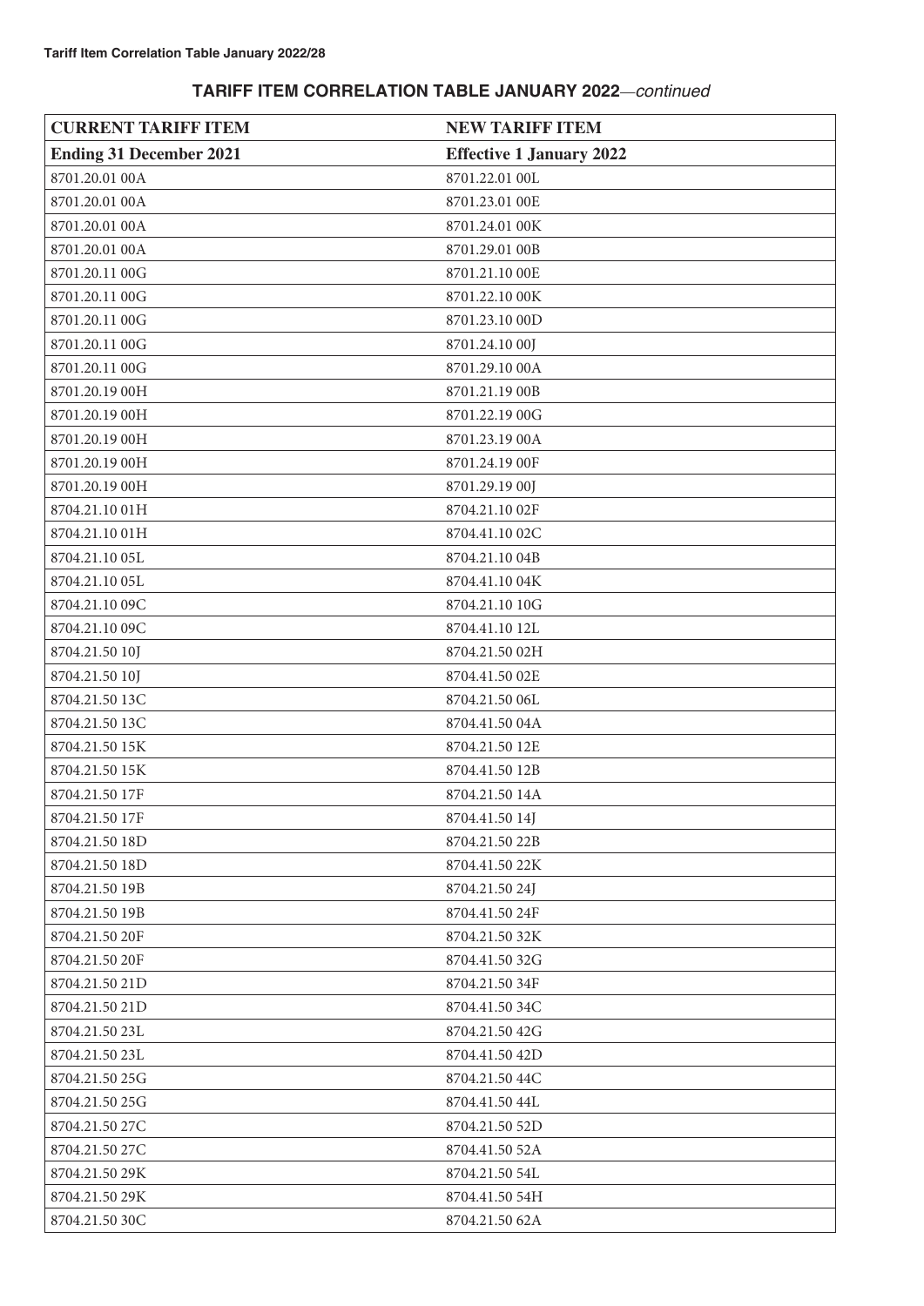## TARIFF ITEM CORRELATION TABLE JANUARY 2022—*continued*

| CURRENT TARIFF ITEM | NEW TARIFF ITEM |
|---|---|
| **Ending 31 December 2021** | **Effective 1 January 2022** |
| 8701.20.01 00A | 8701.22.01 00L |
| 8701.20.01 00A | 8701.23.01 00E |
| 8701.20.01 00A | 8701.24.01 00K |
| 8701.20.01 00A | 8701.29.01 00B |
| 8701.20.11 00G | 8701.21.10 00E |
| 8701.20.11 00G | 8701.22.10 00K |
| 8701.20.11 00G | 8701.23.10 00D |
| 8701.20.11 00G | 8701.24.10 00J |
| 8701.20.11 00G | 8701.29.10 00A |
| 8701.20.19 00H | 8701.21.19 00B |
| 8701.20.19 00H | 8701.22.19 00G |
| 8701.20.19 00H | 8701.23.19 00A |
| 8701.20.19 00H | 8701.24.19 00F |
| 8701.20.19 00H | 8701.29.19 00J |
| 8704.21.10 01H | 8704.21.10 02F |
| 8704.21.10 01H | 8704.41.10 02C |
| 8704.21.10 05L | 8704.21.10 04B |
| 8704.21.10 05L | 8704.41.10 04K |
| 8704.21.10 09C | 8704.21.10 10G |
| 8704.21.10 09C | 8704.41.10 12L |
| 8704.21.50 10J | 8704.21.50 02H |
| 8704.21.50 10J | 8704.41.50 02E |
| 8704.21.50 13C | 8704.21.50 06L |
| 8704.21.50 13C | 8704.41.50 04A |
| 8704.21.50 15K | 8704.21.50 12E |
| 8704.21.50 15K | 8704.41.50 12B |
| 8704.21.50 17F | 8704.21.50 14A |
| 8704.21.50 17F | 8704.41.50 14J |
| 8704.21.50 18D | 8704.21.50 22B |
| 8704.21.50 18D | 8704.41.50 22K |
| 8704.21.50 19B | 8704.21.50 24J |
| 8704.21.50 19B | 8704.41.50 24F |
| 8704.21.50 20F | 8704.21.50 32K |
| 8704.21.50 20F | 8704.41.50 32G |
| 8704.21.50 21D | 8704.21.50 34F |
| 8704.21.50 21D | 8704.41.50 34C |
| 8704.21.50 23L | 8704.21.50 42G |
| 8704.21.50 23L | 8704.41.50 42D |
| 8704.21.50 25G | 8704.21.50 44C |
| 8704.21.50 25G | 8704.41.50 44L |
| 8704.21.50 27C | 8704.21.50 52D |
| 8704.21.50 27C | 8704.41.50 52A |
| 8704.21.50 29K | 8704.21.50 54L |
| 8704.21.50 29K | 8704.41.50 54H |
| 8704.21.50 30C | 8704.21.50 62A |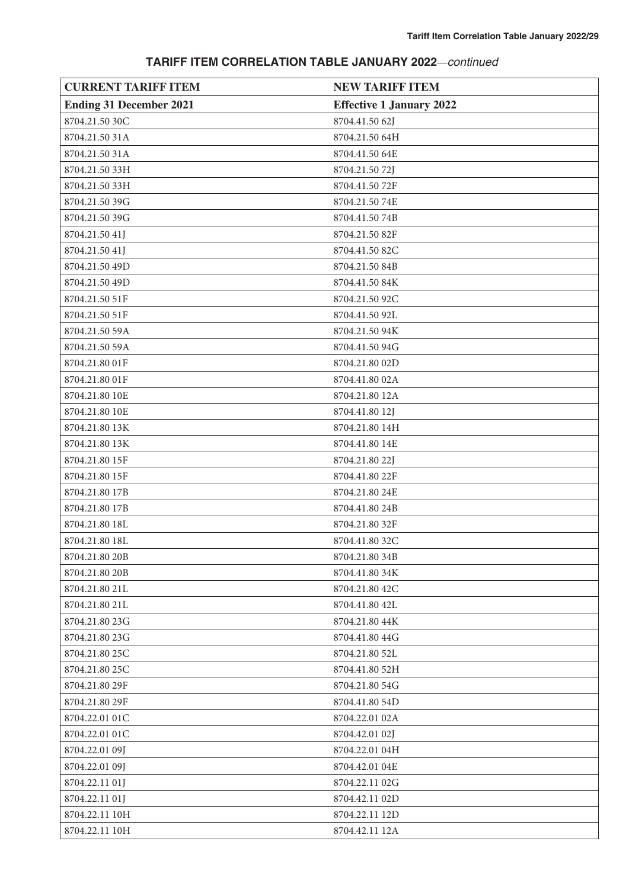## TARIFF ITEM CORRELATION TABLE JANUARY 2022—*continued*

| CURRENT TARIFF ITEM | NEW TARIFF ITEM |
|---|---|
| **Ending 31 December 2021** | **Effective 1 January 2022** |
| 8704.21.50 30C | 8704.41.50 62J |
| 8704.21.50 31A | 8704.21.50 64H |
| 8704.21.50 31A | 8704.41.50 64E |
| 8704.21.50 33H | 8704.21.50 72J |
| 8704.21.50 33H | 8704.41.50 72F |
| 8704.21.50 39G | 8704.21.50 74E |
| 8704.21.50 39G | 8704.41.50 74B |
| 8704.21.50 41J | 8704.21.50 82F |
| 8704.21.50 41J | 8704.41.50 82C |
| 8704.21.50 49D | 8704.21.50 84B |
| 8704.21.50 49D | 8704.41.50 84K |
| 8704.21.50 51F | 8704.21.50 92C |
| 8704.21.50 51F | 8704.41.50 92L |
| 8704.21.50 59A | 8704.21.50 94K |
| 8704.21.50 59A | 8704.41.50 94G |
| 8704.21.80 01F | 8704.21.80 02D |
| 8704.21.80 01F | 8704.41.80 02A |
| 8704.21.80 10E | 8704.21.80 12A |
| 8704.21.80 10E | 8704.41.80 12J |
| 8704.21.80 13K | 8704.21.80 14H |
| 8704.21.80 13K | 8704.41.80 14E |
| 8704.21.80 15F | 8704.21.80 22J |
| 8704.21.80 15F | 8704.41.80 22F |
| 8704.21.80 17B | 8704.21.80 24E |
| 8704.21.80 17B | 8704.41.80 24B |
| 8704.21.80 18L | 8704.21.80 32F |
| 8704.21.80 18L | 8704.41.80 32C |
| 8704.21.80 20B | 8704.21.80 34B |
| 8704.21.80 20B | 8704.41.80 34K |
| 8704.21.80 21L | 8704.21.80 42C |
| 8704.21.80 21L | 8704.41.80 42L |
| 8704.21.80 23G | 8704.21.80 44K |
| 8704.21.80 23G | 8704.41.80 44G |
| 8704.21.80 25C | 8704.21.80 52L |
| 8704.21.80 25C | 8704.41.80 52H |
| 8704.21.80 29F | 8704.21.80 54G |
| 8704.21.80 29F | 8704.41.80 54D |
| 8704.22.01 01C | 8704.22.01 02A |
| 8704.22.01 01C | 8704.42.01 02J |
| 8704.22.01 09J | 8704.22.01 04H |
| 8704.22.01 09J | 8704.42.01 04E |
| 8704.22.11 01J | 8704.22.11 02G |
| 8704.22.11 01J | 8704.42.11 02D |
| 8704.22.11 10H | 8704.22.11 12D |
| 8704.22.11 10H | 8704.42.11 12A |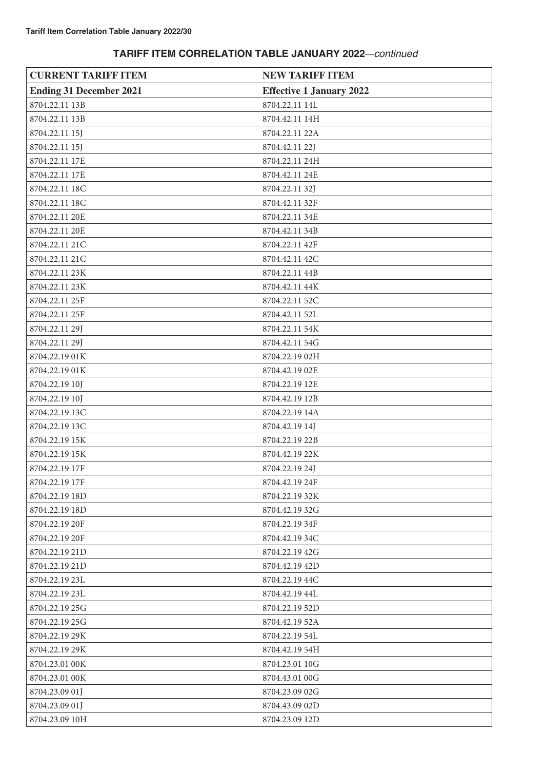## TARIFF ITEM CORRELATION TABLE JANUARY 2022—*continued*

| CURRENT TARIFF ITEM | NEW TARIFF ITEM |
|---|---|
| **Ending 31 December 2021** | **Effective 1 January 2022** |
| 8704.22.11 13B | 8704.22.11 14L |
| 8704.22.11 13B | 8704.42.11 14H |
| 8704.22.11 15J | 8704.22.11 22A |
| 8704.22.11 15J | 8704.42.11 22J |
| 8704.22.11 17E | 8704.22.11 24H |
| 8704.22.11 17E | 8704.42.11 24E |
| 8704.22.11 18C | 8704.22.11 32J |
| 8704.22.11 18C | 8704.42.11 32F |
| 8704.22.11 20E | 8704.22.11 34E |
| 8704.22.11 20E | 8704.42.11 34B |
| 8704.22.11 21C | 8704.22.11 42F |
| 8704.22.11 21C | 8704.42.11 42C |
| 8704.22.11 23K | 8704.22.11 44B |
| 8704.22.11 23K | 8704.42.11 44K |
| 8704.22.11 25F | 8704.22.11 52C |
| 8704.22.11 25F | 8704.42.11 52L |
| 8704.22.11 29J | 8704.22.11 54K |
| 8704.22.11 29J | 8704.42.11 54G |
| 8704.22.19 01K | 8704.22.19 02H |
| 8704.22.19 01K | 8704.42.19 02E |
| 8704.22.19 10J | 8704.22.19 12E |
| 8704.22.19 10J | 8704.42.19 12B |
| 8704.22.19 13C | 8704.22.19 14A |
| 8704.22.19 13C | 8704.42.19 14J |
| 8704.22.19 15K | 8704.22.19 22B |
| 8704.22.19 15K | 8704.42.19 22K |
| 8704.22.19 17F | 8704.22.19 24J |
| 8704.22.19 17F | 8704.42.19 24F |
| 8704.22.19 18D | 8704.22.19 32K |
| 8704.22.19 18D | 8704.42.19 32G |
| 8704.22.19 20F | 8704.22.19 34F |
| 8704.22.19 20F | 8704.42.19 34C |
| 8704.22.19 21D | 8704.22.19 42G |
| 8704.22.19 21D | 8704.42.19 42D |
| 8704.22.19 23L | 8704.22.19 44C |
| 8704.22.19 23L | 8704.42.19 44L |
| 8704.22.19 25G | 8704.22.19 52D |
| 8704.22.19 25G | 8704.42.19 52A |
| 8704.22.19 29K | 8704.22.19 54L |
| 8704.22.19 29K | 8704.42.19 54H |
| 8704.23.01 00K | 8704.23.01 10G |
| 8704.23.01 00K | 8704.43.01 00G |
| 8704.23.09 01J | 8704.23.09 02G |
| 8704.23.09 01J | 8704.43.09 02D |
| 8704.23.09 10H | 8704.23.09 12D |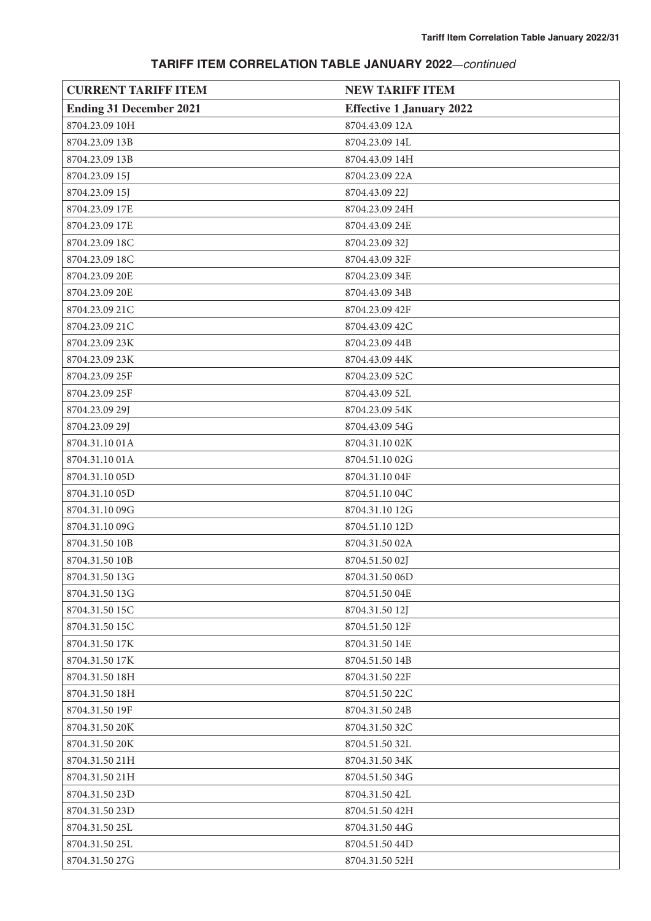## TARIFF ITEM CORRELATION TABLE JANUARY 2022—*continued*

| CURRENT TARIFF ITEM | NEW TARIFF ITEM |
|---|---|
| **Ending 31 December 2021** | **Effective 1 January 2022** |
| 8704.23.09 10H | 8704.43.09 12A |
| 8704.23.09 13B | 8704.23.09 14L |
| 8704.23.09 13B | 8704.43.09 14H |
| 8704.23.09 15J | 8704.23.09 22A |
| 8704.23.09 15J | 8704.43.09 22J |
| 8704.23.09 17E | 8704.23.09 24H |
| 8704.23.09 17E | 8704.43.09 24E |
| 8704.23.09 18C | 8704.23.09 32J |
| 8704.23.09 18C | 8704.43.09 32F |
| 8704.23.09 20E | 8704.23.09 34E |
| 8704.23.09 20E | 8704.43.09 34B |
| 8704.23.09 21C | 8704.23.09 42F |
| 8704.23.09 21C | 8704.43.09 42C |
| 8704.23.09 23K | 8704.23.09 44B |
| 8704.23.09 23K | 8704.43.09 44K |
| 8704.23.09 25F | 8704.23.09 52C |
| 8704.23.09 25F | 8704.43.09 52L |
| 8704.23.09 29J | 8704.23.09 54K |
| 8704.23.09 29J | 8704.43.09 54G |
| 8704.31.10 01A | 8704.31.10 02K |
| 8704.31.10 01A | 8704.51.10 02G |
| 8704.31.10 05D | 8704.31.10 04F |
| 8704.31.10 05D | 8704.51.10 04C |
| 8704.31.10 09G | 8704.31.10 12G |
| 8704.31.10 09G | 8704.51.10 12D |
| 8704.31.50 10B | 8704.31.50 02A |
| 8704.31.50 10B | 8704.51.50 02J |
| 8704.31.50 13G | 8704.31.50 06D |
| 8704.31.50 13G | 8704.51.50 04E |
| 8704.31.50 15C | 8704.31.50 12J |
| 8704.31.50 15C | 8704.51.50 12F |
| 8704.31.50 17K | 8704.31.50 14E |
| 8704.31.50 17K | 8704.51.50 14B |
| 8704.31.50 18H | 8704.31.50 22F |
| 8704.31.50 18H | 8704.51.50 22C |
| 8704.31.50 19F | 8704.31.50 24B |
| 8704.31.50 20K | 8704.31.50 32C |
| 8704.31.50 20K | 8704.51.50 32L |
| 8704.31.50 21H | 8704.31.50 34K |
| 8704.31.50 21H | 8704.51.50 34G |
| 8704.31.50 23D | 8704.31.50 42L |
| 8704.31.50 23D | 8704.51.50 42H |
| 8704.31.50 25L | 8704.31.50 44G |
| 8704.31.50 25L | 8704.51.50 44D |
| 8704.31.50 27G | 8704.31.50 52H |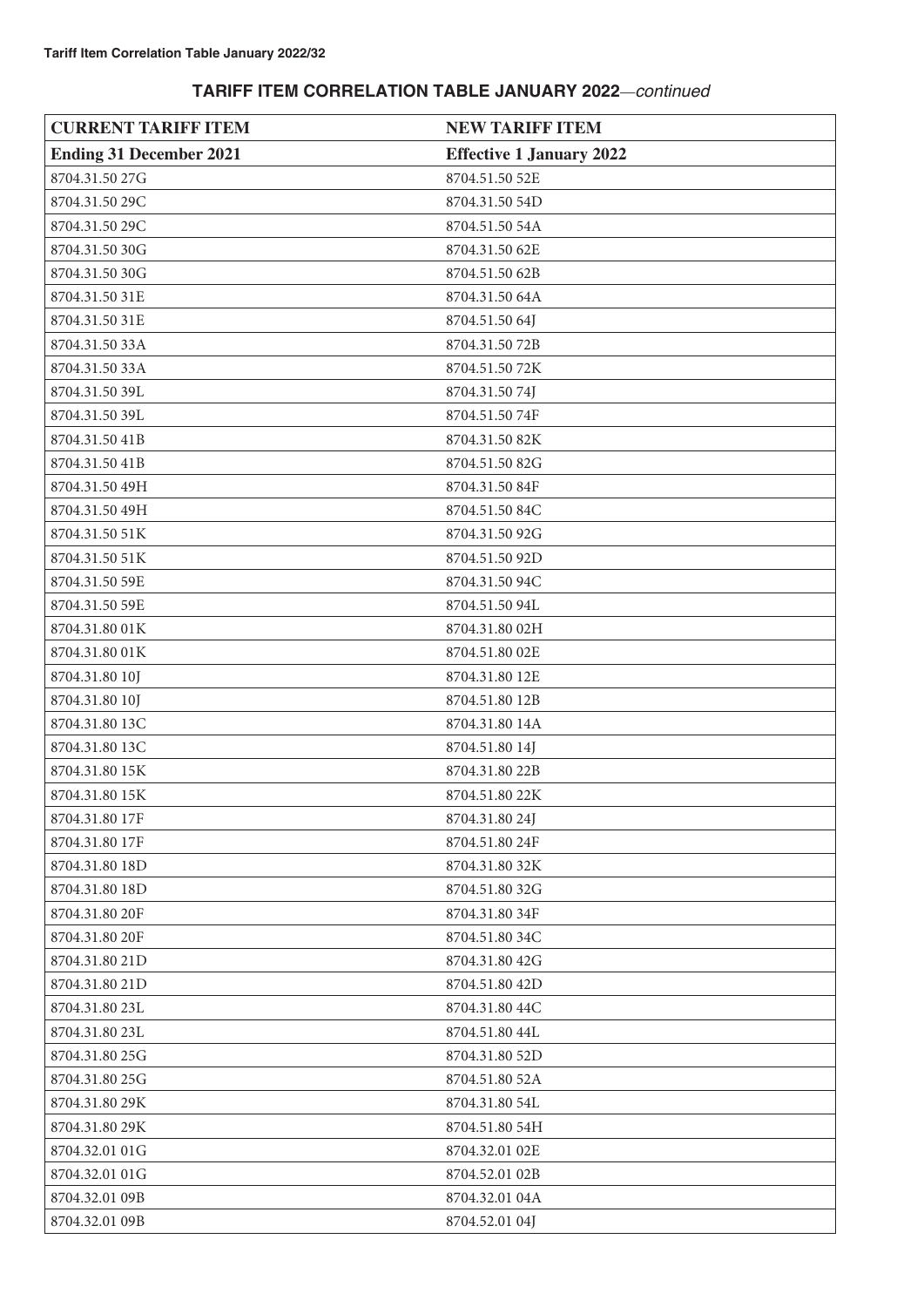## TARIFF ITEM CORRELATION TABLE JANUARY 2022—*continued*

| CURRENT TARIFF ITEM | NEW TARIFF ITEM |
|---|---|
| **Ending 31 December 2021** | **Effective 1 January 2022** |
| 8704.31.50 27G | 8704.51.50 52E |
| 8704.31.50 29C | 8704.31.50 54D |
| 8704.31.50 29C | 8704.51.50 54A |
| 8704.31.50 30G | 8704.31.50 62E |
| 8704.31.50 30G | 8704.51.50 62B |
| 8704.31.50 31E | 8704.31.50 64A |
| 8704.31.50 31E | 8704.51.50 64J |
| 8704.31.50 33A | 8704.31.50 72B |
| 8704.31.50 33A | 8704.51.50 72K |
| 8704.31.50 39L | 8704.31.50 74J |
| 8704.31.50 39L | 8704.51.50 74F |
| 8704.31.50 41B | 8704.31.50 82K |
| 8704.31.50 41B | 8704.51.50 82G |
| 8704.31.50 49H | 8704.31.50 84F |
| 8704.31.50 49H | 8704.51.50 84C |
| 8704.31.50 51K | 8704.31.50 92G |
| 8704.31.50 51K | 8704.51.50 92D |
| 8704.31.50 59E | 8704.31.50 94C |
| 8704.31.50 59E | 8704.51.50 94L |
| 8704.31.80 01K | 8704.31.80 02H |
| 8704.31.80 01K | 8704.51.80 02E |
| 8704.31.80 10J | 8704.31.80 12E |
| 8704.31.80 10J | 8704.51.80 12B |
| 8704.31.80 13C | 8704.31.80 14A |
| 8704.31.80 13C | 8704.51.80 14J |
| 8704.31.80 15K | 8704.31.80 22B |
| 8704.31.80 15K | 8704.51.80 22K |
| 8704.31.80 17F | 8704.31.80 24J |
| 8704.31.80 17F | 8704.51.80 24F |
| 8704.31.80 18D | 8704.31.80 32K |
| 8704.31.80 18D | 8704.51.80 32G |
| 8704.31.80 20F | 8704.31.80 34F |
| 8704.31.80 20F | 8704.51.80 34C |
| 8704.31.80 21D | 8704.31.80 42G |
| 8704.31.80 21D | 8704.51.80 42D |
| 8704.31.80 23L | 8704.31.80 44C |
| 8704.31.80 23L | 8704.51.80 44L |
| 8704.31.80 25G | 8704.31.80 52D |
| 8704.31.80 25G | 8704.51.80 52A |
| 8704.31.80 29K | 8704.31.80 54L |
| 8704.31.80 29K | 8704.51.80 54H |
| 8704.32.01 01G | 8704.32.01 02E |
| 8704.32.01 01G | 8704.52.01 02B |
| 8704.32.01 09B | 8704.32.01 04A |
| 8704.32.01 09B | 8704.52.01 04J |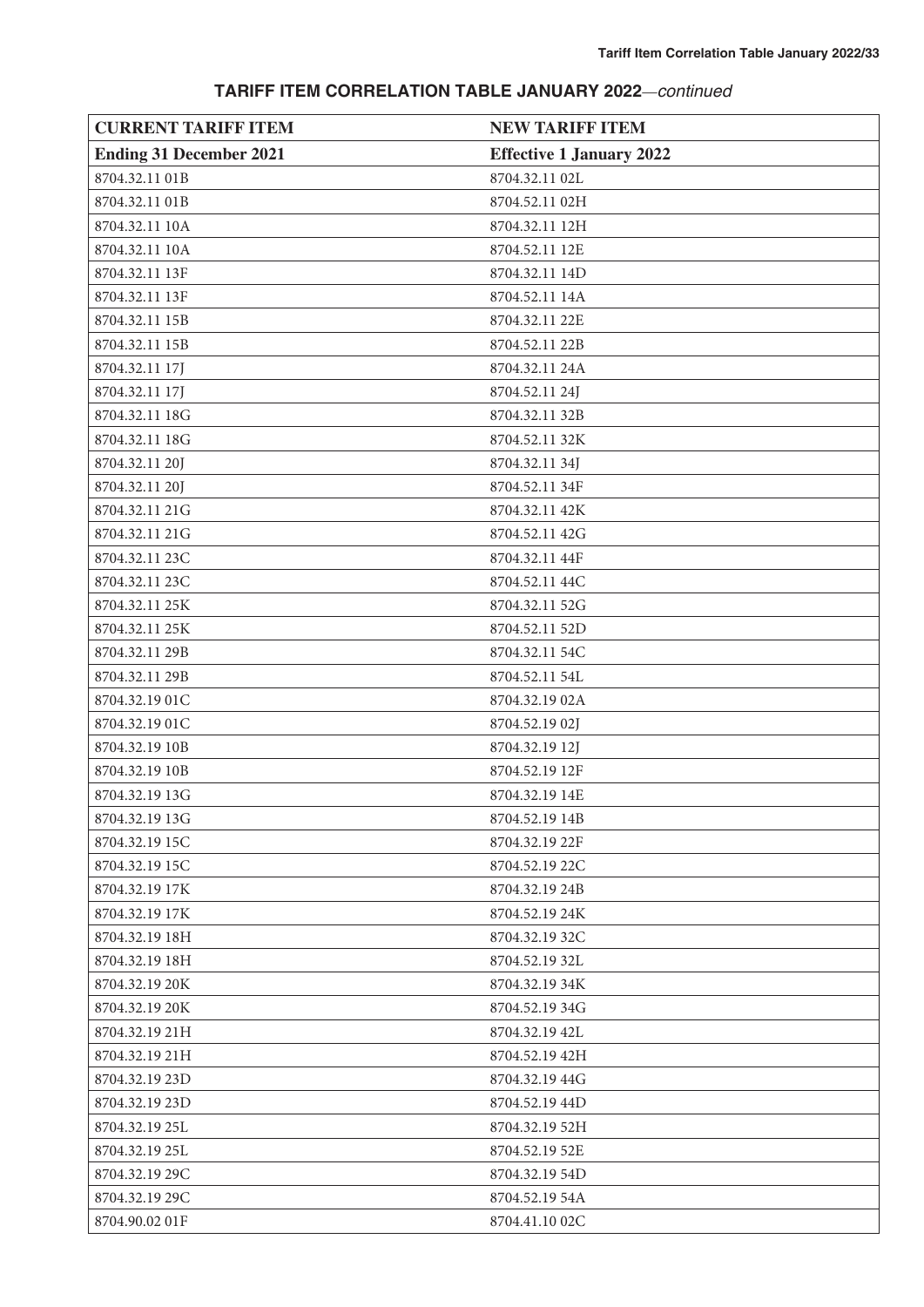## TARIFF ITEM CORRELATION TABLE JANUARY 2022—*continued*

| CURRENT TARIFF ITEM | NEW TARIFF ITEM |
|---|---|
| **Ending 31 December 2021** | **Effective 1 January 2022** |
| 8704.32.11 01B | 8704.32.11 02L |
| 8704.32.11 01B | 8704.52.11 02H |
| 8704.32.11 10A | 8704.32.11 12H |
| 8704.32.11 10A | 8704.52.11 12E |
| 8704.32.11 13F | 8704.32.11 14D |
| 8704.32.11 13F | 8704.52.11 14A |
| 8704.32.11 15B | 8704.32.11 22E |
| 8704.32.11 15B | 8704.52.11 22B |
| 8704.32.11 17J | 8704.32.11 24A |
| 8704.32.11 17J | 8704.52.11 24J |
| 8704.32.11 18G | 8704.32.11 32B |
| 8704.32.11 18G | 8704.52.11 32K |
| 8704.32.11 20J | 8704.32.11 34J |
| 8704.32.11 20J | 8704.52.11 34F |
| 8704.32.11 21G | 8704.32.11 42K |
| 8704.32.11 21G | 8704.52.11 42G |
| 8704.32.11 23C | 8704.32.11 44F |
| 8704.32.11 23C | 8704.52.11 44C |
| 8704.32.11 25K | 8704.32.11 52G |
| 8704.32.11 25K | 8704.52.11 52D |
| 8704.32.11 29B | 8704.32.11 54C |
| 8704.32.11 29B | 8704.52.11 54L |
| 8704.32.19 01C | 8704.32.19 02A |
| 8704.32.19 01C | 8704.52.19 02J |
| 8704.32.19 10B | 8704.32.19 12J |
| 8704.32.19 10B | 8704.52.19 12F |
| 8704.32.19 13G | 8704.32.19 14E |
| 8704.32.19 13G | 8704.52.19 14B |
| 8704.32.19 15C | 8704.32.19 22F |
| 8704.32.19 15C | 8704.52.19 22C |
| 8704.32.19 17K | 8704.32.19 24B |
| 8704.32.19 17K | 8704.52.19 24K |
| 8704.32.19 18H | 8704.32.19 32C |
| 8704.32.19 18H | 8704.52.19 32L |
| 8704.32.19 20K | 8704.32.19 34K |
| 8704.32.19 20K | 8704.52.19 34G |
| 8704.32.19 21H | 8704.32.19 42L |
| 8704.32.19 21H | 8704.52.19 42H |
| 8704.32.19 23D | 8704.32.19 44G |
| 8704.32.19 23D | 8704.52.19 44D |
| 8704.32.19 25L | 8704.32.19 52H |
| 8704.32.19 25L | 8704.52.19 52E |
| 8704.32.19 29C | 8704.32.19 54D |
| 8704.32.19 29C | 8704.52.19 54A |
| 8704.90.02 01F | 8704.41.10 02C |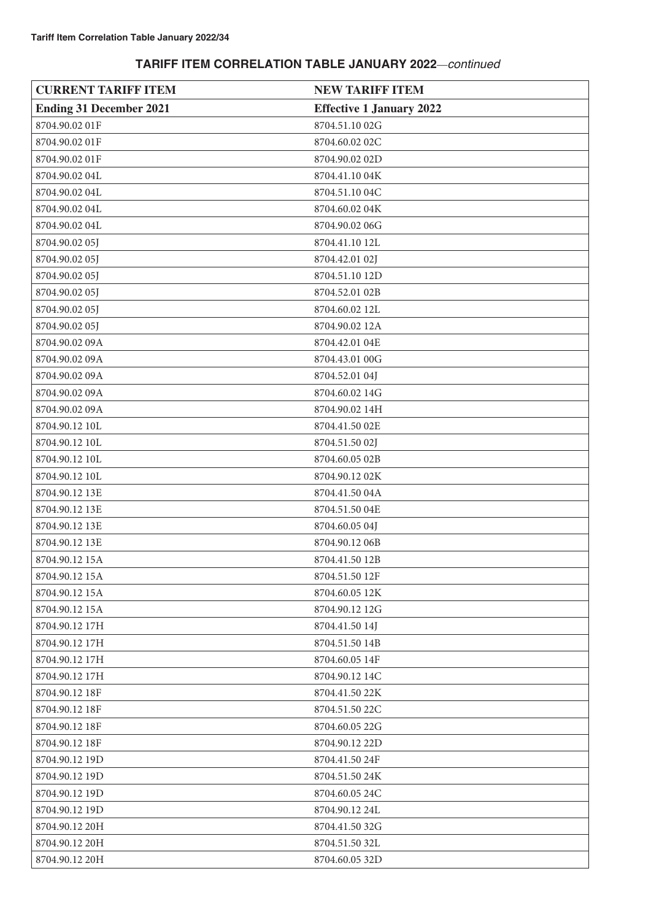## TARIFF ITEM CORRELATION TABLE JANUARY 2022—*continued*

| CURRENT TARIFF ITEM | NEW TARIFF ITEM |
|---|---|
| **Ending 31 December 2021** | **Effective 1 January 2022** |
| 8704.90.02 01F | 8704.51.10 02G |
| 8704.90.02 01F | 8704.60.02 02C |
| 8704.90.02 01F | 8704.90.02 02D |
| 8704.90.02 04L | 8704.41.10 04K |
| 8704.90.02 04L | 8704.51.10 04C |
| 8704.90.02 04L | 8704.60.02 04K |
| 8704.90.02 04L | 8704.90.02 06G |
| 8704.90.02 05J | 8704.41.10 12L |
| 8704.90.02 05J | 8704.42.01 02J |
| 8704.90.02 05J | 8704.51.10 12D |
| 8704.90.02 05J | 8704.52.01 02B |
| 8704.90.02 05J | 8704.60.02 12L |
| 8704.90.02 05J | 8704.90.02 12A |
| 8704.90.02 09A | 8704.42.01 04E |
| 8704.90.02 09A | 8704.43.01 00G |
| 8704.90.02 09A | 8704.52.01 04J |
| 8704.90.02 09A | 8704.60.02 14G |
| 8704.90.02 09A | 8704.90.02 14H |
| 8704.90.12 10L | 8704.41.50 02E |
| 8704.90.12 10L | 8704.51.50 02J |
| 8704.90.12 10L | 8704.60.05 02B |
| 8704.90.12 10L | 8704.90.12 02K |
| 8704.90.12 13E | 8704.41.50 04A |
| 8704.90.12 13E | 8704.51.50 04E |
| 8704.90.12 13E | 8704.60.05 04J |
| 8704.90.12 13E | 8704.90.12 06B |
| 8704.90.12 15A | 8704.41.50 12B |
| 8704.90.12 15A | 8704.51.50 12F |
| 8704.90.12 15A | 8704.60.05 12K |
| 8704.90.12 15A | 8704.90.12 12G |
| 8704.90.12 17H | 8704.41.50 14J |
| 8704.90.12 17H | 8704.51.50 14B |
| 8704.90.12 17H | 8704.60.05 14F |
| 8704.90.12 17H | 8704.90.12 14C |
| 8704.90.12 18F | 8704.41.50 22K |
| 8704.90.12 18F | 8704.51.50 22C |
| 8704.90.12 18F | 8704.60.05 22G |
| 8704.90.12 18F | 8704.90.12 22D |
| 8704.90.12 19D | 8704.41.50 24F |
| 8704.90.12 19D | 8704.51.50 24K |
| 8704.90.12 19D | 8704.60.05 24C |
| 8704.90.12 19D | 8704.90.12 24L |
| 8704.90.12 20H | 8704.41.50 32G |
| 8704.90.12 20H | 8704.51.50 32L |
| 8704.90.12 20H | 8704.60.05 32D |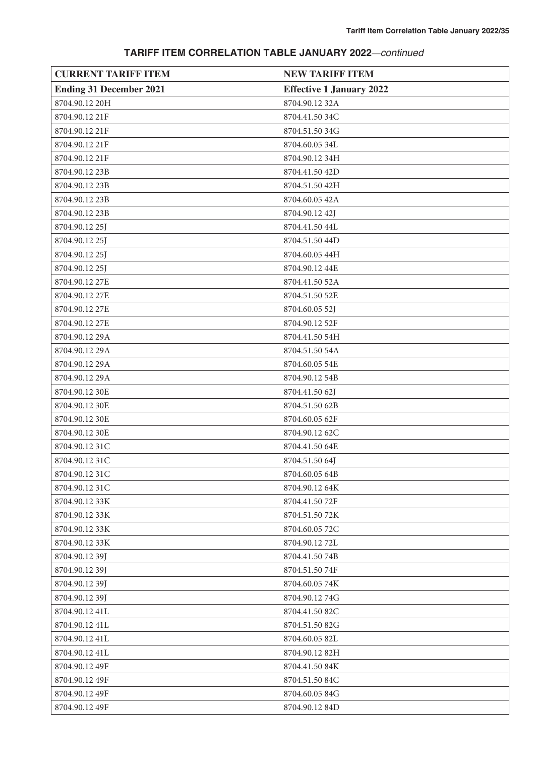## TARIFF ITEM CORRELATION TABLE JANUARY 2022—*continued*

| CURRENT TARIFF ITEM | NEW TARIFF ITEM |
|---|---|
| **Ending 31 December 2021** | **Effective 1 January 2022** |
| 8704.90.12 20H | 8704.90.12 32A |
| 8704.90.12 21F | 8704.41.50 34C |
| 8704.90.12 21F | 8704.51.50 34G |
| 8704.90.12 21F | 8704.60.05 34L |
| 8704.90.12 21F | 8704.90.12 34H |
| 8704.90.12 23B | 8704.41.50 42D |
| 8704.90.12 23B | 8704.51.50 42H |
| 8704.90.12 23B | 8704.60.05 42A |
| 8704.90.12 23B | 8704.90.12 42J |
| 8704.90.12 25J | 8704.41.50 44L |
| 8704.90.12 25J | 8704.51.50 44D |
| 8704.90.12 25J | 8704.60.05 44H |
| 8704.90.12 25J | 8704.90.12 44E |
| 8704.90.12 27E | 8704.41.50 52A |
| 8704.90.12 27E | 8704.51.50 52E |
| 8704.90.12 27E | 8704.60.05 52J |
| 8704.90.12 27E | 8704.90.12 52F |
| 8704.90.12 29A | 8704.41.50 54H |
| 8704.90.12 29A | 8704.51.50 54A |
| 8704.90.12 29A | 8704.60.05 54E |
| 8704.90.12 29A | 8704.90.12 54B |
| 8704.90.12 30E | 8704.41.50 62J |
| 8704.90.12 30E | 8704.51.50 62B |
| 8704.90.12 30E | 8704.60.05 62F |
| 8704.90.12 30E | 8704.90.12 62C |
| 8704.90.12 31C | 8704.41.50 64E |
| 8704.90.12 31C | 8704.51.50 64J |
| 8704.90.12 31C | 8704.60.05 64B |
| 8704.90.12 31C | 8704.90.12 64K |
| 8704.90.12 33K | 8704.41.50 72F |
| 8704.90.12 33K | 8704.51.50 72K |
| 8704.90.12 33K | 8704.60.05 72C |
| 8704.90.12 33K | 8704.90.12 72L |
| 8704.90.12 39J | 8704.41.50 74B |
| 8704.90.12 39J | 8704.51.50 74F |
| 8704.90.12 39J | 8704.60.05 74K |
| 8704.90.12 39J | 8704.90.12 74G |
| 8704.90.12 41L | 8704.41.50 82C |
| 8704.90.12 41L | 8704.51.50 82G |
| 8704.90.12 41L | 8704.60.05 82L |
| 8704.90.12 41L | 8704.90.12 82H |
| 8704.90.12 49F | 8704.41.50 84K |
| 8704.90.12 49F | 8704.51.50 84C |
| 8704.90.12 49F | 8704.60.05 84G |
| 8704.90.12 49F | 8704.90.12 84D |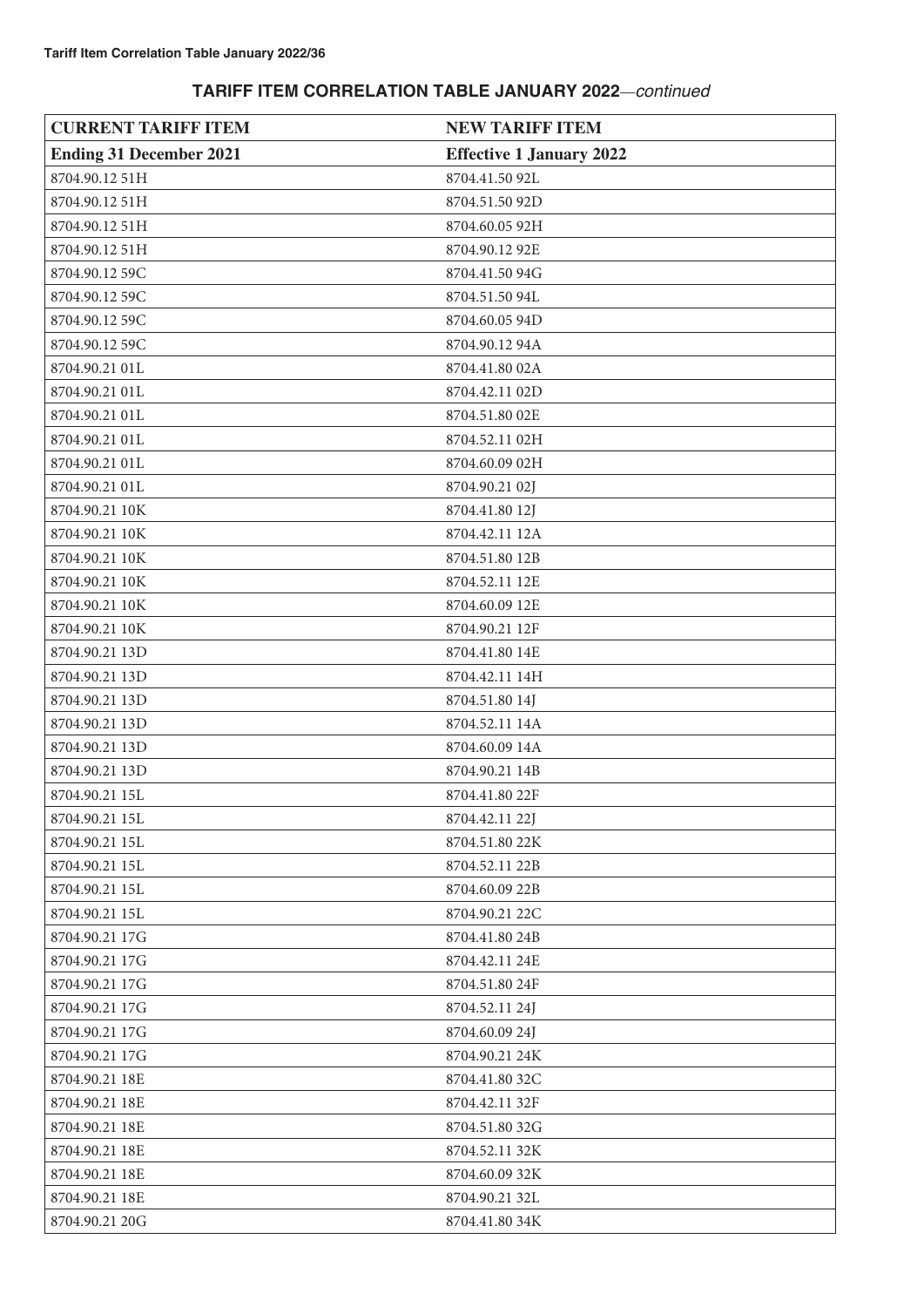## TARIFF ITEM CORRELATION TABLE JANUARY 2022—*continued*

| CURRENT TARIFF ITEM | NEW TARIFF ITEM |
|---|---|
| **Ending 31 December 2021** | **Effective 1 January 2022** |
| 8704.90.12 51H | 8704.41.50 92L |
| 8704.90.12 51H | 8704.51.50 92D |
| 8704.90.12 51H | 8704.60.05 92H |
| 8704.90.12 51H | 8704.90.12 92E |
| 8704.90.12 59C | 8704.41.50 94G |
| 8704.90.12 59C | 8704.51.50 94L |
| 8704.90.12 59C | 8704.60.05 94D |
| 8704.90.12 59C | 8704.90.12 94A |
| 8704.90.21 01L | 8704.41.80 02A |
| 8704.90.21 01L | 8704.42.11 02D |
| 8704.90.21 01L | 8704.51.80 02E |
| 8704.90.21 01L | 8704.52.11 02H |
| 8704.90.21 01L | 8704.60.09 02H |
| 8704.90.21 01L | 8704.90.21 02J |
| 8704.90.21 10K | 8704.41.80 12J |
| 8704.90.21 10K | 8704.42.11 12A |
| 8704.90.21 10K | 8704.51.80 12B |
| 8704.90.21 10K | 8704.52.11 12E |
| 8704.90.21 10K | 8704.60.09 12E |
| 8704.90.21 10K | 8704.90.21 12F |
| 8704.90.21 13D | 8704.41.80 14E |
| 8704.90.21 13D | 8704.42.11 14H |
| 8704.90.21 13D | 8704.51.80 14J |
| 8704.90.21 13D | 8704.52.11 14A |
| 8704.90.21 13D | 8704.60.09 14A |
| 8704.90.21 13D | 8704.90.21 14B |
| 8704.90.21 15L | 8704.41.80 22F |
| 8704.90.21 15L | 8704.42.11 22J |
| 8704.90.21 15L | 8704.51.80 22K |
| 8704.90.21 15L | 8704.52.11 22B |
| 8704.90.21 15L | 8704.60.09 22B |
| 8704.90.21 15L | 8704.90.21 22C |
| 8704.90.21 17G | 8704.41.80 24B |
| 8704.90.21 17G | 8704.42.11 24E |
| 8704.90.21 17G | 8704.51.80 24F |
| 8704.90.21 17G | 8704.52.11 24J |
| 8704.90.21 17G | 8704.60.09 24J |
| 8704.90.21 17G | 8704.90.21 24K |
| 8704.90.21 18E | 8704.41.80 32C |
| 8704.90.21 18E | 8704.42.11 32F |
| 8704.90.21 18E | 8704.51.80 32G |
| 8704.90.21 18E | 8704.52.11 32K |
| 8704.90.21 18E | 8704.60.09 32K |
| 8704.90.21 18E | 8704.90.21 32L |
| 8704.90.21 20G | 8704.41.80 34K |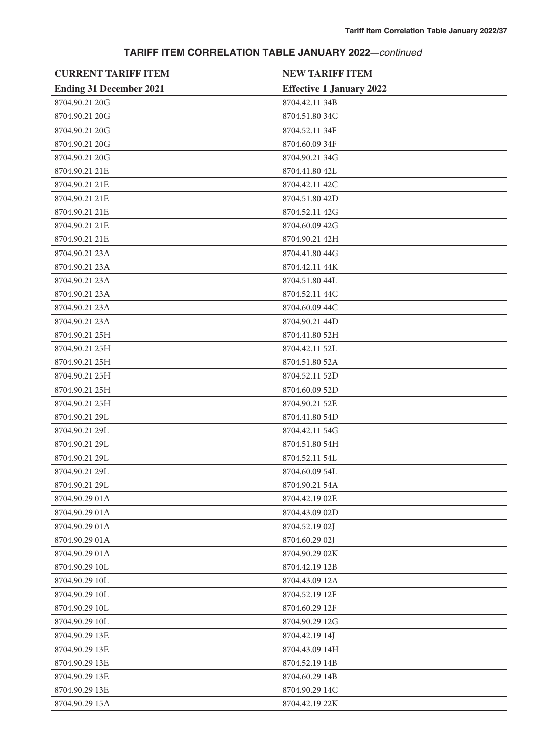## TARIFF ITEM CORRELATION TABLE JANUARY 2022—*continued*

| CURRENT TARIFF ITEM | NEW TARIFF ITEM |
|---|---|
| **Ending 31 December 2021** | **Effective 1 January 2022** |
| 8704.90.21 20G | 8704.42.11 34B |
| 8704.90.21 20G | 8704.51.80 34C |
| 8704.90.21 20G | 8704.52.11 34F |
| 8704.90.21 20G | 8704.60.09 34F |
| 8704.90.21 20G | 8704.90.21 34G |
| 8704.90.21 21E | 8704.41.80 42L |
| 8704.90.21 21E | 8704.42.11 42C |
| 8704.90.21 21E | 8704.51.80 42D |
| 8704.90.21 21E | 8704.52.11 42G |
| 8704.90.21 21E | 8704.60.09 42G |
| 8704.90.21 21E | 8704.90.21 42H |
| 8704.90.21 23A | 8704.41.80 44G |
| 8704.90.21 23A | 8704.42.11 44K |
| 8704.90.21 23A | 8704.51.80 44L |
| 8704.90.21 23A | 8704.52.11 44C |
| 8704.90.21 23A | 8704.60.09 44C |
| 8704.90.21 23A | 8704.90.21 44D |
| 8704.90.21 25H | 8704.41.80 52H |
| 8704.90.21 25H | 8704.42.11 52L |
| 8704.90.21 25H | 8704.51.80 52A |
| 8704.90.21 25H | 8704.52.11 52D |
| 8704.90.21 25H | 8704.60.09 52D |
| 8704.90.21 25H | 8704.90.21 52E |
| 8704.90.21 29L | 8704.41.80 54D |
| 8704.90.21 29L | 8704.42.11 54G |
| 8704.90.21 29L | 8704.51.80 54H |
| 8704.90.21 29L | 8704.52.11 54L |
| 8704.90.21 29L | 8704.60.09 54L |
| 8704.90.21 29L | 8704.90.21 54A |
| 8704.90.29 01A | 8704.42.19 02E |
| 8704.90.29 01A | 8704.43.09 02D |
| 8704.90.29 01A | 8704.52.19 02J |
| 8704.90.29 01A | 8704.60.29 02J |
| 8704.90.29 01A | 8704.90.29 02K |
| 8704.90.29 10L | 8704.42.19 12B |
| 8704.90.29 10L | 8704.43.09 12A |
| 8704.90.29 10L | 8704.52.19 12F |
| 8704.90.29 10L | 8704.60.29 12F |
| 8704.90.29 10L | 8704.90.29 12G |
| 8704.90.29 13E | 8704.42.19 14J |
| 8704.90.29 13E | 8704.43.09 14H |
| 8704.90.29 13E | 8704.52.19 14B |
| 8704.90.29 13E | 8704.60.29 14B |
| 8704.90.29 13E | 8704.90.29 14C |
| 8704.90.29 15A | 8704.42.19 22K |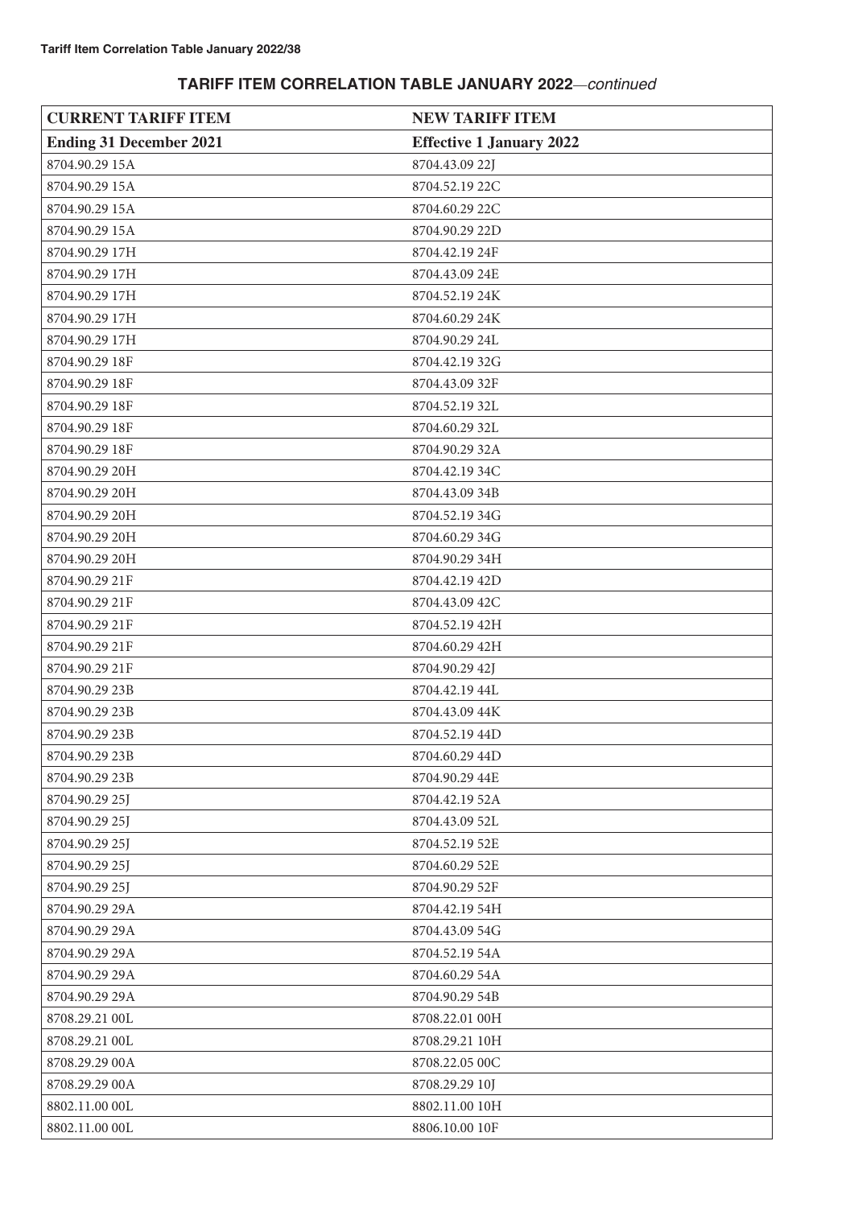## TARIFF ITEM CORRELATION TABLE JANUARY 2022—*continued*

| CURRENT TARIFF ITEM | NEW TARIFF ITEM |
|---|---|
| **Ending 31 December 2021** | **Effective 1 January 2022** |
| 8704.90.29 15A | 8704.43.09 22J |
| 8704.90.29 15A | 8704.52.19 22C |
| 8704.90.29 15A | 8704.60.29 22C |
| 8704.90.29 15A | 8704.90.29 22D |
| 8704.90.29 17H | 8704.42.19 24F |
| 8704.90.29 17H | 8704.43.09 24E |
| 8704.90.29 17H | 8704.52.19 24K |
| 8704.90.29 17H | 8704.60.29 24K |
| 8704.90.29 17H | 8704.90.29 24L |
| 8704.90.29 18F | 8704.42.19 32G |
| 8704.90.29 18F | 8704.43.09 32F |
| 8704.90.29 18F | 8704.52.19 32L |
| 8704.90.29 18F | 8704.60.29 32L |
| 8704.90.29 18F | 8704.90.29 32A |
| 8704.90.29 20H | 8704.42.19 34C |
| 8704.90.29 20H | 8704.43.09 34B |
| 8704.90.29 20H | 8704.52.19 34G |
| 8704.90.29 20H | 8704.60.29 34G |
| 8704.90.29 20H | 8704.90.29 34H |
| 8704.90.29 21F | 8704.42.19 42D |
| 8704.90.29 21F | 8704.43.09 42C |
| 8704.90.29 21F | 8704.52.19 42H |
| 8704.90.29 21F | 8704.60.29 42H |
| 8704.90.29 21F | 8704.90.29 42J |
| 8704.90.29 23B | 8704.42.19 44L |
| 8704.90.29 23B | 8704.43.09 44K |
| 8704.90.29 23B | 8704.52.19 44D |
| 8704.90.29 23B | 8704.60.29 44D |
| 8704.90.29 23B | 8704.90.29 44E |
| 8704.90.29 25J | 8704.42.19 52A |
| 8704.90.29 25J | 8704.43.09 52L |
| 8704.90.29 25J | 8704.52.19 52E |
| 8704.90.29 25J | 8704.60.29 52E |
| 8704.90.29 25J | 8704.90.29 52F |
| 8704.90.29 29A | 8704.42.19 54H |
| 8704.90.29 29A | 8704.43.09 54G |
| 8704.90.29 29A | 8704.52.19 54A |
| 8704.90.29 29A | 8704.60.29 54A |
| 8704.90.29 29A | 8704.90.29 54B |
| 8708.29.21 00L | 8708.22.01 00H |
| 8708.29.21 00L | 8708.29.21 10H |
| 8708.29.29 00A | 8708.22.05 00C |
| 8708.29.29 00A | 8708.29.29 10J |
| 8802.11.00 00L | 8802.11.00 10H |
| 8802.11.00 00L | 8806.10.00 10F |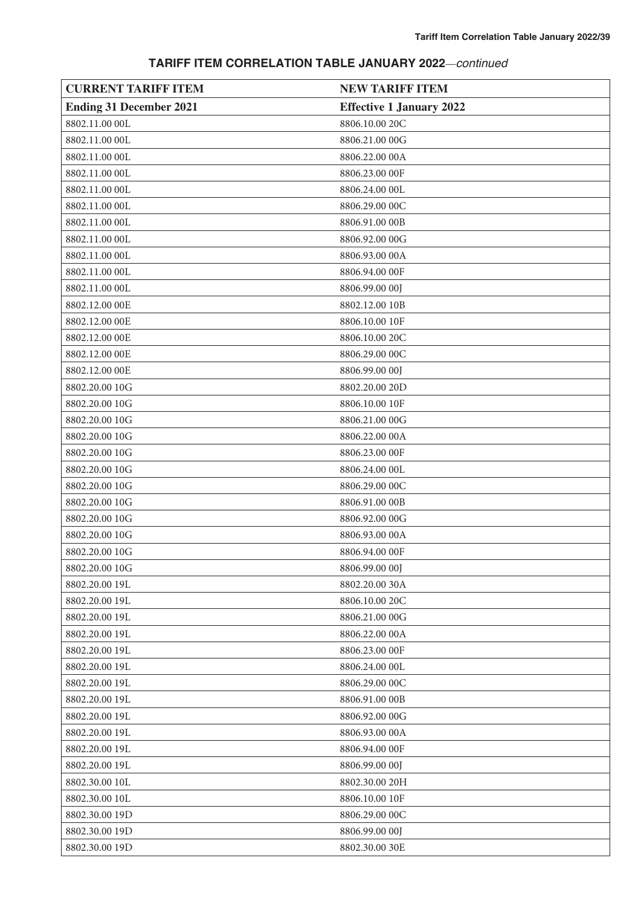## TARIFF ITEM CORRELATION TABLE JANUARY 2022—*continued*

| CURRENT TARIFF ITEM | NEW TARIFF ITEM |
|---|---|
| **Ending 31 December 2021** | **Effective 1 January 2022** |
| 8802.11.00 00L | 8806.10.00 20C |
| 8802.11.00 00L | 8806.21.00 00G |
| 8802.11.00 00L | 8806.22.00 00A |
| 8802.11.00 00L | 8806.23.00 00F |
| 8802.11.00 00L | 8806.24.00 00L |
| 8802.11.00 00L | 8806.29.00 00C |
| 8802.11.00 00L | 8806.91.00 00B |
| 8802.11.00 00L | 8806.92.00 00G |
| 8802.11.00 00L | 8806.93.00 00A |
| 8802.11.00 00L | 8806.94.00 00F |
| 8802.11.00 00L | 8806.99.00 00J |
| 8802.12.00 00E | 8802.12.00 10B |
| 8802.12.00 00E | 8806.10.00 10F |
| 8802.12.00 00E | 8806.10.00 20C |
| 8802.12.00 00E | 8806.29.00 00C |
| 8802.12.00 00E | 8806.99.00 00J |
| 8802.20.00 10G | 8802.20.00 20D |
| 8802.20.00 10G | 8806.10.00 10F |
| 8802.20.00 10G | 8806.21.00 00G |
| 8802.20.00 10G | 8806.22.00 00A |
| 8802.20.00 10G | 8806.23.00 00F |
| 8802.20.00 10G | 8806.24.00 00L |
| 8802.20.00 10G | 8806.29.00 00C |
| 8802.20.00 10G | 8806.91.00 00B |
| 8802.20.00 10G | 8806.92.00 00G |
| 8802.20.00 10G | 8806.93.00 00A |
| 8802.20.00 10G | 8806.94.00 00F |
| 8802.20.00 10G | 8806.99.00 00J |
| 8802.20.00 19L | 8802.20.00 30A |
| 8802.20.00 19L | 8806.10.00 20C |
| 8802.20.00 19L | 8806.21.00 00G |
| 8802.20.00 19L | 8806.22.00 00A |
| 8802.20.00 19L | 8806.23.00 00F |
| 8802.20.00 19L | 8806.24.00 00L |
| 8802.20.00 19L | 8806.29.00 00C |
| 8802.20.00 19L | 8806.91.00 00B |
| 8802.20.00 19L | 8806.92.00 00G |
| 8802.20.00 19L | 8806.93.00 00A |
| 8802.20.00 19L | 8806.94.00 00F |
| 8802.20.00 19L | 8806.99.00 00J |
| 8802.30.00 10L | 8802.30.00 20H |
| 8802.30.00 10L | 8806.10.00 10F |
| 8802.30.00 19D | 8806.29.00 00C |
| 8802.30.00 19D | 8806.99.00 00J |
| 8802.30.00 19D | 8802.30.00 30E |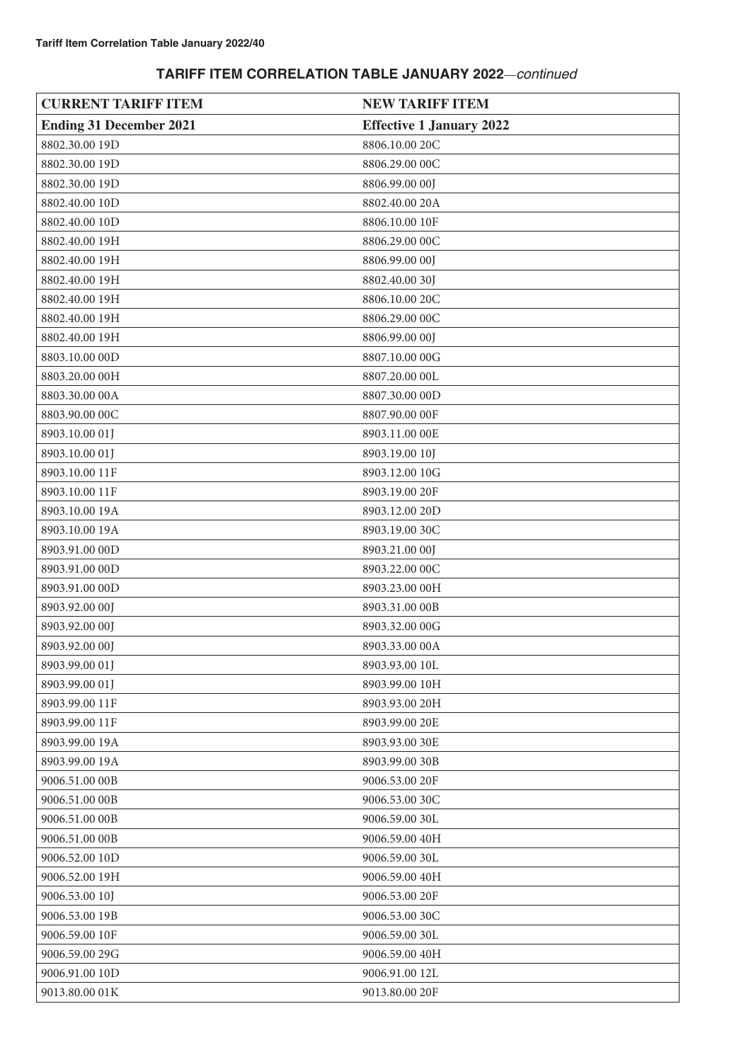## TARIFF ITEM CORRELATION TABLE JANUARY 2022—*continued*

| CURRENT TARIFF ITEM | NEW TARIFF ITEM |
|---|---|
| **Ending 31 December 2021** | **Effective 1 January 2022** |
| 8802.30.00 19D | 8806.10.00 20C |
| 8802.30.00 19D | 8806.29.00 00C |
| 8802.30.00 19D | 8806.99.00 00J |
| 8802.40.00 10D | 8802.40.00 20A |
| 8802.40.00 10D | 8806.10.00 10F |
| 8802.40.00 19H | 8806.29.00 00C |
| 8802.40.00 19H | 8806.99.00 00J |
| 8802.40.00 19H | 8802.40.00 30J |
| 8802.40.00 19H | 8806.10.00 20C |
| 8802.40.00 19H | 8806.29.00 00C |
| 8802.40.00 19H | 8806.99.00 00J |
| 8803.10.00 00D | 8807.10.00 00G |
| 8803.20.00 00H | 8807.20.00 00L |
| 8803.30.00 00A | 8807.30.00 00D |
| 8803.90.00 00C | 8807.90.00 00F |
| 8903.10.00 01J | 8903.11.00 00E |
| 8903.10.00 01J | 8903.19.00 10J |
| 8903.10.00 11F | 8903.12.00 10G |
| 8903.10.00 11F | 8903.19.00 20F |
| 8903.10.00 19A | 8903.12.00 20D |
| 8903.10.00 19A | 8903.19.00 30C |
| 8903.91.00 00D | 8903.21.00 00J |
| 8903.91.00 00D | 8903.22.00 00C |
| 8903.91.00 00D | 8903.23.00 00H |
| 8903.92.00 00J | 8903.31.00 00B |
| 8903.92.00 00J | 8903.32.00 00G |
| 8903.92.00 00J | 8903.33.00 00A |
| 8903.99.00 01J | 8903.93.00 10L |
| 8903.99.00 01J | 8903.99.00 10H |
| 8903.99.00 11F | 8903.93.00 20H |
| 8903.99.00 11F | 8903.99.00 20E |
| 8903.99.00 19A | 8903.93.00 30E |
| 8903.99.00 19A | 8903.99.00 30B |
| 9006.51.00 00B | 9006.53.00 20F |
| 9006.51.00 00B | 9006.53.00 30C |
| 9006.51.00 00B | 9006.59.00 30L |
| 9006.51.00 00B | 9006.59.00 40H |
| 9006.52.00 10D | 9006.59.00 30L |
| 9006.52.00 19H | 9006.59.00 40H |
| 9006.53.00 10J | 9006.53.00 20F |
| 9006.53.00 19B | 9006.53.00 30C |
| 9006.59.00 10F | 9006.59.00 30L |
| 9006.59.00 29G | 9006.59.00 40H |
| 9006.91.00 10D | 9006.91.00 12L |
| 9013.80.00 01K | 9013.80.00 20F |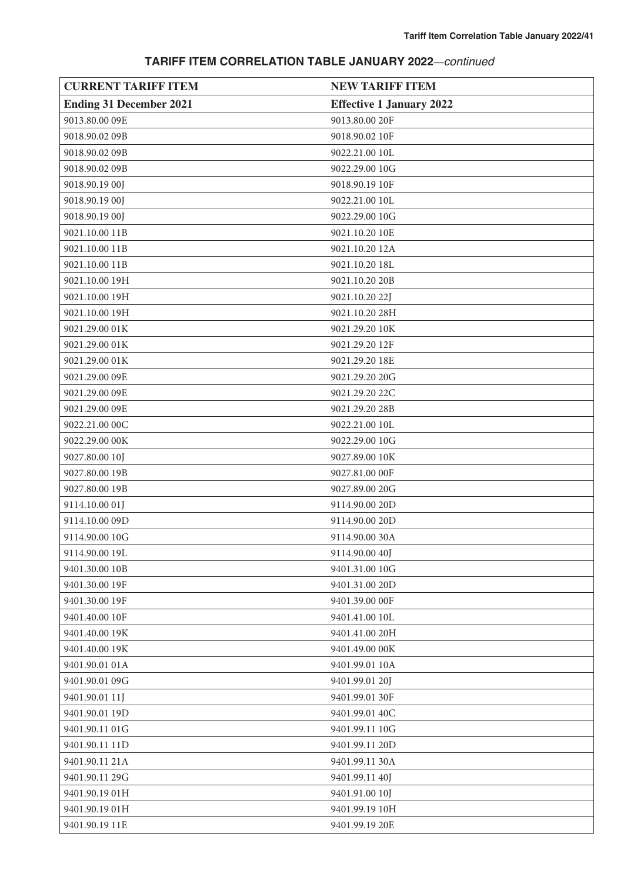## TARIFF ITEM CORRELATION TABLE JANUARY 2022—*continued*

| CURRENT TARIFF ITEM | NEW TARIFF ITEM |
|---|---|
| **Ending 31 December 2021** | **Effective 1 January 2022** |
| 9013.80.00 09E | 9013.80.00 20F |
| 9018.90.02 09B | 9018.90.02 10F |
| 9018.90.02 09B | 9022.21.00 10L |
| 9018.90.02 09B | 9022.29.00 10G |
| 9018.90.19 00J | 9018.90.19 10F |
| 9018.90.19 00J | 9022.21.00 10L |
| 9018.90.19 00J | 9022.29.00 10G |
| 9021.10.00 11B | 9021.10.20 10E |
| 9021.10.00 11B | 9021.10.20 12A |
| 9021.10.00 11B | 9021.10.20 18L |
| 9021.10.00 19H | 9021.10.20 20B |
| 9021.10.00 19H | 9021.10.20 22J |
| 9021.10.00 19H | 9021.10.20 28H |
| 9021.29.00 01K | 9021.29.20 10K |
| 9021.29.00 01K | 9021.29.20 12F |
| 9021.29.00 01K | 9021.29.20 18E |
| 9021.29.00 09E | 9021.29.20 20G |
| 9021.29.00 09E | 9021.29.20 22C |
| 9021.29.00 09E | 9021.29.20 28B |
| 9022.21.00 00C | 9022.21.00 10L |
| 9022.29.00 00K | 9022.29.00 10G |
| 9027.80.00 10J | 9027.89.00 10K |
| 9027.80.00 19B | 9027.81.00 00F |
| 9027.80.00 19B | 9027.89.00 20G |
| 9114.10.00 01J | 9114.90.00 20D |
| 9114.10.00 09D | 9114.90.00 20D |
| 9114.90.00 10G | 9114.90.00 30A |
| 9114.90.00 19L | 9114.90.00 40J |
| 9401.30.00 10B | 9401.31.00 10G |
| 9401.30.00 19F | 9401.31.00 20D |
| 9401.30.00 19F | 9401.39.00 00F |
| 9401.40.00 10F | 9401.41.00 10L |
| 9401.40.00 19K | 9401.41.00 20H |
| 9401.40.00 19K | 9401.49.00 00K |
| 9401.90.01 01A | 9401.99.01 10A |
| 9401.90.01 09G | 9401.99.01 20J |
| 9401.90.01 11J | 9401.99.01 30F |
| 9401.90.01 19D | 9401.99.01 40C |
| 9401.90.11 01G | 9401.99.11 10G |
| 9401.90.11 11D | 9401.99.11 20D |
| 9401.90.11 21A | 9401.99.11 30A |
| 9401.90.11 29G | 9401.99.11 40J |
| 9401.90.19 01H | 9401.91.00 10J |
| 9401.90.19 01H | 9401.99.19 10H |
| 9401.90.19 11E | 9401.99.19 20E |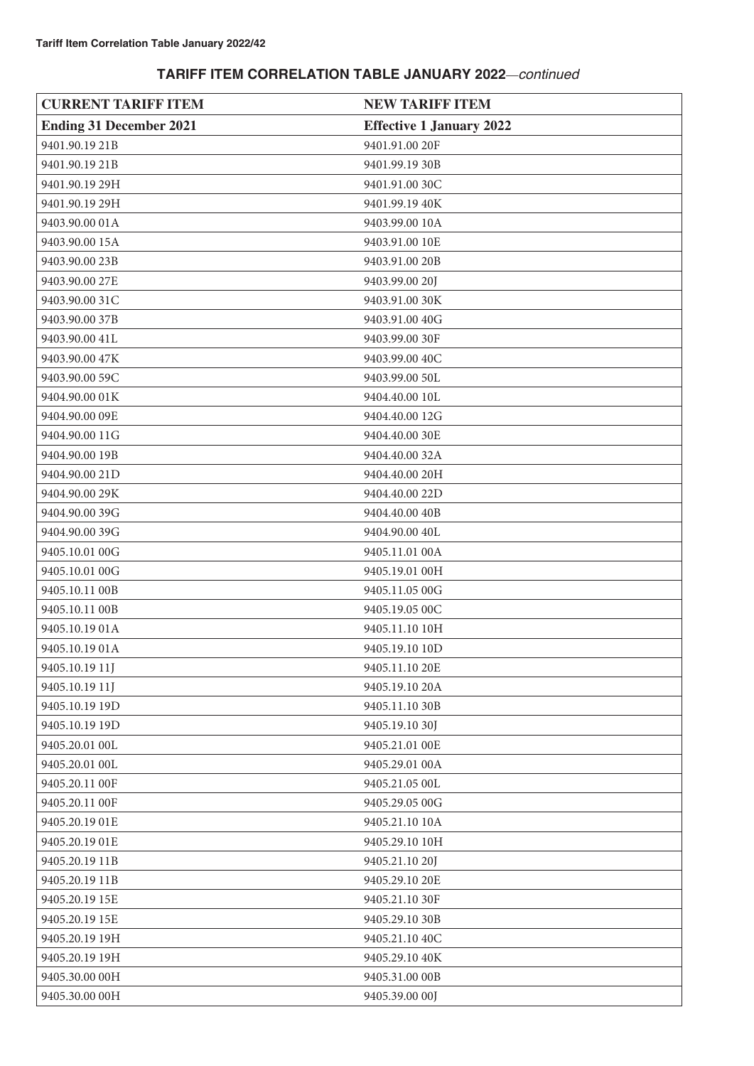## TARIFF ITEM CORRELATION TABLE JANUARY 2022—*continued*

| CURRENT TARIFF ITEM | NEW TARIFF ITEM |
|---|---|
| **Ending 31 December 2021** | **Effective 1 January 2022** |
| 9401.90.19 21B | 9401.91.00 20F |
| 9401.90.19 21B | 9401.99.19 30B |
| 9401.90.19 29H | 9401.91.00 30C |
| 9401.90.19 29H | 9401.99.19 40K |
| 9403.90.00 01A | 9403.99.00 10A |
| 9403.90.00 15A | 9403.91.00 10E |
| 9403.90.00 23B | 9403.91.00 20B |
| 9403.90.00 27E | 9403.99.00 20J |
| 9403.90.00 31C | 9403.91.00 30K |
| 9403.90.00 37B | 9403.91.00 40G |
| 9403.90.00 41L | 9403.99.00 30F |
| 9403.90.00 47K | 9403.99.00 40C |
| 9403.90.00 59C | 9403.99.00 50L |
| 9404.90.00 01K | 9404.40.00 10L |
| 9404.90.00 09E | 9404.40.00 12G |
| 9404.90.00 11G | 9404.40.00 30E |
| 9404.90.00 19B | 9404.40.00 32A |
| 9404.90.00 21D | 9404.40.00 20H |
| 9404.90.00 29K | 9404.40.00 22D |
| 9404.90.00 39G | 9404.40.00 40B |
| 9404.90.00 39G | 9404.90.00 40L |
| 9405.10.01 00G | 9405.11.01 00A |
| 9405.10.01 00G | 9405.19.01 00H |
| 9405.10.11 00B | 9405.11.05 00G |
| 9405.10.11 00B | 9405.19.05 00C |
| 9405.10.19 01A | 9405.11.10 10H |
| 9405.10.19 01A | 9405.19.10 10D |
| 9405.10.19 11J | 9405.11.10 20E |
| 9405.10.19 11J | 9405.19.10 20A |
| 9405.10.19 19D | 9405.11.10 30B |
| 9405.10.19 19D | 9405.19.10 30J |
| 9405.20.01 00L | 9405.21.01 00E |
| 9405.20.01 00L | 9405.29.01 00A |
| 9405.20.11 00F | 9405.21.05 00L |
| 9405.20.11 00F | 9405.29.05 00G |
| 9405.20.19 01E | 9405.21.10 10A |
| 9405.20.19 01E | 9405.29.10 10H |
| 9405.20.19 11B | 9405.21.10 20J |
| 9405.20.19 11B | 9405.29.10 20E |
| 9405.20.19 15E | 9405.21.10 30F |
| 9405.20.19 15E | 9405.29.10 30B |
| 9405.20.19 19H | 9405.21.10 40C |
| 9405.20.19 19H | 9405.29.10 40K |
| 9405.30.00 00H | 9405.31.00 00B |
| 9405.30.00 00H | 9405.39.00 00J |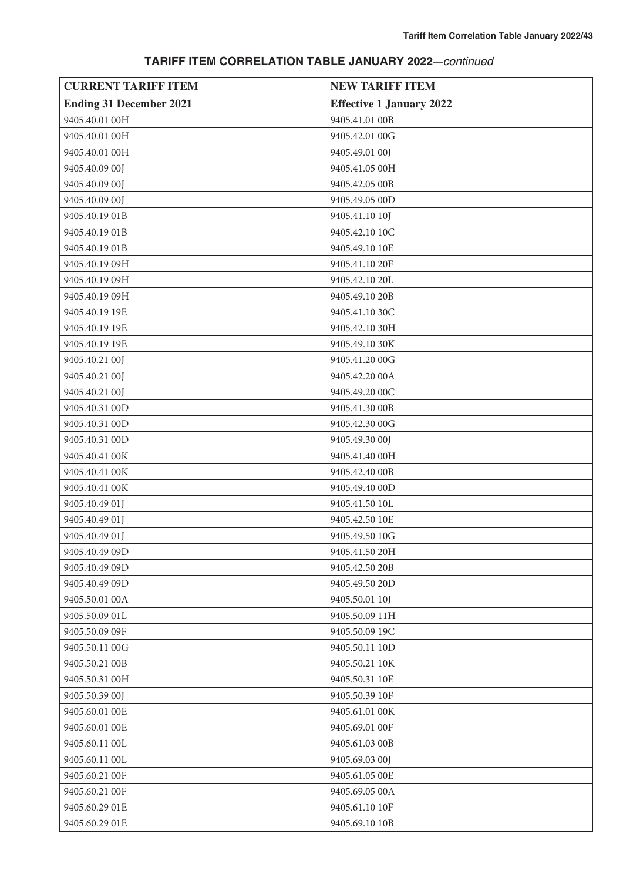## TARIFF ITEM CORRELATION TABLE JANUARY 2022—*continued*

| CURRENT TARIFF ITEM | NEW TARIFF ITEM |
|---|---|
| **Ending 31 December 2021** | **Effective 1 January 2022** |
| 9405.40.01 00H | 9405.41.01 00B |
| 9405.40.01 00H | 9405.42.01 00G |
| 9405.40.01 00H | 9405.49.01 00J |
| 9405.40.09 00J | 9405.41.05 00H |
| 9405.40.09 00J | 9405.42.05 00B |
| 9405.40.09 00J | 9405.49.05 00D |
| 9405.40.19 01B | 9405.41.10 10J |
| 9405.40.19 01B | 9405.42.10 10C |
| 9405.40.19 01B | 9405.49.10 10E |
| 9405.40.19 09H | 9405.41.10 20F |
| 9405.40.19 09H | 9405.42.10 20L |
| 9405.40.19 09H | 9405.49.10 20B |
| 9405.40.19 19E | 9405.41.10 30C |
| 9405.40.19 19E | 9405.42.10 30H |
| 9405.40.19 19E | 9405.49.10 30K |
| 9405.40.21 00J | 9405.41.20 00G |
| 9405.40.21 00J | 9405.42.20 00A |
| 9405.40.21 00J | 9405.49.20 00C |
| 9405.40.31 00D | 9405.41.30 00B |
| 9405.40.31 00D | 9405.42.30 00G |
| 9405.40.31 00D | 9405.49.30 00J |
| 9405.40.41 00K | 9405.41.40 00H |
| 9405.40.41 00K | 9405.42.40 00B |
| 9405.40.41 00K | 9405.49.40 00D |
| 9405.40.49 01J | 9405.41.50 10L |
| 9405.40.49 01J | 9405.42.50 10E |
| 9405.40.49 01J | 9405.49.50 10G |
| 9405.40.49 09D | 9405.41.50 20H |
| 9405.40.49 09D | 9405.42.50 20B |
| 9405.40.49 09D | 9405.49.50 20D |
| 9405.50.01 00A | 9405.50.01 10J |
| 9405.50.09 01L | 9405.50.09 11H |
| 9405.50.09 09F | 9405.50.09 19C |
| 9405.50.11 00G | 9405.50.11 10D |
| 9405.50.21 00B | 9405.50.21 10K |
| 9405.50.31 00H | 9405.50.31 10E |
| 9405.50.39 00J | 9405.50.39 10F |
| 9405.60.01 00E | 9405.61.01 00K |
| 9405.60.01 00E | 9405.69.01 00F |
| 9405.60.11 00L | 9405.61.03 00B |
| 9405.60.11 00L | 9405.69.03 00J |
| 9405.60.21 00F | 9405.61.05 00E |
| 9405.60.21 00F | 9405.69.05 00A |
| 9405.60.29 01E | 9405.61.10 10F |
| 9405.60.29 01E | 9405.69.10 10B |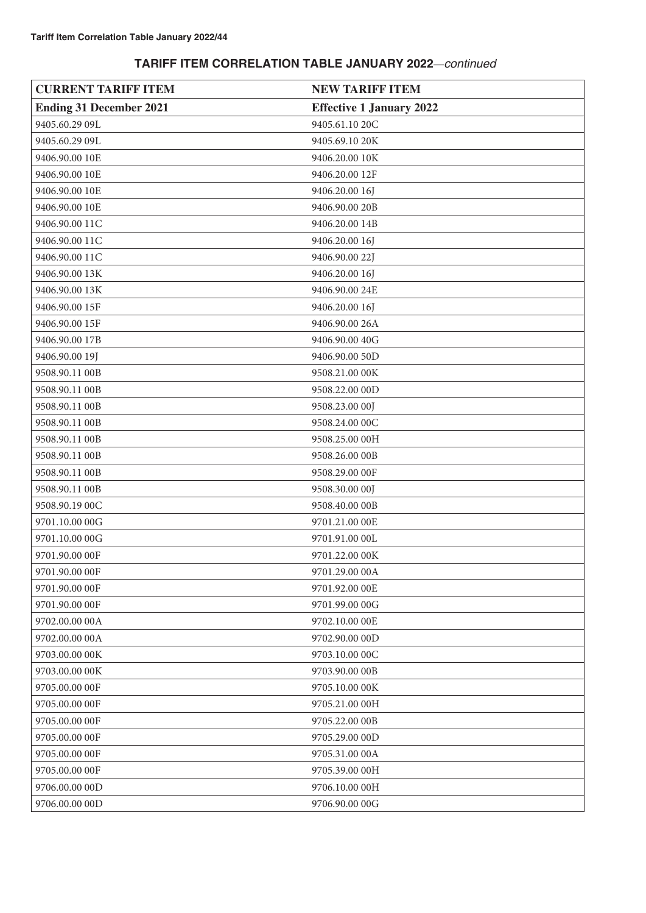## TARIFF ITEM CORRELATION TABLE JANUARY 2022—*continued*

| CURRENT TARIFF ITEM | NEW TARIFF ITEM |
|---|---|
| **Ending 31 December 2021** | **Effective 1 January 2022** |
| 9405.60.29 09L | 9405.61.10 20C |
| 9405.60.29 09L | 9405.69.10 20K |
| 9406.90.00 10E | 9406.20.00 10K |
| 9406.90.00 10E | 9406.20.00 12F |
| 9406.90.00 10E | 9406.20.00 16J |
| 9406.90.00 10E | 9406.90.00 20B |
| 9406.90.00 11C | 9406.20.00 14B |
| 9406.90.00 11C | 9406.20.00 16J |
| 9406.90.00 11C | 9406.90.00 22J |
| 9406.90.00 13K | 9406.20.00 16J |
| 9406.90.00 13K | 9406.90.00 24E |
| 9406.90.00 15F | 9406.20.00 16J |
| 9406.90.00 15F | 9406.90.00 26A |
| 9406.90.00 17B | 9406.90.00 40G |
| 9406.90.00 19J | 9406.90.00 50D |
| 9508.90.11 00B | 9508.21.00 00K |
| 9508.90.11 00B | 9508.22.00 00D |
| 9508.90.11 00B | 9508.23.00 00J |
| 9508.90.11 00B | 9508.24.00 00C |
| 9508.90.11 00B | 9508.25.00 00H |
| 9508.90.11 00B | 9508.26.00 00B |
| 9508.90.11 00B | 9508.29.00 00F |
| 9508.90.11 00B | 9508.30.00 00J |
| 9508.90.19 00C | 9508.40.00 00B |
| 9701.10.00 00G | 9701.21.00 00E |
| 9701.10.00 00G | 9701.91.00 00L |
| 9701.90.00 00F | 9701.22.00 00K |
| 9701.90.00 00F | 9701.29.00 00A |
| 9701.90.00 00F | 9701.92.00 00E |
| 9701.90.00 00F | 9701.99.00 00G |
| 9702.00.00 00A | 9702.10.00 00E |
| 9702.00.00 00A | 9702.90.00 00D |
| 9703.00.00 00K | 9703.10.00 00C |
| 9703.00.00 00K | 9703.90.00 00B |
| 9705.00.00 00F | 9705.10.00 00K |
| 9705.00.00 00F | 9705.21.00 00H |
| 9705.00.00 00F | 9705.22.00 00B |
| 9705.00.00 00F | 9705.29.00 00D |
| 9705.00.00 00F | 9705.31.00 00A |
| 9705.00.00 00F | 9705.39.00 00H |
| 9706.00.00 00D | 9706.10.00 00H |
| 9706.00.00 00D | 9706.90.00 00G |